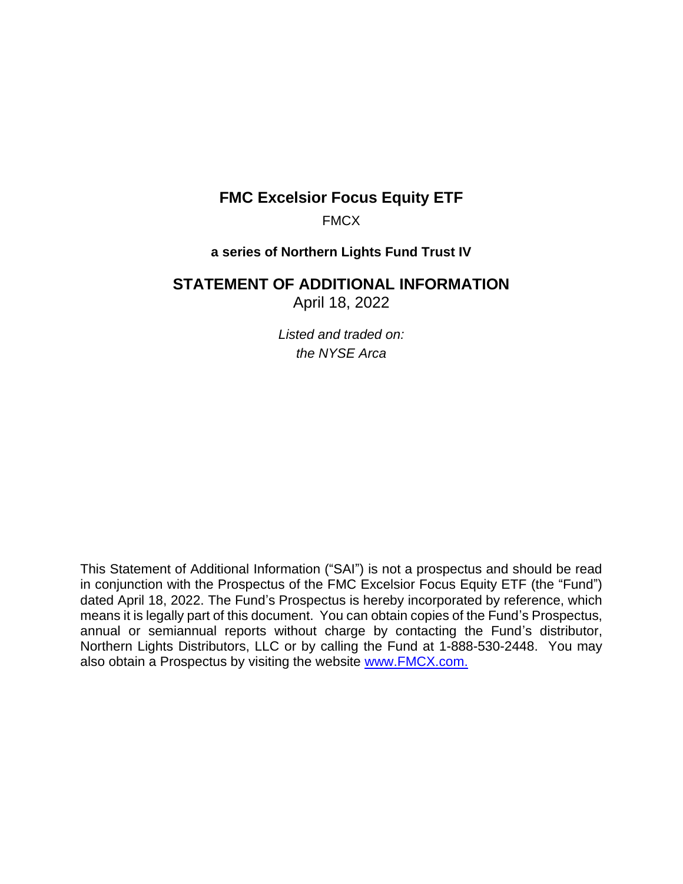# FMC Excelsior Focus Equity ETF

FMCX

**a series of Northern Lights Fund Trust IV**

## STATEMENT OF ADDITIONAL INFORMATION

April 18, 2022

*Listed and traded on:*
*the NYSE Arca*

This Statement of Additional Information ("SAI") is not a prospectus and should be read in conjunction with the Prospectus of the FMC Excelsior Focus Equity ETF (the "Fund") dated April 18, 2022. The Fund's Prospectus is hereby incorporated by reference, which means it is legally part of this document. You can obtain copies of the Fund's Prospectus, annual or semiannual reports without charge by contacting the Fund's distributor, Northern Lights Distributors, LLC or by calling the Fund at 1-888-530-2448. You may also obtain a Prospectus by visiting the website [www.FMCX.com.](http://www.FMCX.com)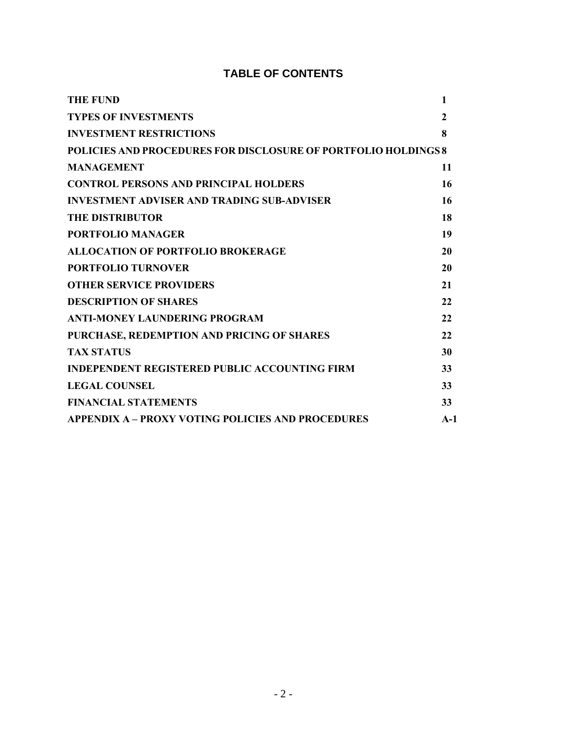## TABLE OF CONTENTS

| | |
|---|---|
| **THE FUND** | **1** |
| **TYPES OF INVESTMENTS** | **2** |
| **INVESTMENT RESTRICTIONS** | **8** |
| **POLICIES AND PROCEDURES FOR DISCLOSURE OF PORTFOLIO HOLDINGS** | **8** |
| **MANAGEMENT** | **11** |
| **CONTROL PERSONS AND PRINCIPAL HOLDERS** | **16** |
| **INVESTMENT ADVISER AND TRADING SUB-ADVISER** | **16** |
| **THE DISTRIBUTOR** | **18** |
| **PORTFOLIO MANAGER** | **19** |
| **ALLOCATION OF PORTFOLIO BROKERAGE** | **20** |
| **PORTFOLIO TURNOVER** | **20** |
| **OTHER SERVICE PROVIDERS** | **21** |
| **DESCRIPTION OF SHARES** | **22** |
| **ANTI-MONEY LAUNDERING PROGRAM** | **22** |
| **PURCHASE, REDEMPTION AND PRICING OF SHARES** | **22** |
| **TAX STATUS** | **30** |
| **INDEPENDENT REGISTERED PUBLIC ACCOUNTING FIRM** | **33** |
| **LEGAL COUNSEL** | **33** |
| **FINANCIAL STATEMENTS** | **33** |
| **APPENDIX A – PROXY VOTING POLICIES AND PROCEDURES** | **A-1** |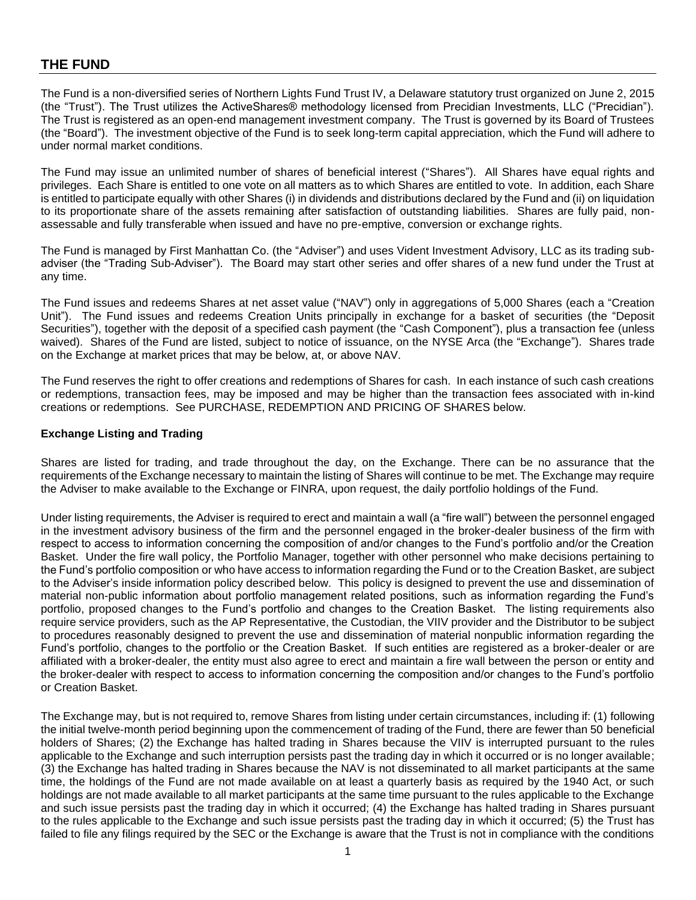## THE FUND

The Fund is a non-diversified series of Northern Lights Fund Trust IV, a Delaware statutory trust organized on June 2, 2015 (the "Trust"). The Trust utilizes the ActiveShares® methodology licensed from Precidian Investments, LLC ("Precidian"). The Trust is registered as an open-end management investment company. The Trust is governed by its Board of Trustees (the "Board"). The investment objective of the Fund is to seek long-term capital appreciation, which the Fund will adhere to under normal market conditions.

The Fund may issue an unlimited number of shares of beneficial interest ("Shares"). All Shares have equal rights and privileges. Each Share is entitled to one vote on all matters as to which Shares are entitled to vote. In addition, each Share is entitled to participate equally with other Shares (i) in dividends and distributions declared by the Fund and (ii) on liquidation to its proportionate share of the assets remaining after satisfaction of outstanding liabilities. Shares are fully paid, non-assessable and fully transferable when issued and have no pre-emptive, conversion or exchange rights.

The Fund is managed by First Manhattan Co. (the "Adviser") and uses Vident Investment Advisory, LLC as its trading sub-adviser (the "Trading Sub-Adviser"). The Board may start other series and offer shares of a new fund under the Trust at any time.

The Fund issues and redeems Shares at net asset value ("NAV") only in aggregations of 5,000 Shares (each a "Creation Unit"). The Fund issues and redeems Creation Units principally in exchange for a basket of securities (the "Deposit Securities"), together with the deposit of a specified cash payment (the "Cash Component"), plus a transaction fee (unless waived). Shares of the Fund are listed, subject to notice of issuance, on the NYSE Arca (the "Exchange"). Shares trade on the Exchange at market prices that may be below, at, or above NAV.

The Fund reserves the right to offer creations and redemptions of Shares for cash. In each instance of such cash creations or redemptions, transaction fees, may be imposed and may be higher than the transaction fees associated with in-kind creations or redemptions. See PURCHASE, REDEMPTION AND PRICING OF SHARES below.

### Exchange Listing and Trading

Shares are listed for trading, and trade throughout the day, on the Exchange. There can be no assurance that the requirements of the Exchange necessary to maintain the listing of Shares will continue to be met. The Exchange may require the Adviser to make available to the Exchange or FINRA, upon request, the daily portfolio holdings of the Fund.

Under listing requirements, the Adviser is required to erect and maintain a wall (a "fire wall") between the personnel engaged in the investment advisory business of the firm and the personnel engaged in the broker-dealer business of the firm with respect to access to information concerning the composition of and/or changes to the Fund's portfolio and/or the Creation Basket. Under the fire wall policy, the Portfolio Manager, together with other personnel who make decisions pertaining to the Fund's portfolio composition or who have access to information regarding the Fund or to the Creation Basket, are subject to the Adviser's inside information policy described below. This policy is designed to prevent the use and dissemination of material non-public information about portfolio management related positions, such as information regarding the Fund's portfolio, proposed changes to the Fund's portfolio and changes to the Creation Basket. The listing requirements also require service providers, such as the AP Representative, the Custodian, the VIIV provider and the Distributor to be subject to procedures reasonably designed to prevent the use and dissemination of material nonpublic information regarding the Fund's portfolio, changes to the portfolio or the Creation Basket. If such entities are registered as a broker-dealer or are affiliated with a broker-dealer, the entity must also agree to erect and maintain a fire wall between the person or entity and the broker-dealer with respect to access to information concerning the composition and/or changes to the Fund's portfolio or Creation Basket.

The Exchange may, but is not required to, remove Shares from listing under certain circumstances, including if: (1) following the initial twelve-month period beginning upon the commencement of trading of the Fund, there are fewer than 50 beneficial holders of Shares; (2) the Exchange has halted trading in Shares because the VIIV is interrupted pursuant to the rules applicable to the Exchange and such interruption persists past the trading day in which it occurred or is no longer available; (3) the Exchange has halted trading in Shares because the NAV is not disseminated to all market participants at the same time, the holdings of the Fund are not made available on at least a quarterly basis as required by the 1940 Act, or such holdings are not made available to all market participants at the same time pursuant to the rules applicable to the Exchange and such issue persists past the trading day in which it occurred; (4) the Exchange has halted trading in Shares pursuant to the rules applicable to the Exchange and such issue persists past the trading day in which it occurred; (5) the Trust has failed to file any filings required by the SEC or the Exchange is aware that the Trust is not in compliance with the conditions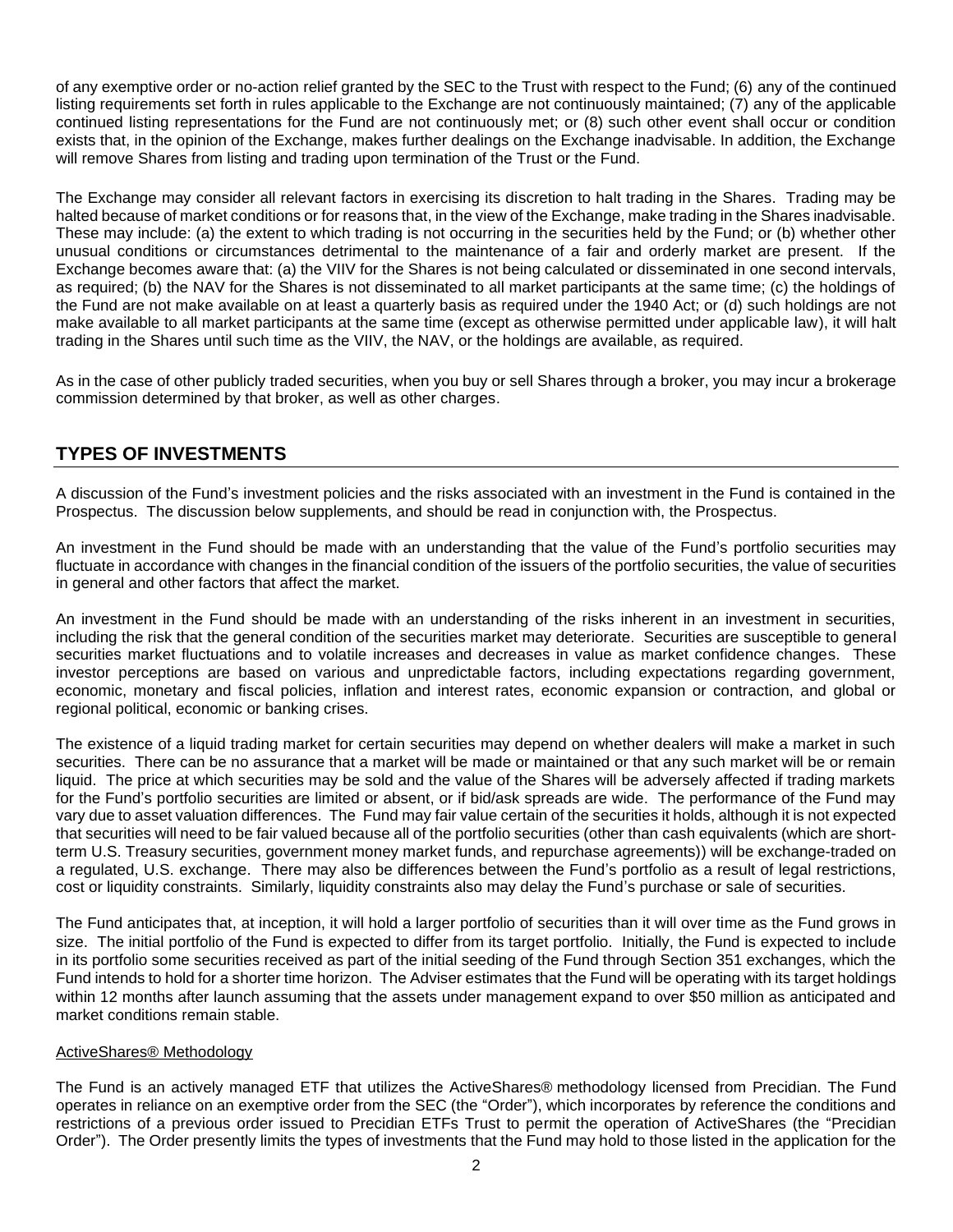of any exemptive order or no-action relief granted by the SEC to the Trust with respect to the Fund; (6) any of the continued listing requirements set forth in rules applicable to the Exchange are not continuously maintained; (7) any of the applicable continued listing representations for the Fund are not continuously met; or (8) such other event shall occur or condition exists that, in the opinion of the Exchange, makes further dealings on the Exchange inadvisable. In addition, the Exchange will remove Shares from listing and trading upon termination of the Trust or the Fund.

The Exchange may consider all relevant factors in exercising its discretion to halt trading in the Shares. Trading may be halted because of market conditions or for reasons that, in the view of the Exchange, make trading in the Shares inadvisable. These may include: (a) the extent to which trading is not occurring in the securities held by the Fund; or (b) whether other unusual conditions or circumstances detrimental to the maintenance of a fair and orderly market are present. If the Exchange becomes aware that: (a) the VIIV for the Shares is not being calculated or disseminated in one second intervals, as required; (b) the NAV for the Shares is not disseminated to all market participants at the same time; (c) the holdings of the Fund are not make available on at least a quarterly basis as required under the 1940 Act; or (d) such holdings are not make available to all market participants at the same time (except as otherwise permitted under applicable law), it will halt trading in the Shares until such time as the VIIV, the NAV, or the holdings are available, as required.

As in the case of other publicly traded securities, when you buy or sell Shares through a broker, you may incur a brokerage commission determined by that broker, as well as other charges.

## TYPES OF INVESTMENTS

A discussion of the Fund's investment policies and the risks associated with an investment in the Fund is contained in the Prospectus. The discussion below supplements, and should be read in conjunction with, the Prospectus.

An investment in the Fund should be made with an understanding that the value of the Fund's portfolio securities may fluctuate in accordance with changes in the financial condition of the issuers of the portfolio securities, the value of securities in general and other factors that affect the market.

An investment in the Fund should be made with an understanding of the risks inherent in an investment in securities, including the risk that the general condition of the securities market may deteriorate. Securities are susceptible to general securities market fluctuations and to volatile increases and decreases in value as market confidence changes. These investor perceptions are based on various and unpredictable factors, including expectations regarding government, economic, monetary and fiscal policies, inflation and interest rates, economic expansion or contraction, and global or regional political, economic or banking crises.

The existence of a liquid trading market for certain securities may depend on whether dealers will make a market in such securities. There can be no assurance that a market will be made or maintained or that any such market will be or remain liquid. The price at which securities may be sold and the value of the Shares will be adversely affected if trading markets for the Fund's portfolio securities are limited or absent, or if bid/ask spreads are wide. The performance of the Fund may vary due to asset valuation differences. The Fund may fair value certain of the securities it holds, although it is not expected that securities will need to be fair valued because all of the portfolio securities (other than cash equivalents (which are short-term U.S. Treasury securities, government money market funds, and repurchase agreements)) will be exchange-traded on a regulated, U.S. exchange. There may also be differences between the Fund's portfolio as a result of legal restrictions, cost or liquidity constraints. Similarly, liquidity constraints also may delay the Fund's purchase or sale of securities.

The Fund anticipates that, at inception, it will hold a larger portfolio of securities than it will over time as the Fund grows in size. The initial portfolio of the Fund is expected to differ from its target portfolio. Initially, the Fund is expected to include in its portfolio some securities received as part of the initial seeding of the Fund through Section 351 exchanges, which the Fund intends to hold for a shorter time horizon. The Adviser estimates that the Fund will be operating with its target holdings within 12 months after launch assuming that the assets under management expand to over $50 million as anticipated and market conditions remain stable.

### ActiveShares® Methodology

The Fund is an actively managed ETF that utilizes the ActiveShares® methodology licensed from Precidian. The Fund operates in reliance on an exemptive order from the SEC (the "Order"), which incorporates by reference the conditions and restrictions of a previous order issued to Precidian ETFs Trust to permit the operation of ActiveShares (the "Precidian Order"). The Order presently limits the types of investments that the Fund may hold to those listed in the application for the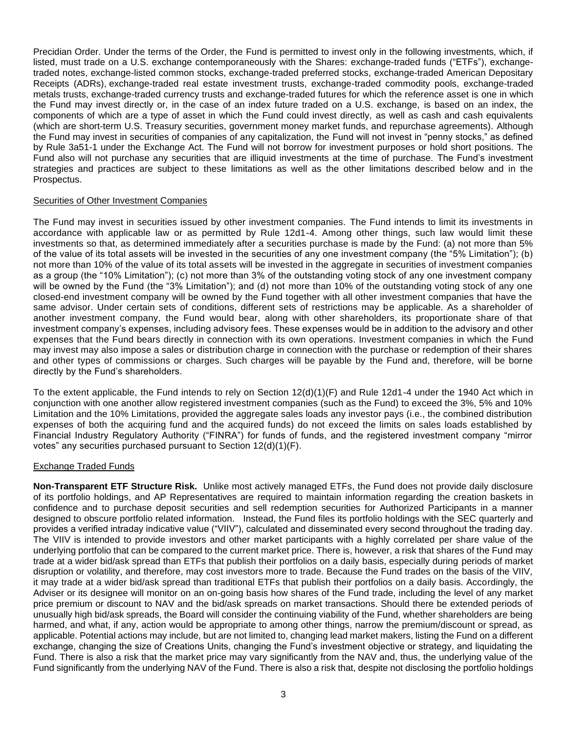Precidian Order. Under the terms of the Order, the Fund is permitted to invest only in the following investments, which, if listed, must trade on a U.S. exchange contemporaneously with the Shares: exchange-traded funds ("ETFs"), exchange-traded notes, exchange-listed common stocks, exchange-traded preferred stocks, exchange-traded American Depositary Receipts (ADRs), exchange-traded real estate investment trusts, exchange-traded commodity pools, exchange-traded metals trusts, exchange-traded currency trusts and exchange-traded futures for which the reference asset is one in which the Fund may invest directly or, in the case of an index future traded on a U.S. exchange, is based on an index, the components of which are a type of asset in which the Fund could invest directly, as well as cash and cash equivalents (which are short-term U.S. Treasury securities, government money market funds, and repurchase agreements). Although the Fund may invest in securities of companies of any capitalization, the Fund will not invest in "penny stocks," as defined by Rule 3a51-1 under the Exchange Act. The Fund will not borrow for investment purposes or hold short positions. The Fund also will not purchase any securities that are illiquid investments at the time of purchase. The Fund's investment strategies and practices are subject to these limitations as well as the other limitations described below and in the Prospectus.

## Securities of Other Investment Companies

The Fund may invest in securities issued by other investment companies. The Fund intends to limit its investments in accordance with applicable law or as permitted by Rule 12d1-4. Among other things, such law would limit these investments so that, as determined immediately after a securities purchase is made by the Fund: (a) not more than 5% of the value of its total assets will be invested in the securities of any one investment company (the "5% Limitation"); (b) not more than 10% of the value of its total assets will be invested in the aggregate in securities of investment companies as a group (the "10% Limitation"); (c) not more than 3% of the outstanding voting stock of any one investment company will be owned by the Fund (the "3% Limitation"); and (d) not more than 10% of the outstanding voting stock of any one closed-end investment company will be owned by the Fund together with all other investment companies that have the same advisor. Under certain sets of conditions, different sets of restrictions may be applicable. As a shareholder of another investment company, the Fund would bear, along with other shareholders, its proportionate share of that investment company's expenses, including advisory fees. These expenses would be in addition to the advisory and other expenses that the Fund bears directly in connection with its own operations. Investment companies in which the Fund may invest may also impose a sales or distribution charge in connection with the purchase or redemption of their shares and other types of commissions or charges. Such charges will be payable by the Fund and, therefore, will be borne directly by the Fund's shareholders.

To the extent applicable, the Fund intends to rely on Section 12(d)(1)(F) and Rule 12d1-4 under the 1940 Act which in conjunction with one another allow registered investment companies (such as the Fund) to exceed the 3%, 5% and 10% Limitation and the 10% Limitations, provided the aggregate sales loads any investor pays (i.e., the combined distribution expenses of both the acquiring fund and the acquired funds) do not exceed the limits on sales loads established by Financial Industry Regulatory Authority ("FINRA") for funds of funds, and the registered investment company "mirror votes" any securities purchased pursuant to Section 12(d)(1)(F).

## Exchange Traded Funds

**Non-Transparent ETF Structure Risk.** Unlike most actively managed ETFs, the Fund does not provide daily disclosure of its portfolio holdings, and AP Representatives are required to maintain information regarding the creation baskets in confidence and to purchase deposit securities and sell redemption securities for Authorized Participants in a manner designed to obscure portfolio related information. Instead, the Fund files its portfolio holdings with the SEC quarterly and provides a verified intraday indicative value ("VIIV"), calculated and disseminated every second throughout the trading day. The VIIV is intended to provide investors and other market participants with a highly correlated per share value of the underlying portfolio that can be compared to the current market price. There is, however, a risk that shares of the Fund may trade at a wider bid/ask spread than ETFs that publish their portfolios on a daily basis, especially during periods of market disruption or volatility, and therefore, may cost investors more to trade. Because the Fund trades on the basis of the VIIV, it may trade at a wider bid/ask spread than traditional ETFs that publish their portfolios on a daily basis. Accordingly, the Adviser or its designee will monitor on an on-going basis how shares of the Fund trade, including the level of any market price premium or discount to NAV and the bid/ask spreads on market transactions. Should there be extended periods of unusually high bid/ask spreads, the Board will consider the continuing viability of the Fund, whether shareholders are being harmed, and what, if any, action would be appropriate to among other things, narrow the premium/discount or spread, as applicable. Potential actions may include, but are not limited to, changing lead market makers, listing the Fund on a different exchange, changing the size of Creations Units, changing the Fund's investment objective or strategy, and liquidating the Fund. There is also a risk that the market price may vary significantly from the NAV and, thus, the underlying value of the Fund significantly from the underlying NAV of the Fund. There is also a risk that, despite not disclosing the portfolio holdings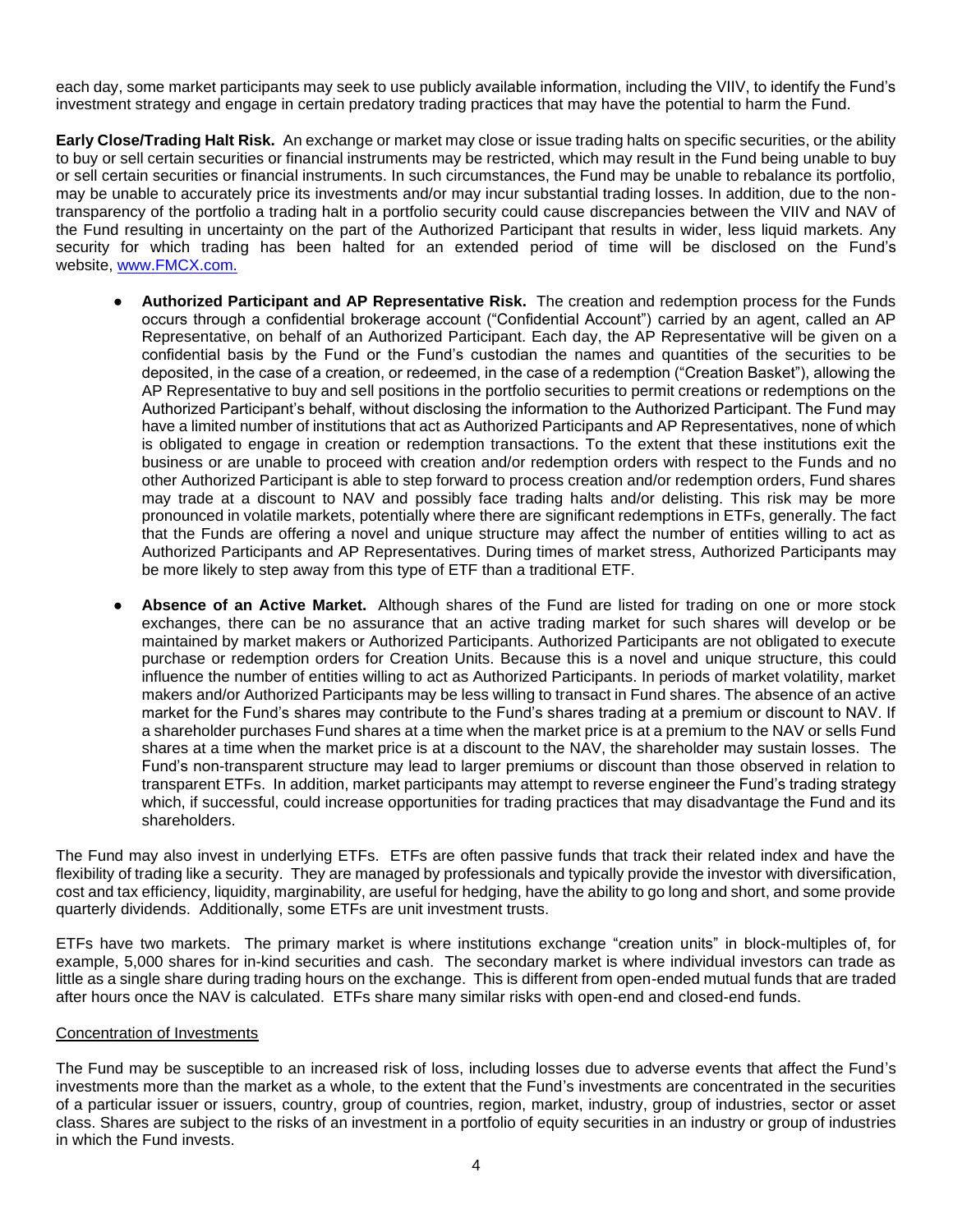each day, some market participants may seek to use publicly available information, including the VIIV, to identify the Fund's investment strategy and engage in certain predatory trading practices that may have the potential to harm the Fund.

**Early Close/Trading Halt Risk.** An exchange or market may close or issue trading halts on specific securities, or the ability to buy or sell certain securities or financial instruments may be restricted, which may result in the Fund being unable to buy or sell certain securities or financial instruments. In such circumstances, the Fund may be unable to rebalance its portfolio, may be unable to accurately price its investments and/or may incur substantial trading losses. In addition, due to the non-transparency of the portfolio a trading halt in a portfolio security could cause discrepancies between the VIIV and NAV of the Fund resulting in uncertainty on the part of the Authorized Participant that results in wider, less liquid markets. Any security for which trading has been halted for an extended period of time will be disclosed on the Fund's website, [www.FMCX.com.](http://www.FMCX.com)

- **Authorized Participant and AP Representative Risk.** The creation and redemption process for the Funds occurs through a confidential brokerage account ("Confidential Account") carried by an agent, called an AP Representative, on behalf of an Authorized Participant. Each day, the AP Representative will be given on a confidential basis by the Fund or the Fund's custodian the names and quantities of the securities to be deposited, in the case of a creation, or redeemed, in the case of a redemption ("Creation Basket"), allowing the AP Representative to buy and sell positions in the portfolio securities to permit creations or redemptions on the Authorized Participant's behalf, without disclosing the information to the Authorized Participant. The Fund may have a limited number of institutions that act as Authorized Participants and AP Representatives, none of which is obligated to engage in creation or redemption transactions. To the extent that these institutions exit the business or are unable to proceed with creation and/or redemption orders with respect to the Funds and no other Authorized Participant is able to step forward to process creation and/or redemption orders, Fund shares may trade at a discount to NAV and possibly face trading halts and/or delisting. This risk may be more pronounced in volatile markets, potentially where there are significant redemptions in ETFs, generally. The fact that the Funds are offering a novel and unique structure may affect the number of entities willing to act as Authorized Participants and AP Representatives. During times of market stress, Authorized Participants may be more likely to step away from this type of ETF than a traditional ETF.

- **Absence of an Active Market.** Although shares of the Fund are listed for trading on one or more stock exchanges, there can be no assurance that an active trading market for such shares will develop or be maintained by market makers or Authorized Participants. Authorized Participants are not obligated to execute purchase or redemption orders for Creation Units. Because this is a novel and unique structure, this could influence the number of entities willing to act as Authorized Participants. In periods of market volatility, market makers and/or Authorized Participants may be less willing to transact in Fund shares. The absence of an active market for the Fund's shares may contribute to the Fund's shares trading at a premium or discount to NAV. If a shareholder purchases Fund shares at a time when the market price is at a premium to the NAV or sells Fund shares at a time when the market price is at a discount to the NAV, the shareholder may sustain losses. The Fund's non-transparent structure may lead to larger premiums or discount than those observed in relation to transparent ETFs. In addition, market participants may attempt to reverse engineer the Fund's trading strategy which, if successful, could increase opportunities for trading practices that may disadvantage the Fund and its shareholders.

The Fund may also invest in underlying ETFs. ETFs are often passive funds that track their related index and have the flexibility of trading like a security. They are managed by professionals and typically provide the investor with diversification, cost and tax efficiency, liquidity, marginability, are useful for hedging, have the ability to go long and short, and some provide quarterly dividends. Additionally, some ETFs are unit investment trusts.

ETFs have two markets. The primary market is where institutions exchange "creation units" in block-multiples of, for example, 5,000 shares for in-kind securities and cash. The secondary market is where individual investors can trade as little as a single share during trading hours on the exchange. This is different from open-ended mutual funds that are traded after hours once the NAV is calculated. ETFs share many similar risks with open-end and closed-end funds.

<u>Concentration of Investments</u>

The Fund may be susceptible to an increased risk of loss, including losses due to adverse events that affect the Fund's investments more than the market as a whole, to the extent that the Fund's investments are concentrated in the securities of a particular issuer or issuers, country, group of countries, region, market, industry, group of industries, sector or asset class. Shares are subject to the risks of an investment in a portfolio of equity securities in an industry or group of industries in which the Fund invests.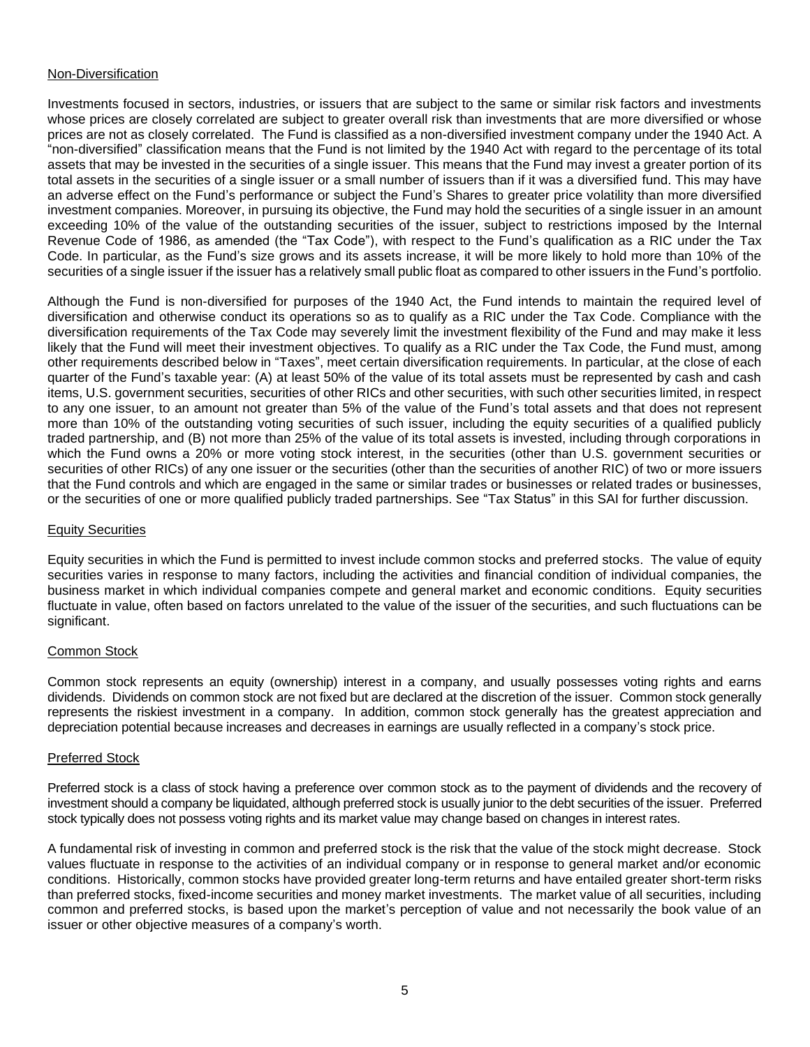## Non-Diversification

Investments focused in sectors, industries, or issuers that are subject to the same or similar risk factors and investments whose prices are closely correlated are subject to greater overall risk than investments that are more diversified or whose prices are not as closely correlated. The Fund is classified as a non-diversified investment company under the 1940 Act. A "non-diversified" classification means that the Fund is not limited by the 1940 Act with regard to the percentage of its total assets that may be invested in the securities of a single issuer. This means that the Fund may invest a greater portion of its total assets in the securities of a single issuer or a small number of issuers than if it was a diversified fund. This may have an adverse effect on the Fund's performance or subject the Fund's Shares to greater price volatility than more diversified investment companies. Moreover, in pursuing its objective, the Fund may hold the securities of a single issuer in an amount exceeding 10% of the value of the outstanding securities of the issuer, subject to restrictions imposed by the Internal Revenue Code of 1986, as amended (the "Tax Code"), with respect to the Fund's qualification as a RIC under the Tax Code. In particular, as the Fund's size grows and its assets increase, it will be more likely to hold more than 10% of the securities of a single issuer if the issuer has a relatively small public float as compared to other issuers in the Fund's portfolio.

Although the Fund is non-diversified for purposes of the 1940 Act, the Fund intends to maintain the required level of diversification and otherwise conduct its operations so as to qualify as a RIC under the Tax Code. Compliance with the diversification requirements of the Tax Code may severely limit the investment flexibility of the Fund and may make it less likely that the Fund will meet their investment objectives. To qualify as a RIC under the Tax Code, the Fund must, among other requirements described below in "Taxes", meet certain diversification requirements. In particular, at the close of each quarter of the Fund's taxable year: (A) at least 50% of the value of its total assets must be represented by cash and cash items, U.S. government securities, securities of other RICs and other securities, with such other securities limited, in respect to any one issuer, to an amount not greater than 5% of the value of the Fund's total assets and that does not represent more than 10% of the outstanding voting securities of such issuer, including the equity securities of a qualified publicly traded partnership, and (B) not more than 25% of the value of its total assets is invested, including through corporations in which the Fund owns a 20% or more voting stock interest, in the securities (other than U.S. government securities or securities of other RICs) of any one issuer or the securities (other than the securities of another RIC) of two or more issuers that the Fund controls and which are engaged in the same or similar trades or businesses or related trades or businesses, or the securities of one or more qualified publicly traded partnerships. See "Tax Status" in this SAI for further discussion.

## Equity Securities

Equity securities in which the Fund is permitted to invest include common stocks and preferred stocks. The value of equity securities varies in response to many factors, including the activities and financial condition of individual companies, the business market in which individual companies compete and general market and economic conditions. Equity securities fluctuate in value, often based on factors unrelated to the value of the issuer of the securities, and such fluctuations can be significant.

## Common Stock

Common stock represents an equity (ownership) interest in a company, and usually possesses voting rights and earns dividends. Dividends on common stock are not fixed but are declared at the discretion of the issuer. Common stock generally represents the riskiest investment in a company. In addition, common stock generally has the greatest appreciation and depreciation potential because increases and decreases in earnings are usually reflected in a company's stock price.

## Preferred Stock

Preferred stock is a class of stock having a preference over common stock as to the payment of dividends and the recovery of investment should a company be liquidated, although preferred stock is usually junior to the debt securities of the issuer. Preferred stock typically does not possess voting rights and its market value may change based on changes in interest rates.

A fundamental risk of investing in common and preferred stock is the risk that the value of the stock might decrease. Stock values fluctuate in response to the activities of an individual company or in response to general market and/or economic conditions. Historically, common stocks have provided greater long-term returns and have entailed greater short-term risks than preferred stocks, fixed-income securities and money market investments. The market value of all securities, including common and preferred stocks, is based upon the market's perception of value and not necessarily the book value of an issuer or other objective measures of a company's worth.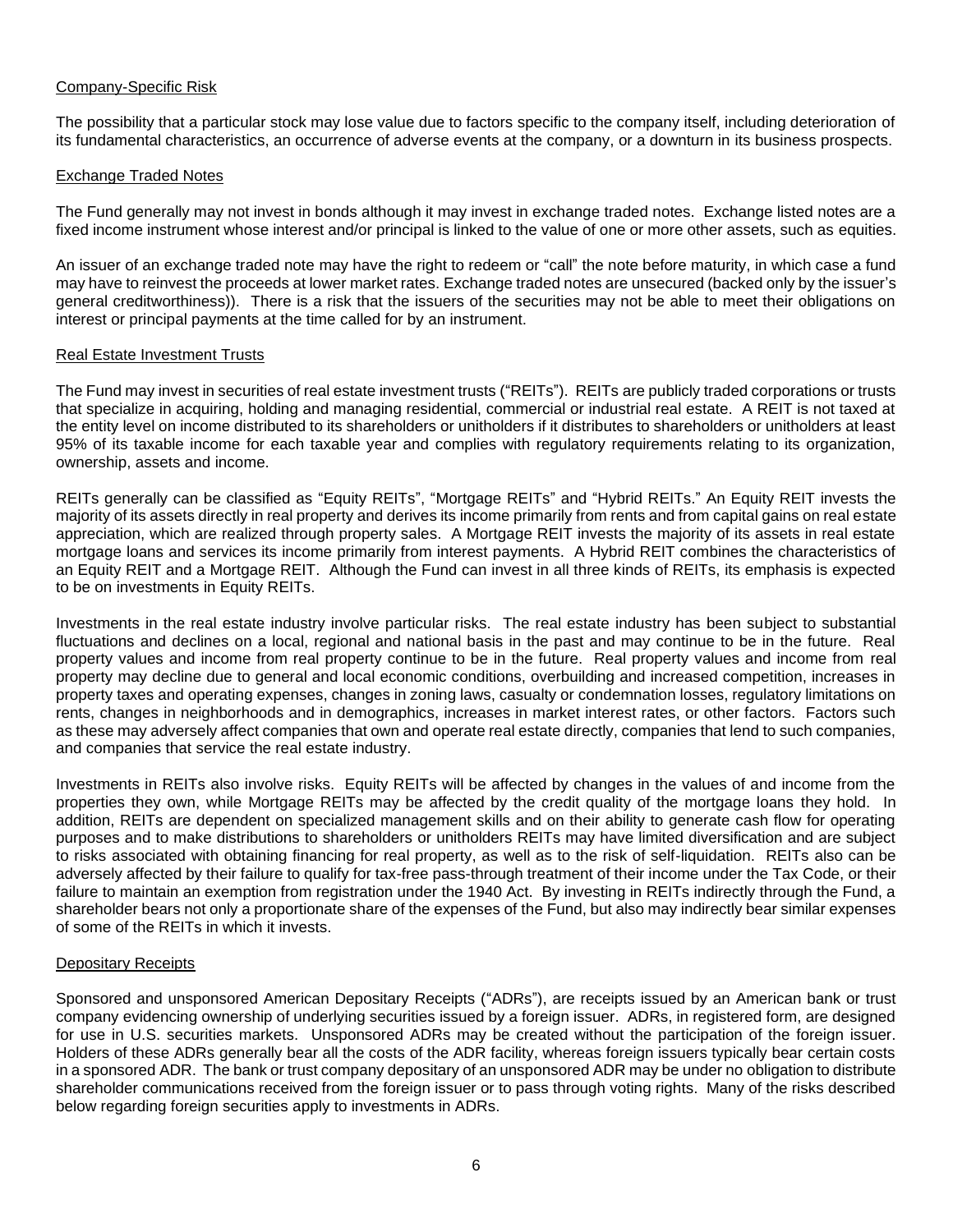Company-Specific Risk

The possibility that a particular stock may lose value due to factors specific to the company itself, including deterioration of its fundamental characteristics, an occurrence of adverse events at the company, or a downturn in its business prospects.

Exchange Traded Notes

The Fund generally may not invest in bonds although it may invest in exchange traded notes. Exchange listed notes are a fixed income instrument whose interest and/or principal is linked to the value of one or more other assets, such as equities.

An issuer of an exchange traded note may have the right to redeem or "call" the note before maturity, in which case a fund may have to reinvest the proceeds at lower market rates. Exchange traded notes are unsecured (backed only by the issuer's general creditworthiness)). There is a risk that the issuers of the securities may not be able to meet their obligations on interest or principal payments at the time called for by an instrument.

Real Estate Investment Trusts

The Fund may invest in securities of real estate investment trusts ("REITs"). REITs are publicly traded corporations or trusts that specialize in acquiring, holding and managing residential, commercial or industrial real estate. A REIT is not taxed at the entity level on income distributed to its shareholders or unitholders if it distributes to shareholders or unitholders at least 95% of its taxable income for each taxable year and complies with regulatory requirements relating to its organization, ownership, assets and income.

REITs generally can be classified as "Equity REITs", "Mortgage REITs" and "Hybrid REITs." An Equity REIT invests the majority of its assets directly in real property and derives its income primarily from rents and from capital gains on real estate appreciation, which are realized through property sales. A Mortgage REIT invests the majority of its assets in real estate mortgage loans and services its income primarily from interest payments. A Hybrid REIT combines the characteristics of an Equity REIT and a Mortgage REIT. Although the Fund can invest in all three kinds of REITs, its emphasis is expected to be on investments in Equity REITs.

Investments in the real estate industry involve particular risks. The real estate industry has been subject to substantial fluctuations and declines on a local, regional and national basis in the past and may continue to be in the future. Real property values and income from real property continue to be in the future. Real property values and income from real property may decline due to general and local economic conditions, overbuilding and increased competition, increases in property taxes and operating expenses, changes in zoning laws, casualty or condemnation losses, regulatory limitations on rents, changes in neighborhoods and in demographics, increases in market interest rates, or other factors. Factors such as these may adversely affect companies that own and operate real estate directly, companies that lend to such companies, and companies that service the real estate industry.

Investments in REITs also involve risks. Equity REITs will be affected by changes in the values of and income from the properties they own, while Mortgage REITs may be affected by the credit quality of the mortgage loans they hold. In addition, REITs are dependent on specialized management skills and on their ability to generate cash flow for operating purposes and to make distributions to shareholders or unitholders REITs may have limited diversification and are subject to risks associated with obtaining financing for real property, as well as to the risk of self-liquidation. REITs also can be adversely affected by their failure to qualify for tax-free pass-through treatment of their income under the Tax Code, or their failure to maintain an exemption from registration under the 1940 Act. By investing in REITs indirectly through the Fund, a shareholder bears not only a proportionate share of the expenses of the Fund, but also may indirectly bear similar expenses of some of the REITs in which it invests.

Depositary Receipts

Sponsored and unsponsored American Depositary Receipts ("ADRs"), are receipts issued by an American bank or trust company evidencing ownership of underlying securities issued by a foreign issuer. ADRs, in registered form, are designed for use in U.S. securities markets. Unsponsored ADRs may be created without the participation of the foreign issuer. Holders of these ADRs generally bear all the costs of the ADR facility, whereas foreign issuers typically bear certain costs in a sponsored ADR. The bank or trust company depositary of an unsponsored ADR may be under no obligation to distribute shareholder communications received from the foreign issuer or to pass through voting rights. Many of the risks described below regarding foreign securities apply to investments in ADRs.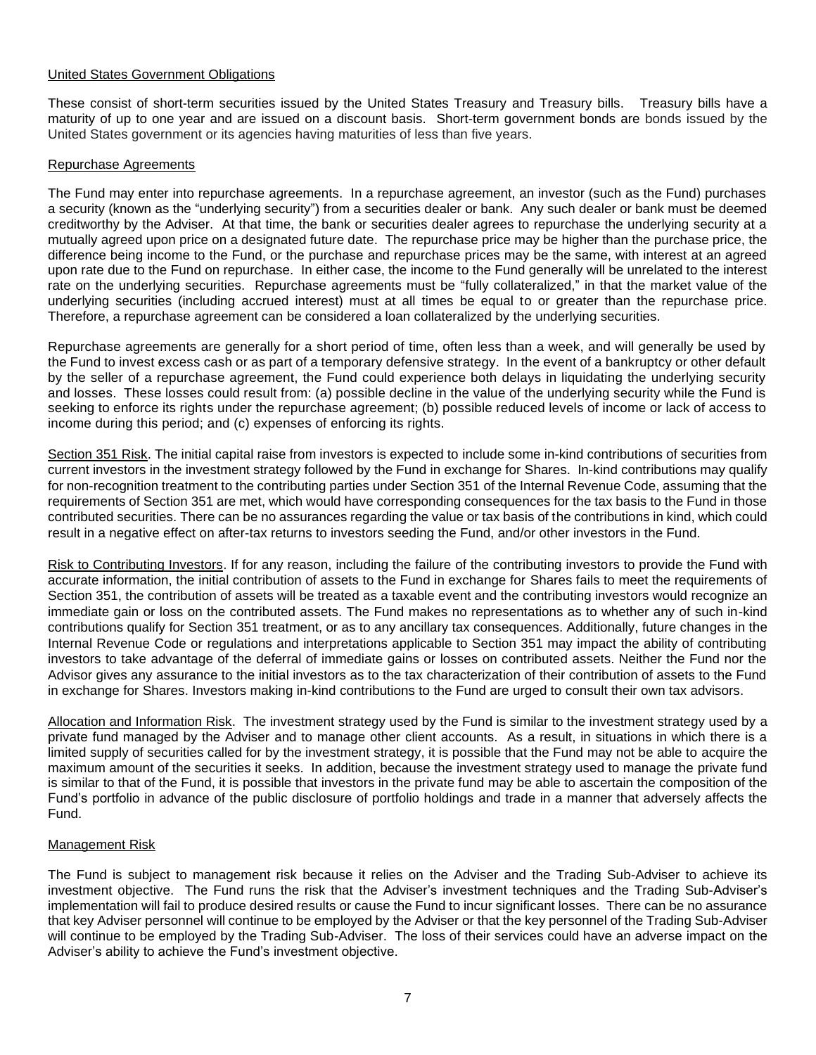United States Government Obligations

These consist of short-term securities issued by the United States Treasury and Treasury bills. Treasury bills have a maturity of up to one year and are issued on a discount basis. Short-term government bonds are bonds issued by the United States government or its agencies having maturities of less than five years.

Repurchase Agreements

The Fund may enter into repurchase agreements. In a repurchase agreement, an investor (such as the Fund) purchases a security (known as the "underlying security") from a securities dealer or bank. Any such dealer or bank must be deemed creditworthy by the Adviser. At that time, the bank or securities dealer agrees to repurchase the underlying security at a mutually agreed upon price on a designated future date. The repurchase price may be higher than the purchase price, the difference being income to the Fund, or the purchase and repurchase prices may be the same, with interest at an agreed upon rate due to the Fund on repurchase. In either case, the income to the Fund generally will be unrelated to the interest rate on the underlying securities. Repurchase agreements must be "fully collateralized," in that the market value of the underlying securities (including accrued interest) must at all times be equal to or greater than the repurchase price. Therefore, a repurchase agreement can be considered a loan collateralized by the underlying securities.

Repurchase agreements are generally for a short period of time, often less than a week, and will generally be used by the Fund to invest excess cash or as part of a temporary defensive strategy. In the event of a bankruptcy or other default by the seller of a repurchase agreement, the Fund could experience both delays in liquidating the underlying security and losses. These losses could result from: (a) possible decline in the value of the underlying security while the Fund is seeking to enforce its rights under the repurchase agreement; (b) possible reduced levels of income or lack of access to income during this period; and (c) expenses of enforcing its rights.

Section 351 Risk. The initial capital raise from investors is expected to include some in-kind contributions of securities from current investors in the investment strategy followed by the Fund in exchange for Shares. In-kind contributions may qualify for non-recognition treatment to the contributing parties under Section 351 of the Internal Revenue Code, assuming that the requirements of Section 351 are met, which would have corresponding consequences for the tax basis to the Fund in those contributed securities. There can be no assurances regarding the value or tax basis of the contributions in kind, which could result in a negative effect on after-tax returns to investors seeding the Fund, and/or other investors in the Fund.

Risk to Contributing Investors. If for any reason, including the failure of the contributing investors to provide the Fund with accurate information, the initial contribution of assets to the Fund in exchange for Shares fails to meet the requirements of Section 351, the contribution of assets will be treated as a taxable event and the contributing investors would recognize an immediate gain or loss on the contributed assets. The Fund makes no representations as to whether any of such in-kind contributions qualify for Section 351 treatment, or as to any ancillary tax consequences. Additionally, future changes in the Internal Revenue Code or regulations and interpretations applicable to Section 351 may impact the ability of contributing investors to take advantage of the deferral of immediate gains or losses on contributed assets. Neither the Fund nor the Advisor gives any assurance to the initial investors as to the tax characterization of their contribution of assets to the Fund in exchange for Shares. Investors making in-kind contributions to the Fund are urged to consult their own tax advisors.

Allocation and Information Risk. The investment strategy used by the Fund is similar to the investment strategy used by a private fund managed by the Adviser and to manage other client accounts. As a result, in situations in which there is a limited supply of securities called for by the investment strategy, it is possible that the Fund may not be able to acquire the maximum amount of the securities it seeks. In addition, because the investment strategy used to manage the private fund is similar to that of the Fund, it is possible that investors in the private fund may be able to ascertain the composition of the Fund's portfolio in advance of the public disclosure of portfolio holdings and trade in a manner that adversely affects the Fund.

Management Risk

The Fund is subject to management risk because it relies on the Adviser and the Trading Sub-Adviser to achieve its investment objective. The Fund runs the risk that the Adviser's investment techniques and the Trading Sub-Adviser's implementation will fail to produce desired results or cause the Fund to incur significant losses. There can be no assurance that key Adviser personnel will continue to be employed by the Adviser or that the key personnel of the Trading Sub-Adviser will continue to be employed by the Trading Sub-Adviser. The loss of their services could have an adverse impact on the Adviser's ability to achieve the Fund's investment objective.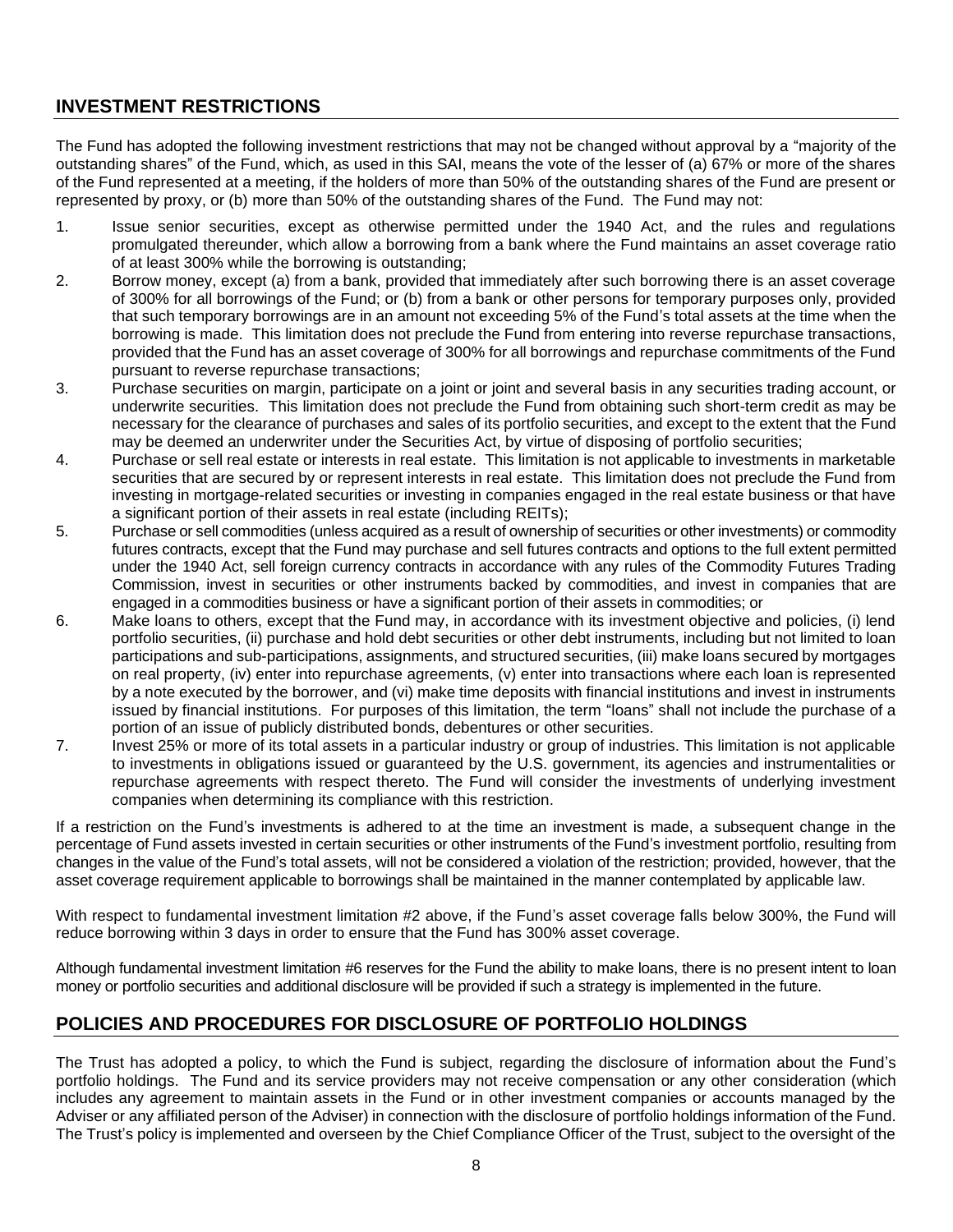## INVESTMENT RESTRICTIONS

The Fund has adopted the following investment restrictions that may not be changed without approval by a "majority of the outstanding shares" of the Fund, which, as used in this SAI, means the vote of the lesser of (a) 67% or more of the shares of the Fund represented at a meeting, if the holders of more than 50% of the outstanding shares of the Fund are present or represented by proxy, or (b) more than 50% of the outstanding shares of the Fund. The Fund may not:

1. Issue senior securities, except as otherwise permitted under the 1940 Act, and the rules and regulations promulgated thereunder, which allow a borrowing from a bank where the Fund maintains an asset coverage ratio of at least 300% while the borrowing is outstanding;
2. Borrow money, except (a) from a bank, provided that immediately after such borrowing there is an asset coverage of 300% for all borrowings of the Fund; or (b) from a bank or other persons for temporary purposes only, provided that such temporary borrowings are in an amount not exceeding 5% of the Fund's total assets at the time when the borrowing is made. This limitation does not preclude the Fund from entering into reverse repurchase transactions, provided that the Fund has an asset coverage of 300% for all borrowings and repurchase commitments of the Fund pursuant to reverse repurchase transactions;
3. Purchase securities on margin, participate on a joint or joint and several basis in any securities trading account, or underwrite securities. This limitation does not preclude the Fund from obtaining such short-term credit as may be necessary for the clearance of purchases and sales of its portfolio securities, and except to the extent that the Fund may be deemed an underwriter under the Securities Act, by virtue of disposing of portfolio securities;
4. Purchase or sell real estate or interests in real estate. This limitation is not applicable to investments in marketable securities that are secured by or represent interests in real estate. This limitation does not preclude the Fund from investing in mortgage-related securities or investing in companies engaged in the real estate business or that have a significant portion of their assets in real estate (including REITs);
5. Purchase or sell commodities (unless acquired as a result of ownership of securities or other investments) or commodity futures contracts, except that the Fund may purchase and sell futures contracts and options to the full extent permitted under the 1940 Act, sell foreign currency contracts in accordance with any rules of the Commodity Futures Trading Commission, invest in securities or other instruments backed by commodities, and invest in companies that are engaged in a commodities business or have a significant portion of their assets in commodities; or
6. Make loans to others, except that the Fund may, in accordance with its investment objective and policies, (i) lend portfolio securities, (ii) purchase and hold debt securities or other debt instruments, including but not limited to loan participations and sub-participations, assignments, and structured securities, (iii) make loans secured by mortgages on real property, (iv) enter into repurchase agreements, (v) enter into transactions where each loan is represented by a note executed by the borrower, and (vi) make time deposits with financial institutions and invest in instruments issued by financial institutions. For purposes of this limitation, the term "loans" shall not include the purchase of a portion of an issue of publicly distributed bonds, debentures or other securities.
7. Invest 25% or more of its total assets in a particular industry or group of industries. This limitation is not applicable to investments in obligations issued or guaranteed by the U.S. government, its agencies and instrumentalities or repurchase agreements with respect thereto. The Fund will consider the investments of underlying investment companies when determining its compliance with this restriction.

If a restriction on the Fund's investments is adhered to at the time an investment is made, a subsequent change in the percentage of Fund assets invested in certain securities or other instruments of the Fund's investment portfolio, resulting from changes in the value of the Fund's total assets, will not be considered a violation of the restriction; provided, however, that the asset coverage requirement applicable to borrowings shall be maintained in the manner contemplated by applicable law.

With respect to fundamental investment limitation #2 above, if the Fund's asset coverage falls below 300%, the Fund will reduce borrowing within 3 days in order to ensure that the Fund has 300% asset coverage.

Although fundamental investment limitation #6 reserves for the Fund the ability to make loans, there is no present intent to loan money or portfolio securities and additional disclosure will be provided if such a strategy is implemented in the future.

## POLICIES AND PROCEDURES FOR DISCLOSURE OF PORTFOLIO HOLDINGS

The Trust has adopted a policy, to which the Fund is subject, regarding the disclosure of information about the Fund's portfolio holdings. The Fund and its service providers may not receive compensation or any other consideration (which includes any agreement to maintain assets in the Fund or in other investment companies or accounts managed by the Adviser or any affiliated person of the Adviser) in connection with the disclosure of portfolio holdings information of the Fund. The Trust's policy is implemented and overseen by the Chief Compliance Officer of the Trust, subject to the oversight of the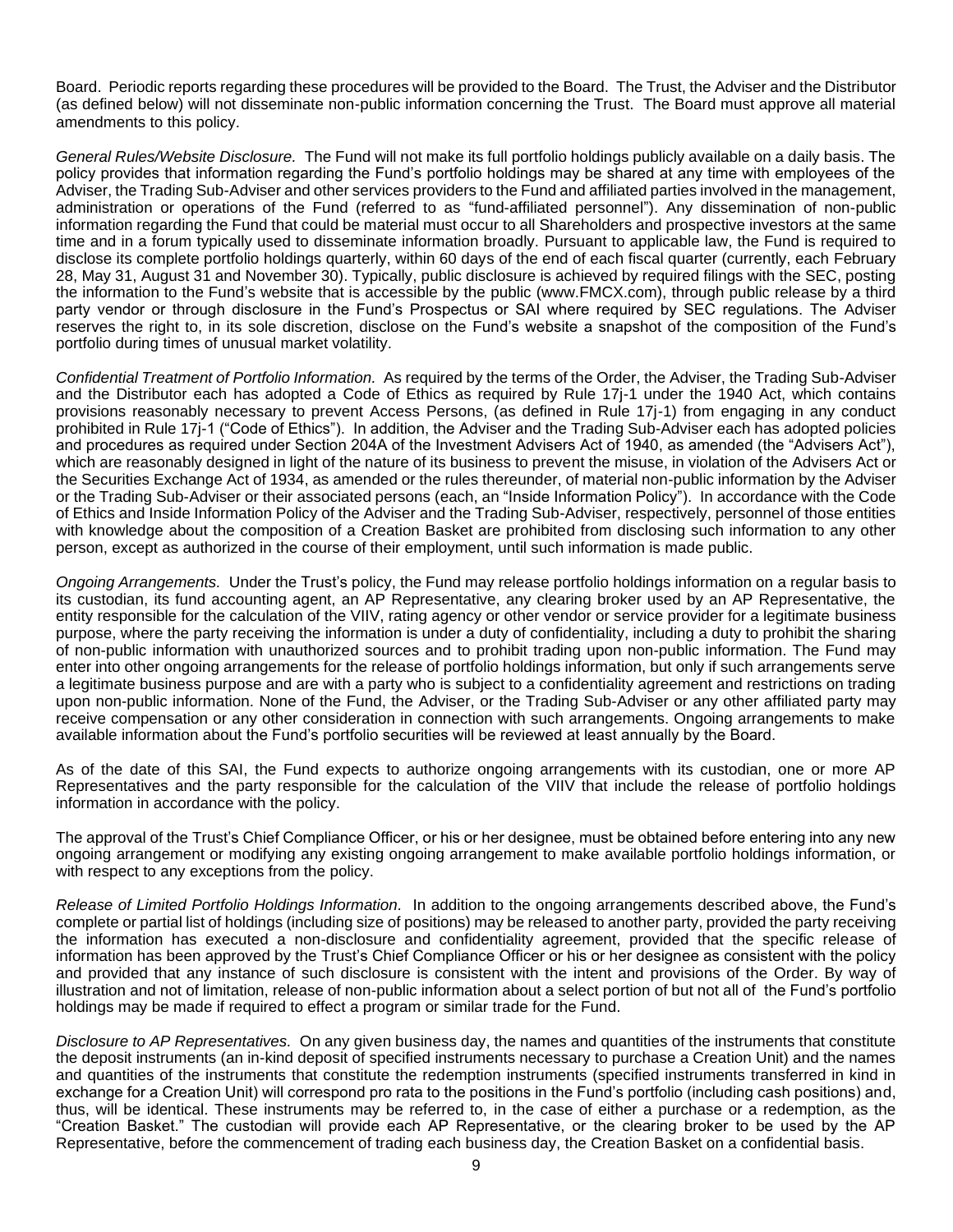Board. Periodic reports regarding these procedures will be provided to the Board. The Trust, the Adviser and the Distributor (as defined below) will not disseminate non-public information concerning the Trust. The Board must approve all material amendments to this policy.

*General Rules/Website Disclosure.* The Fund will not make its full portfolio holdings publicly available on a daily basis. The policy provides that information regarding the Fund's portfolio holdings may be shared at any time with employees of the Adviser, the Trading Sub-Adviser and other services providers to the Fund and affiliated parties involved in the management, administration or operations of the Fund (referred to as "fund-affiliated personnel"). Any dissemination of non-public information regarding the Fund that could be material must occur to all Shareholders and prospective investors at the same time and in a forum typically used to disseminate information broadly. Pursuant to applicable law, the Fund is required to disclose its complete portfolio holdings quarterly, within 60 days of the end of each fiscal quarter (currently, each February 28, May 31, August 31 and November 30). Typically, public disclosure is achieved by required filings with the SEC, posting the information to the Fund's website that is accessible by the public (www.FMCX.com), through public release by a third party vendor or through disclosure in the Fund's Prospectus or SAI where required by SEC regulations. The Adviser reserves the right to, in its sole discretion, disclose on the Fund's website a snapshot of the composition of the Fund's portfolio during times of unusual market volatility.

*Confidential Treatment of Portfolio Information.* As required by the terms of the Order, the Adviser, the Trading Sub-Adviser and the Distributor each has adopted a Code of Ethics as required by Rule 17j-1 under the 1940 Act, which contains provisions reasonably necessary to prevent Access Persons, (as defined in Rule 17j-1) from engaging in any conduct prohibited in Rule 17j-1 ("Code of Ethics"). In addition, the Adviser and the Trading Sub-Adviser each has adopted policies and procedures as required under Section 204A of the Investment Advisers Act of 1940, as amended (the "Advisers Act"), which are reasonably designed in light of the nature of its business to prevent the misuse, in violation of the Advisers Act or the Securities Exchange Act of 1934, as amended or the rules thereunder, of material non-public information by the Adviser or the Trading Sub-Adviser or their associated persons (each, an "Inside Information Policy"). In accordance with the Code of Ethics and Inside Information Policy of the Adviser and the Trading Sub-Adviser, respectively, personnel of those entities with knowledge about the composition of a Creation Basket are prohibited from disclosing such information to any other person, except as authorized in the course of their employment, until such information is made public.

*Ongoing Arrangements.* Under the Trust's policy, the Fund may release portfolio holdings information on a regular basis to its custodian, its fund accounting agent, an AP Representative, any clearing broker used by an AP Representative, the entity responsible for the calculation of the VIIV, rating agency or other vendor or service provider for a legitimate business purpose, where the party receiving the information is under a duty of confidentiality, including a duty to prohibit the sharing of non-public information with unauthorized sources and to prohibit trading upon non-public information. The Fund may enter into other ongoing arrangements for the release of portfolio holdings information, but only if such arrangements serve a legitimate business purpose and are with a party who is subject to a confidentiality agreement and restrictions on trading upon non-public information. None of the Fund, the Adviser, or the Trading Sub-Adviser or any other affiliated party may receive compensation or any other consideration in connection with such arrangements. Ongoing arrangements to make available information about the Fund's portfolio securities will be reviewed at least annually by the Board.

As of the date of this SAI, the Fund expects to authorize ongoing arrangements with its custodian, one or more AP Representatives and the party responsible for the calculation of the VIIV that include the release of portfolio holdings information in accordance with the policy.

The approval of the Trust's Chief Compliance Officer, or his or her designee, must be obtained before entering into any new ongoing arrangement or modifying any existing ongoing arrangement to make available portfolio holdings information, or with respect to any exceptions from the policy.

*Release of Limited Portfolio Holdings Information.* In addition to the ongoing arrangements described above, the Fund's complete or partial list of holdings (including size of positions) may be released to another party, provided the party receiving the information has executed a non-disclosure and confidentiality agreement, provided that the specific release of information has been approved by the Trust's Chief Compliance Officer or his or her designee as consistent with the policy and provided that any instance of such disclosure is consistent with the intent and provisions of the Order. By way of illustration and not of limitation, release of non-public information about a select portion of but not all of the Fund's portfolio holdings may be made if required to effect a program or similar trade for the Fund.

*Disclosure to AP Representatives.* On any given business day, the names and quantities of the instruments that constitute the deposit instruments (an in-kind deposit of specified instruments necessary to purchase a Creation Unit) and the names and quantities of the instruments that constitute the redemption instruments (specified instruments transferred in kind in exchange for a Creation Unit) will correspond pro rata to the positions in the Fund's portfolio (including cash positions) and, thus, will be identical. These instruments may be referred to, in the case of either a purchase or a redemption, as the "Creation Basket." The custodian will provide each AP Representative, or the clearing broker to be used by the AP Representative, before the commencement of trading each business day, the Creation Basket on a confidential basis.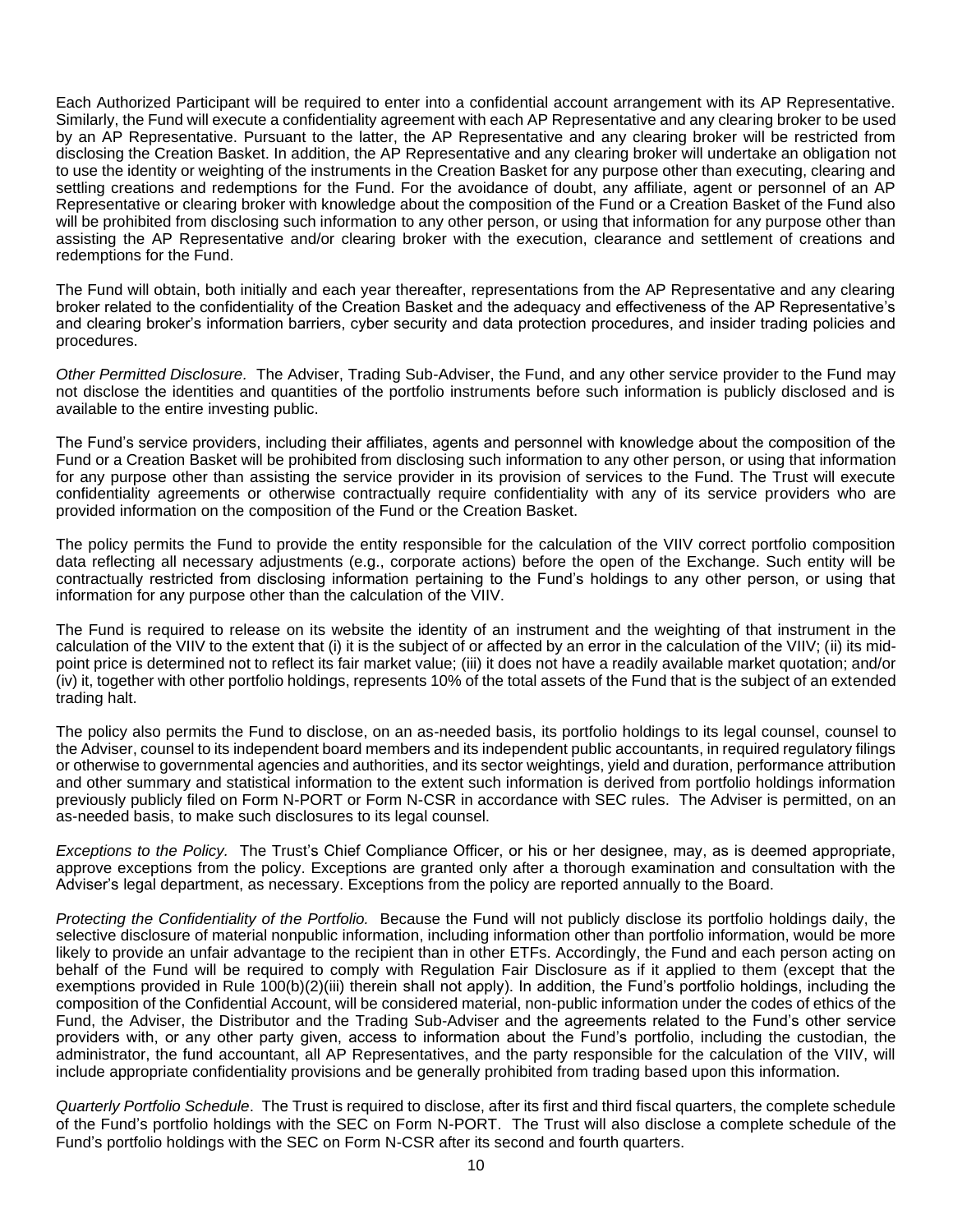Each Authorized Participant will be required to enter into a confidential account arrangement with its AP Representative. Similarly, the Fund will execute a confidentiality agreement with each AP Representative and any clearing broker to be used by an AP Representative. Pursuant to the latter, the AP Representative and any clearing broker will be restricted from disclosing the Creation Basket. In addition, the AP Representative and any clearing broker will undertake an obligation not to use the identity or weighting of the instruments in the Creation Basket for any purpose other than executing, clearing and settling creations and redemptions for the Fund. For the avoidance of doubt, any affiliate, agent or personnel of an AP Representative or clearing broker with knowledge about the composition of the Fund or a Creation Basket of the Fund also will be prohibited from disclosing such information to any other person, or using that information for any purpose other than assisting the AP Representative and/or clearing broker with the execution, clearance and settlement of creations and redemptions for the Fund.

The Fund will obtain, both initially and each year thereafter, representations from the AP Representative and any clearing broker related to the confidentiality of the Creation Basket and the adequacy and effectiveness of the AP Representative's and clearing broker's information barriers, cyber security and data protection procedures, and insider trading policies and procedures.

*Other Permitted Disclosure.* The Adviser, Trading Sub-Adviser, the Fund, and any other service provider to the Fund may not disclose the identities and quantities of the portfolio instruments before such information is publicly disclosed and is available to the entire investing public.

The Fund's service providers, including their affiliates, agents and personnel with knowledge about the composition of the Fund or a Creation Basket will be prohibited from disclosing such information to any other person, or using that information for any purpose other than assisting the service provider in its provision of services to the Fund. The Trust will execute confidentiality agreements or otherwise contractually require confidentiality with any of its service providers who are provided information on the composition of the Fund or the Creation Basket.

The policy permits the Fund to provide the entity responsible for the calculation of the VIIV correct portfolio composition data reflecting all necessary adjustments (e.g., corporate actions) before the open of the Exchange. Such entity will be contractually restricted from disclosing information pertaining to the Fund's holdings to any other person, or using that information for any purpose other than the calculation of the VIIV.

The Fund is required to release on its website the identity of an instrument and the weighting of that instrument in the calculation of the VIIV to the extent that (i) it is the subject of or affected by an error in the calculation of the VIIV; (ii) its mid-point price is determined not to reflect its fair market value; (iii) it does not have a readily available market quotation; and/or (iv) it, together with other portfolio holdings, represents 10% of the total assets of the Fund that is the subject of an extended trading halt.

The policy also permits the Fund to disclose, on an as-needed basis, its portfolio holdings to its legal counsel, counsel to the Adviser, counsel to its independent board members and its independent public accountants, in required regulatory filings or otherwise to governmental agencies and authorities, and its sector weightings, yield and duration, performance attribution and other summary and statistical information to the extent such information is derived from portfolio holdings information previously publicly filed on Form N-PORT or Form N-CSR in accordance with SEC rules. The Adviser is permitted, on an as-needed basis, to make such disclosures to its legal counsel.

*Exceptions to the Policy.* The Trust's Chief Compliance Officer, or his or her designee, may, as is deemed appropriate, approve exceptions from the policy. Exceptions are granted only after a thorough examination and consultation with the Adviser's legal department, as necessary. Exceptions from the policy are reported annually to the Board.

*Protecting the Confidentiality of the Portfolio.* Because the Fund will not publicly disclose its portfolio holdings daily, the selective disclosure of material nonpublic information, including information other than portfolio information, would be more likely to provide an unfair advantage to the recipient than in other ETFs. Accordingly, the Fund and each person acting on behalf of the Fund will be required to comply with Regulation Fair Disclosure as if it applied to them (except that the exemptions provided in Rule 100(b)(2)(iii) therein shall not apply). In addition, the Fund's portfolio holdings, including the composition of the Confidential Account, will be considered material, non-public information under the codes of ethics of the Fund, the Adviser, the Distributor and the Trading Sub-Adviser and the agreements related to the Fund's other service providers with, or any other party given, access to information about the Fund's portfolio, including the custodian, the administrator, the fund accountant, all AP Representatives, and the party responsible for the calculation of the VIIV, will include appropriate confidentiality provisions and be generally prohibited from trading based upon this information.

*Quarterly Portfolio Schedule*. The Trust is required to disclose, after its first and third fiscal quarters, the complete schedule of the Fund's portfolio holdings with the SEC on Form N-PORT. The Trust will also disclose a complete schedule of the Fund's portfolio holdings with the SEC on Form N-CSR after its second and fourth quarters.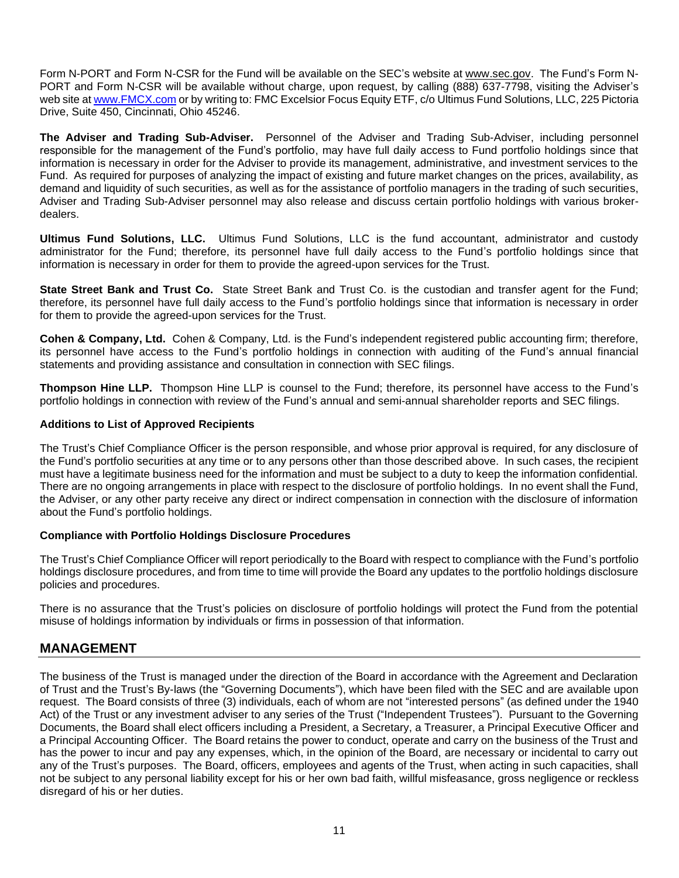Form N-PORT and Form N-CSR for the Fund will be available on the SEC's website at www.sec.gov. The Fund's Form N-PORT and Form N-CSR will be available without charge, upon request, by calling (888) 637-7798, visiting the Adviser's web site at www.FMCX.com or by writing to: FMC Excelsior Focus Equity ETF, c/o Ultimus Fund Solutions, LLC, 225 Pictoria Drive, Suite 450, Cincinnati, Ohio 45246.

**The Adviser and Trading Sub-Adviser.** Personnel of the Adviser and Trading Sub-Adviser, including personnel responsible for the management of the Fund's portfolio, may have full daily access to Fund portfolio holdings since that information is necessary in order for the Adviser to provide its management, administrative, and investment services to the Fund. As required for purposes of analyzing the impact of existing and future market changes on the prices, availability, as demand and liquidity of such securities, as well as for the assistance of portfolio managers in the trading of such securities, Adviser and Trading Sub-Adviser personnel may also release and discuss certain portfolio holdings with various broker-dealers.

**Ultimus Fund Solutions, LLC.** Ultimus Fund Solutions, LLC is the fund accountant, administrator and custody administrator for the Fund; therefore, its personnel have full daily access to the Fund's portfolio holdings since that information is necessary in order for them to provide the agreed-upon services for the Trust.

**State Street Bank and Trust Co.** State Street Bank and Trust Co. is the custodian and transfer agent for the Fund; therefore, its personnel have full daily access to the Fund's portfolio holdings since that information is necessary in order for them to provide the agreed-upon services for the Trust.

**Cohen & Company, Ltd.** Cohen & Company, Ltd. is the Fund's independent registered public accounting firm; therefore, its personnel have access to the Fund's portfolio holdings in connection with auditing of the Fund's annual financial statements and providing assistance and consultation in connection with SEC filings.

**Thompson Hine LLP.** Thompson Hine LLP is counsel to the Fund; therefore, its personnel have access to the Fund's portfolio holdings in connection with review of the Fund's annual and semi-annual shareholder reports and SEC filings.

### Additions to List of Approved Recipients

The Trust's Chief Compliance Officer is the person responsible, and whose prior approval is required, for any disclosure of the Fund's portfolio securities at any time or to any persons other than those described above. In such cases, the recipient must have a legitimate business need for the information and must be subject to a duty to keep the information confidential. There are no ongoing arrangements in place with respect to the disclosure of portfolio holdings. In no event shall the Fund, the Adviser, or any other party receive any direct or indirect compensation in connection with the disclosure of information about the Fund's portfolio holdings.

### Compliance with Portfolio Holdings Disclosure Procedures

The Trust's Chief Compliance Officer will report periodically to the Board with respect to compliance with the Fund's portfolio holdings disclosure procedures, and from time to time will provide the Board any updates to the portfolio holdings disclosure policies and procedures.

There is no assurance that the Trust's policies on disclosure of portfolio holdings will protect the Fund from the potential misuse of holdings information by individuals or firms in possession of that information.

## MANAGEMENT

The business of the Trust is managed under the direction of the Board in accordance with the Agreement and Declaration of Trust and the Trust's By-laws (the "Governing Documents"), which have been filed with the SEC and are available upon request. The Board consists of three (3) individuals, each of whom are not "interested persons" (as defined under the 1940 Act) of the Trust or any investment adviser to any series of the Trust ("Independent Trustees"). Pursuant to the Governing Documents, the Board shall elect officers including a President, a Secretary, a Treasurer, a Principal Executive Officer and a Principal Accounting Officer. The Board retains the power to conduct, operate and carry on the business of the Trust and has the power to incur and pay any expenses, which, in the opinion of the Board, are necessary or incidental to carry out any of the Trust's purposes. The Board, officers, employees and agents of the Trust, when acting in such capacities, shall not be subject to any personal liability except for his or her own bad faith, willful misfeasance, gross negligence or reckless disregard of his or her duties.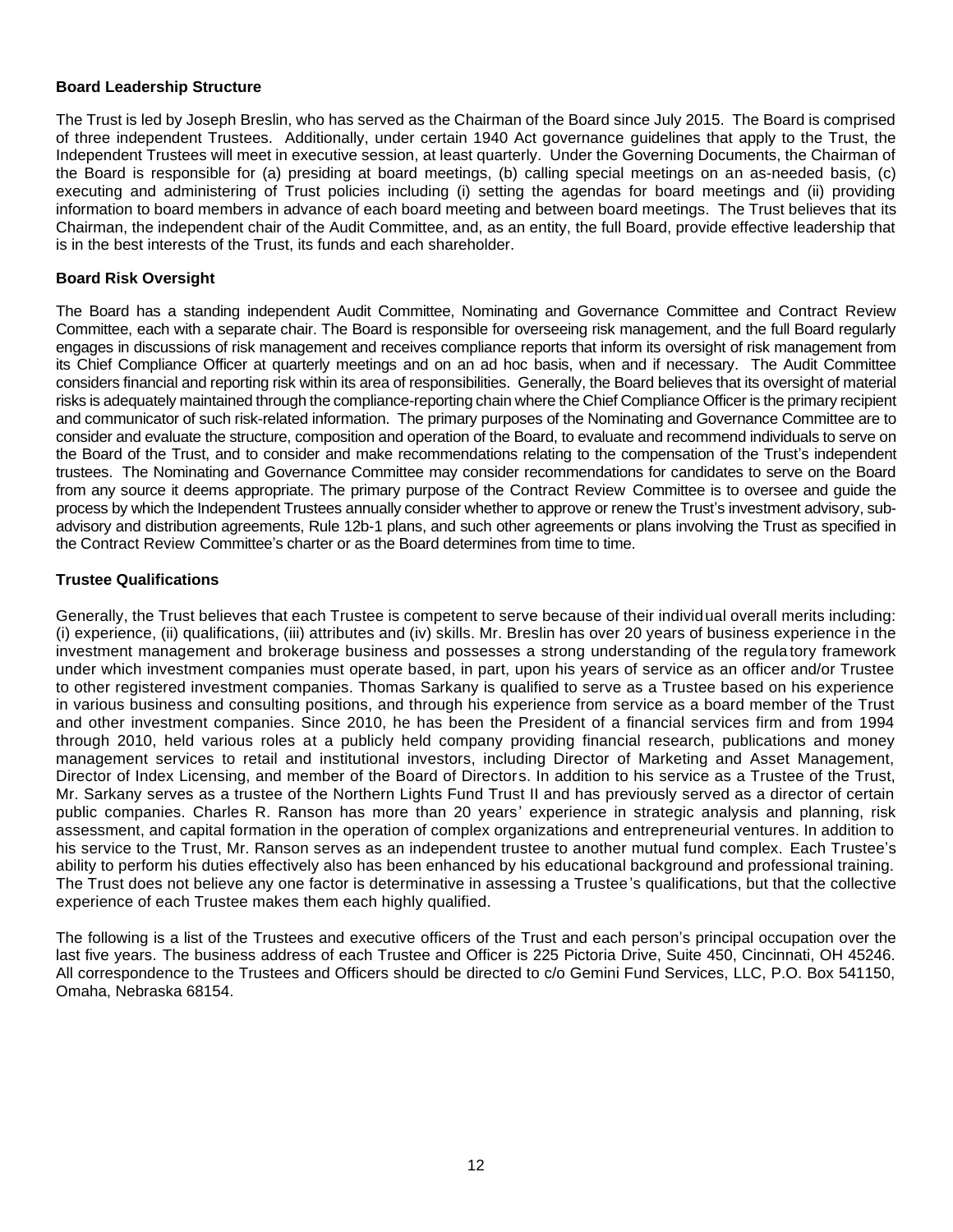**Board Leadership Structure**

The Trust is led by Joseph Breslin, who has served as the Chairman of the Board since July 2015. The Board is comprised of three independent Trustees. Additionally, under certain 1940 Act governance guidelines that apply to the Trust, the Independent Trustees will meet in executive session, at least quarterly. Under the Governing Documents, the Chairman of the Board is responsible for (a) presiding at board meetings, (b) calling special meetings on an as-needed basis, (c) executing and administering of Trust policies including (i) setting the agendas for board meetings and (ii) providing information to board members in advance of each board meeting and between board meetings. The Trust believes that its Chairman, the independent chair of the Audit Committee, and, as an entity, the full Board, provide effective leadership that is in the best interests of the Trust, its funds and each shareholder.

**Board Risk Oversight**

The Board has a standing independent Audit Committee, Nominating and Governance Committee and Contract Review Committee, each with a separate chair. The Board is responsible for overseeing risk management, and the full Board regularly engages in discussions of risk management and receives compliance reports that inform its oversight of risk management from its Chief Compliance Officer at quarterly meetings and on an ad hoc basis, when and if necessary. The Audit Committee considers financial and reporting risk within its area of responsibilities. Generally, the Board believes that its oversight of material risks is adequately maintained through the compliance-reporting chain where the Chief Compliance Officer is the primary recipient and communicator of such risk-related information. The primary purposes of the Nominating and Governance Committee are to consider and evaluate the structure, composition and operation of the Board, to evaluate and recommend individuals to serve on the Board of the Trust, and to consider and make recommendations relating to the compensation of the Trust's independent trustees. The Nominating and Governance Committee may consider recommendations for candidates to serve on the Board from any source it deems appropriate. The primary purpose of the Contract Review Committee is to oversee and guide the process by which the Independent Trustees annually consider whether to approve or renew the Trust's investment advisory, sub-advisory and distribution agreements, Rule 12b-1 plans, and such other agreements or plans involving the Trust as specified in the Contract Review Committee's charter or as the Board determines from time to time.

**Trustee Qualifications**

Generally, the Trust believes that each Trustee is competent to serve because of their individual overall merits including: (i) experience, (ii) qualifications, (iii) attributes and (iv) skills. Mr. Breslin has over 20 years of business experience in the investment management and brokerage business and possesses a strong understanding of the regulatory framework under which investment companies must operate based, in part, upon his years of service as an officer and/or Trustee to other registered investment companies. Thomas Sarkany is qualified to serve as a Trustee based on his experience in various business and consulting positions, and through his experience from service as a board member of the Trust and other investment companies. Since 2010, he has been the President of a financial services firm and from 1994 through 2010, held various roles at a publicly held company providing financial research, publications and money management services to retail and institutional investors, including Director of Marketing and Asset Management, Director of Index Licensing, and member of the Board of Directors. In addition to his service as a Trustee of the Trust, Mr. Sarkany serves as a trustee of the Northern Lights Fund Trust II and has previously served as a director of certain public companies. Charles R. Ranson has more than 20 years' experience in strategic analysis and planning, risk assessment, and capital formation in the operation of complex organizations and entrepreneurial ventures. In addition to his service to the Trust, Mr. Ranson serves as an independent trustee to another mutual fund complex. Each Trustee's ability to perform his duties effectively also has been enhanced by his educational background and professional training. The Trust does not believe any one factor is determinative in assessing a Trustee's qualifications, but that the collective experience of each Trustee makes them each highly qualified.

The following is a list of the Trustees and executive officers of the Trust and each person's principal occupation over the last five years. The business address of each Trustee and Officer is 225 Pictoria Drive, Suite 450, Cincinnati, OH 45246. All correspondence to the Trustees and Officers should be directed to c/o Gemini Fund Services, LLC, P.O. Box 541150, Omaha, Nebraska 68154.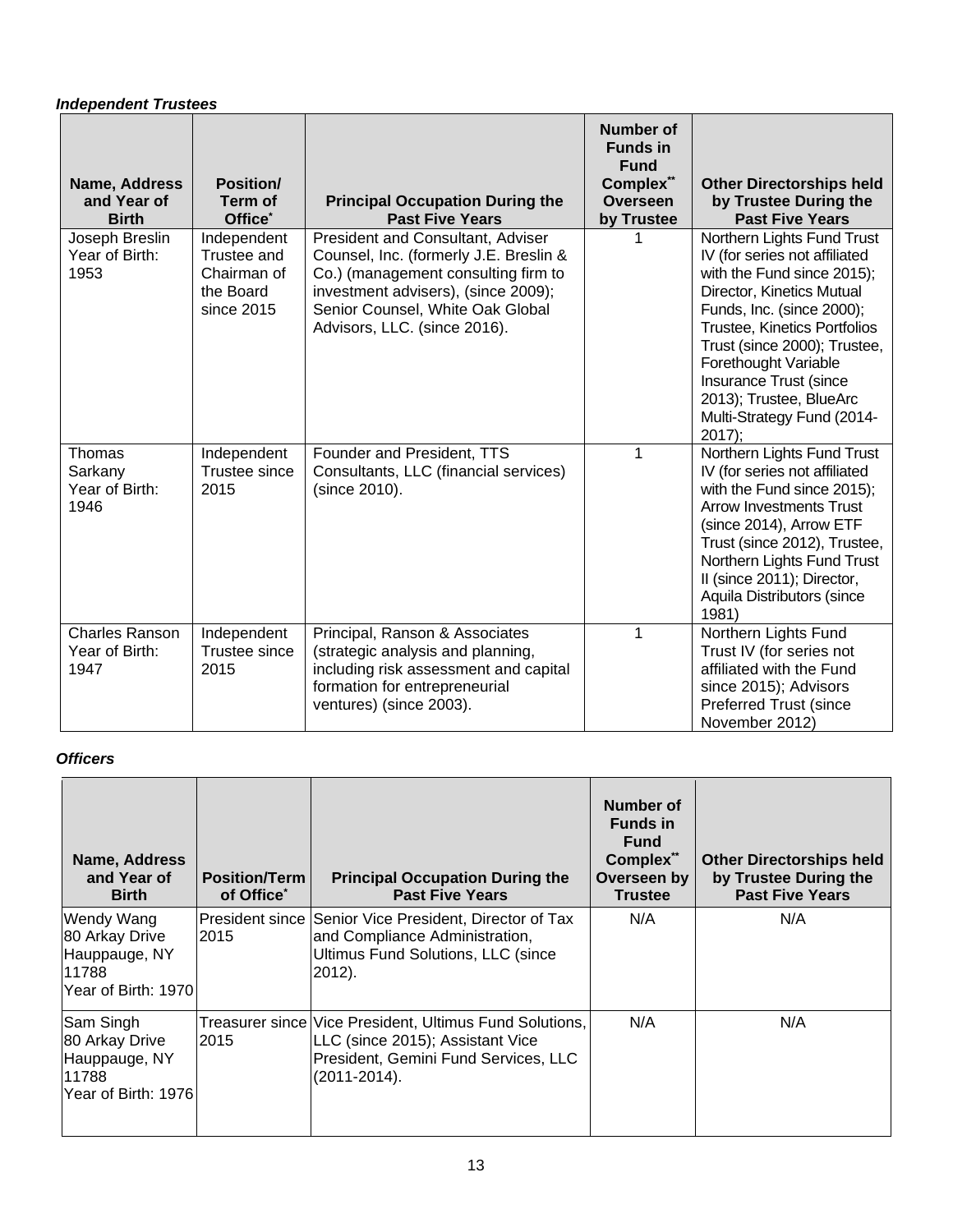***Independent Trustees***

| Name, Address and Year of Birth | Position/ Term of Office* | Principal Occupation During the Past Five Years | Number of Funds in Fund Complex** Overseen by Trustee | Other Directorships held by Trustee During the Past Five Years |
|---|---|---|---|---|
| Joseph Breslin Year of Birth: 1953 | Independent Trustee and Chairman of the Board since 2015 | President and Consultant, Adviser Counsel, Inc. (formerly J.E. Breslin & Co.) (management consulting firm to investment advisers), (since 2009); Senior Counsel, White Oak Global Advisors, LLC. (since 2016). | 1 | Northern Lights Fund Trust IV (for series not affiliated with the Fund since 2015); Director, Kinetics Mutual Funds, Inc. (since 2000); Trustee, Kinetics Portfolios Trust (since 2000); Trustee, Forethought Variable Insurance Trust (since 2013); Trustee, BlueArc Multi-Strategy Fund (2014-2017); |
| Thomas Sarkany Year of Birth: 1946 | Independent Trustee since 2015 | Founder and President, TTS Consultants, LLC (financial services) (since 2010). | 1 | Northern Lights Fund Trust IV (for series not affiliated with the Fund since 2015); Arrow Investments Trust (since 2014), Arrow ETF Trust (since 2012), Trustee, Northern Lights Fund Trust II (since 2011); Director, Aquila Distributors (since 1981) |
| Charles Ranson Year of Birth: 1947 | Independent Trustee since 2015 | Principal, Ranson & Associates (strategic analysis and planning, including risk assessment and capital formation for entrepreneurial ventures) (since 2003). | 1 | Northern Lights Fund Trust IV (for series not affiliated with the Fund since 2015); Advisors Preferred Trust (since November 2012) |

***Officers***

| Name, Address and Year of Birth | Position/Term of Office* | Principal Occupation During the Past Five Years | Number of Funds in Fund Complex** Overseen by Trustee | Other Directorships held by Trustee During the Past Five Years |
|---|---|---|---|---|
| Wendy Wang 80 Arkay Drive Hauppauge, NY 11788 Year of Birth: 1970 | President since 2015 | Senior Vice President, Director of Tax and Compliance Administration, Ultimus Fund Solutions, LLC (since 2012). | N/A | N/A |
| Sam Singh 80 Arkay Drive Hauppauge, NY 11788 Year of Birth: 1976 | Treasurer since 2015 | Vice President, Ultimus Fund Solutions, LLC (since 2015); Assistant Vice President, Gemini Fund Services, LLC (2011-2014). | N/A | N/A |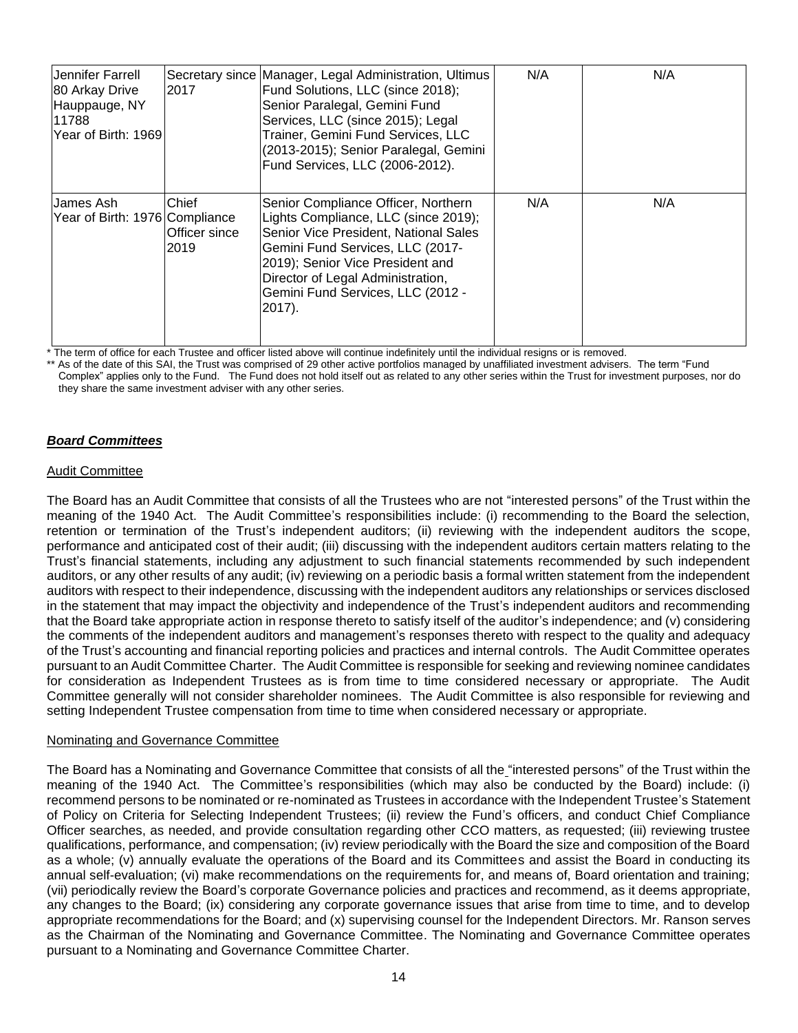| | | | | |
|---|---|---|---|---|
| Jennifer Farrell<br>80 Arkay Drive<br>Hauppauge, NY 11788<br>Year of Birth: 1969 | Secretary since 2017 | Manager, Legal Administration, Ultimus Fund Solutions, LLC (since 2018); Senior Paralegal, Gemini Fund Services, LLC (since 2015); Legal Trainer, Gemini Fund Services, LLC (2013-2015); Senior Paralegal, Gemini Fund Services, LLC (2006-2012). | N/A | N/A |
| James Ash<br>Year of Birth: 1976 | Chief Compliance Officer since 2019 | Senior Compliance Officer, Northern Lights Compliance, LLC (since 2019); Senior Vice President, National Sales Gemini Fund Services, LLC (2017-2019); Senior Vice President and Director of Legal Administration, Gemini Fund Services, LLC (2012 - 2017). | N/A | N/A |

\* The term of office for each Trustee and officer listed above will continue indefinitely until the individual resigns or is removed.

\*\* As of the date of this SAI, the Trust was comprised of 29 other active portfolios managed by unaffiliated investment advisers. The term "Fund Complex" applies only to the Fund. The Fund does not hold itself out as related to any other series within the Trust for investment purposes, nor do they share the same investment adviser with any other series.

## ***Board Committees***

### Audit Committee

The Board has an Audit Committee that consists of all the Trustees who are not "interested persons" of the Trust within the meaning of the 1940 Act. The Audit Committee's responsibilities include: (i) recommending to the Board the selection, retention or termination of the Trust's independent auditors; (ii) reviewing with the independent auditors the scope, performance and anticipated cost of their audit; (iii) discussing with the independent auditors certain matters relating to the Trust's financial statements, including any adjustment to such financial statements recommended by such independent auditors, or any other results of any audit; (iv) reviewing on a periodic basis a formal written statement from the independent auditors with respect to their independence, discussing with the independent auditors any relationships or services disclosed in the statement that may impact the objectivity and independence of the Trust's independent auditors and recommending that the Board take appropriate action in response thereto to satisfy itself of the auditor's independence; and (v) considering the comments of the independent auditors and management's responses thereto with respect to the quality and adequacy of the Trust's accounting and financial reporting policies and practices and internal controls. The Audit Committee operates pursuant to an Audit Committee Charter. The Audit Committee is responsible for seeking and reviewing nominee candidates for consideration as Independent Trustees as is from time to time considered necessary or appropriate. The Audit Committee generally will not consider shareholder nominees. The Audit Committee is also responsible for reviewing and setting Independent Trustee compensation from time to time when considered necessary or appropriate.

### Nominating and Governance Committee

The Board has a Nominating and Governance Committee that consists of all the "interested persons" of the Trust within the meaning of the 1940 Act. The Committee's responsibilities (which may also be conducted by the Board) include: (i) recommend persons to be nominated or re-nominated as Trustees in accordance with the Independent Trustee's Statement of Policy on Criteria for Selecting Independent Trustees; (ii) review the Fund's officers, and conduct Chief Compliance Officer searches, as needed, and provide consultation regarding other CCO matters, as requested; (iii) reviewing trustee qualifications, performance, and compensation; (iv) review periodically with the Board the size and composition of the Board as a whole; (v) annually evaluate the operations of the Board and its Committees and assist the Board in conducting its annual self-evaluation; (vi) make recommendations on the requirements for, and means of, Board orientation and training; (vii) periodically review the Board's corporate Governance policies and practices and recommend, as it deems appropriate, any changes to the Board; (ix) considering any corporate governance issues that arise from time to time, and to develop appropriate recommendations for the Board; and (x) supervising counsel for the Independent Directors. Mr. Ranson serves as the Chairman of the Nominating and Governance Committee. The Nominating and Governance Committee operates pursuant to a Nominating and Governance Committee Charter.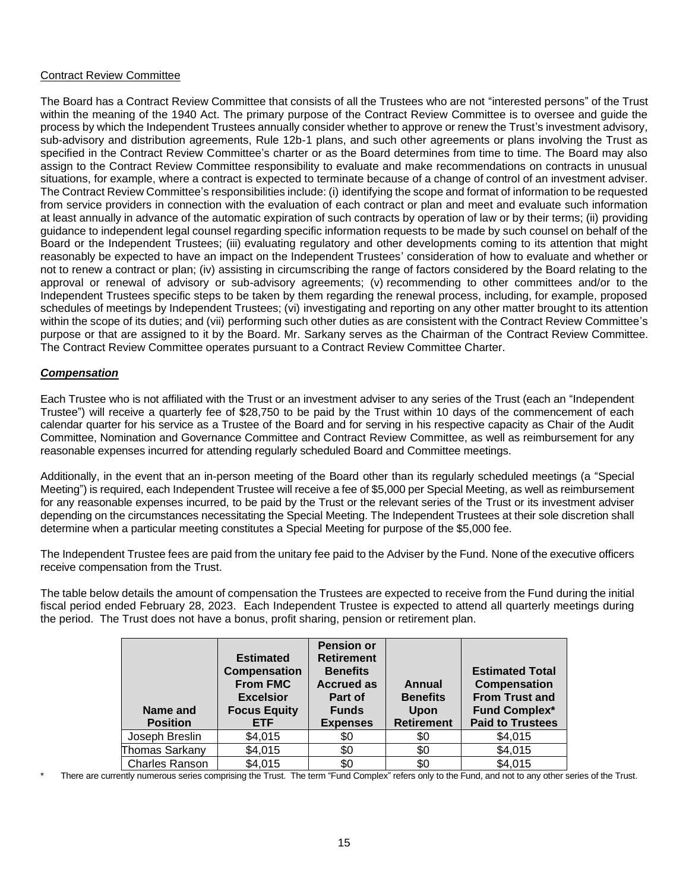Contract Review Committee

The Board has a Contract Review Committee that consists of all the Trustees who are not "interested persons" of the Trust within the meaning of the 1940 Act. The primary purpose of the Contract Review Committee is to oversee and guide the process by which the Independent Trustees annually consider whether to approve or renew the Trust's investment advisory, sub-advisory and distribution agreements, Rule 12b-1 plans, and such other agreements or plans involving the Trust as specified in the Contract Review Committee's charter or as the Board determines from time to time. The Board may also assign to the Contract Review Committee responsibility to evaluate and make recommendations on contracts in unusual situations, for example, where a contract is expected to terminate because of a change of control of an investment adviser. The Contract Review Committee's responsibilities include: (i) identifying the scope and format of information to be requested from service providers in connection with the evaluation of each contract or plan and meet and evaluate such information at least annually in advance of the automatic expiration of such contracts by operation of law or by their terms; (ii) providing guidance to independent legal counsel regarding specific information requests to be made by such counsel on behalf of the Board or the Independent Trustees; (iii) evaluating regulatory and other developments coming to its attention that might reasonably be expected to have an impact on the Independent Trustees' consideration of how to evaluate and whether or not to renew a contract or plan; (iv) assisting in circumscribing the range of factors considered by the Board relating to the approval or renewal of advisory or sub-advisory agreements; (v) recommending to other committees and/or to the Independent Trustees specific steps to be taken by them regarding the renewal process, including, for example, proposed schedules of meetings by Independent Trustees; (vi) investigating and reporting on any other matter brought to its attention within the scope of its duties; and (vii) performing such other duties as are consistent with the Contract Review Committee's purpose or that are assigned to it by the Board. Mr. Sarkany serves as the Chairman of the Contract Review Committee. The Contract Review Committee operates pursuant to a Contract Review Committee Charter.

***Compensation***

Each Trustee who is not affiliated with the Trust or an investment adviser to any series of the Trust (each an "Independent Trustee") will receive a quarterly fee of $28,750 to be paid by the Trust within 10 days of the commencement of each calendar quarter for his service as a Trustee of the Board and for serving in his respective capacity as Chair of the Audit Committee, Nomination and Governance Committee and Contract Review Committee, as well as reimbursement for any reasonable expenses incurred for attending regularly scheduled Board and Committee meetings.

Additionally, in the event that an in-person meeting of the Board other than its regularly scheduled meetings (a "Special Meeting") is required, each Independent Trustee will receive a fee of $5,000 per Special Meeting, as well as reimbursement for any reasonable expenses incurred, to be paid by the Trust or the relevant series of the Trust or its investment adviser depending on the circumstances necessitating the Special Meeting. The Independent Trustees at their sole discretion shall determine when a particular meeting constitutes a Special Meeting for purpose of the $5,000 fee.

The Independent Trustee fees are paid from the unitary fee paid to the Adviser by the Fund. None of the executive officers receive compensation from the Trust.

The table below details the amount of compensation the Trustees are expected to receive from the Fund during the initial fiscal period ended February 28, 2023. Each Independent Trustee is expected to attend all quarterly meetings during the period. The Trust does not have a bonus, profit sharing, pension or retirement plan.

| Name and Position | Estimated Compensation From FMC Excelsior Focus Equity ETF | Pension or Retirement Benefits Accrued as Part of Funds Expenses | Annual Benefits Upon Retirement | Estimated Total Compensation From Trust and Fund Complex* Paid to Trustees |
|---|---|---|---|---|
| Joseph Breslin | $4,015 | $0 | $0 | $4,015 |
| Thomas Sarkany | $4,015 | $0 | $0 | $4,015 |
| Charles Ranson | $4,015 | $0 | $0 | $4,015 |

\* There are currently numerous series comprising the Trust. The term "Fund Complex" refers only to the Fund, and not to any other series of the Trust.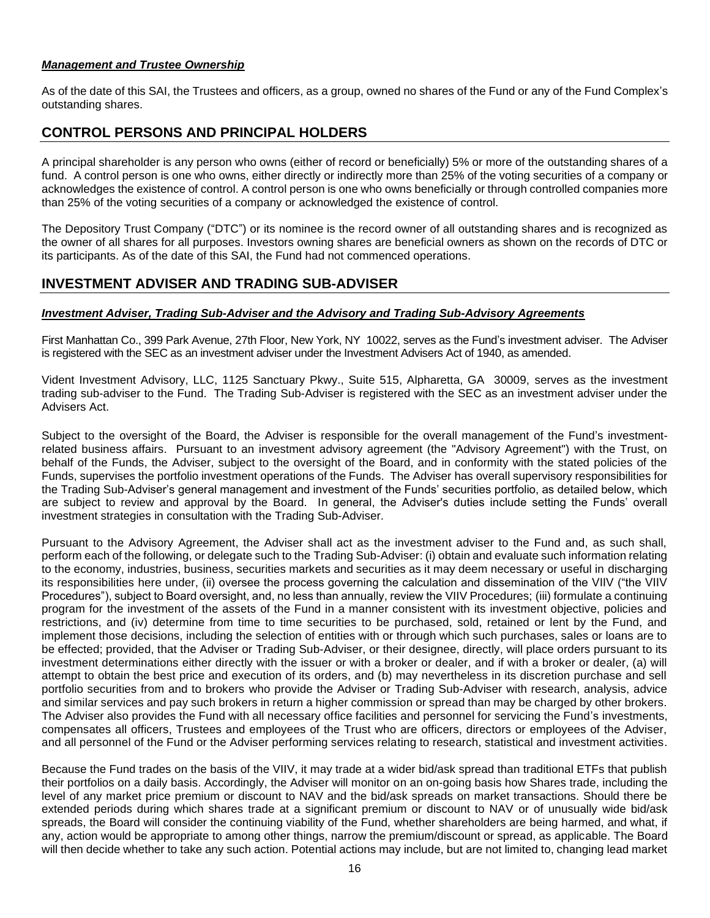***Management and Trustee Ownership***

As of the date of this SAI, the Trustees and officers, as a group, owned no shares of the Fund or any of the Fund Complex's outstanding shares.

## CONTROL PERSONS AND PRINCIPAL HOLDERS

A principal shareholder is any person who owns (either of record or beneficially) 5% or more of the outstanding shares of a fund. A control person is one who owns, either directly or indirectly more than 25% of the voting securities of a company or acknowledges the existence of control. A control person is one who owns beneficially or through controlled companies more than 25% of the voting securities of a company or acknowledged the existence of control.

The Depository Trust Company ("DTC") or its nominee is the record owner of all outstanding shares and is recognized as the owner of all shares for all purposes. Investors owning shares are beneficial owners as shown on the records of DTC or its participants. As of the date of this SAI, the Fund had not commenced operations.

## INVESTMENT ADVISER AND TRADING SUB-ADVISER

***Investment Adviser, Trading Sub-Adviser and the Advisory and Trading Sub-Advisory Agreements***

First Manhattan Co., 399 Park Avenue, 27th Floor, New York, NY 10022, serves as the Fund's investment adviser. The Adviser is registered with the SEC as an investment adviser under the Investment Advisers Act of 1940, as amended.

Vident Investment Advisory, LLC, 1125 Sanctuary Pkwy., Suite 515, Alpharetta, GA 30009, serves as the investment trading sub-adviser to the Fund. The Trading Sub-Adviser is registered with the SEC as an investment adviser under the Advisers Act.

Subject to the oversight of the Board, the Adviser is responsible for the overall management of the Fund's investment-related business affairs. Pursuant to an investment advisory agreement (the "Advisory Agreement") with the Trust, on behalf of the Funds, the Adviser, subject to the oversight of the Board, and in conformity with the stated policies of the Funds, supervises the portfolio investment operations of the Funds. The Adviser has overall supervisory responsibilities for the Trading Sub-Adviser's general management and investment of the Funds' securities portfolio, as detailed below, which are subject to review and approval by the Board. In general, the Adviser's duties include setting the Funds' overall investment strategies in consultation with the Trading Sub-Adviser.

Pursuant to the Advisory Agreement, the Adviser shall act as the investment adviser to the Fund and, as such shall, perform each of the following, or delegate such to the Trading Sub-Adviser: (i) obtain and evaluate such information relating to the economy, industries, business, securities markets and securities as it may deem necessary or useful in discharging its responsibilities here under, (ii) oversee the process governing the calculation and dissemination of the VIIV ("the VIIV Procedures"), subject to Board oversight, and, no less than annually, review the VIIV Procedures; (iii) formulate a continuing program for the investment of the assets of the Fund in a manner consistent with its investment objective, policies and restrictions, and (iv) determine from time to time securities to be purchased, sold, retained or lent by the Fund, and implement those decisions, including the selection of entities with or through which such purchases, sales or loans are to be effected; provided, that the Adviser or Trading Sub-Adviser, or their designee, directly, will place orders pursuant to its investment determinations either directly with the issuer or with a broker or dealer, and if with a broker or dealer, (a) will attempt to obtain the best price and execution of its orders, and (b) may nevertheless in its discretion purchase and sell portfolio securities from and to brokers who provide the Adviser or Trading Sub-Adviser with research, analysis, advice and similar services and pay such brokers in return a higher commission or spread than may be charged by other brokers. The Adviser also provides the Fund with all necessary office facilities and personnel for servicing the Fund's investments, compensates all officers, Trustees and employees of the Trust who are officers, directors or employees of the Adviser, and all personnel of the Fund or the Adviser performing services relating to research, statistical and investment activities.

Because the Fund trades on the basis of the VIIV, it may trade at a wider bid/ask spread than traditional ETFs that publish their portfolios on a daily basis. Accordingly, the Adviser will monitor on an on-going basis how Shares trade, including the level of any market price premium or discount to NAV and the bid/ask spreads on market transactions. Should there be extended periods during which shares trade at a significant premium or discount to NAV or of unusually wide bid/ask spreads, the Board will consider the continuing viability of the Fund, whether shareholders are being harmed, and what, if any, action would be appropriate to among other things, narrow the premium/discount or spread, as applicable. The Board will then decide whether to take any such action. Potential actions may include, but are not limited to, changing lead market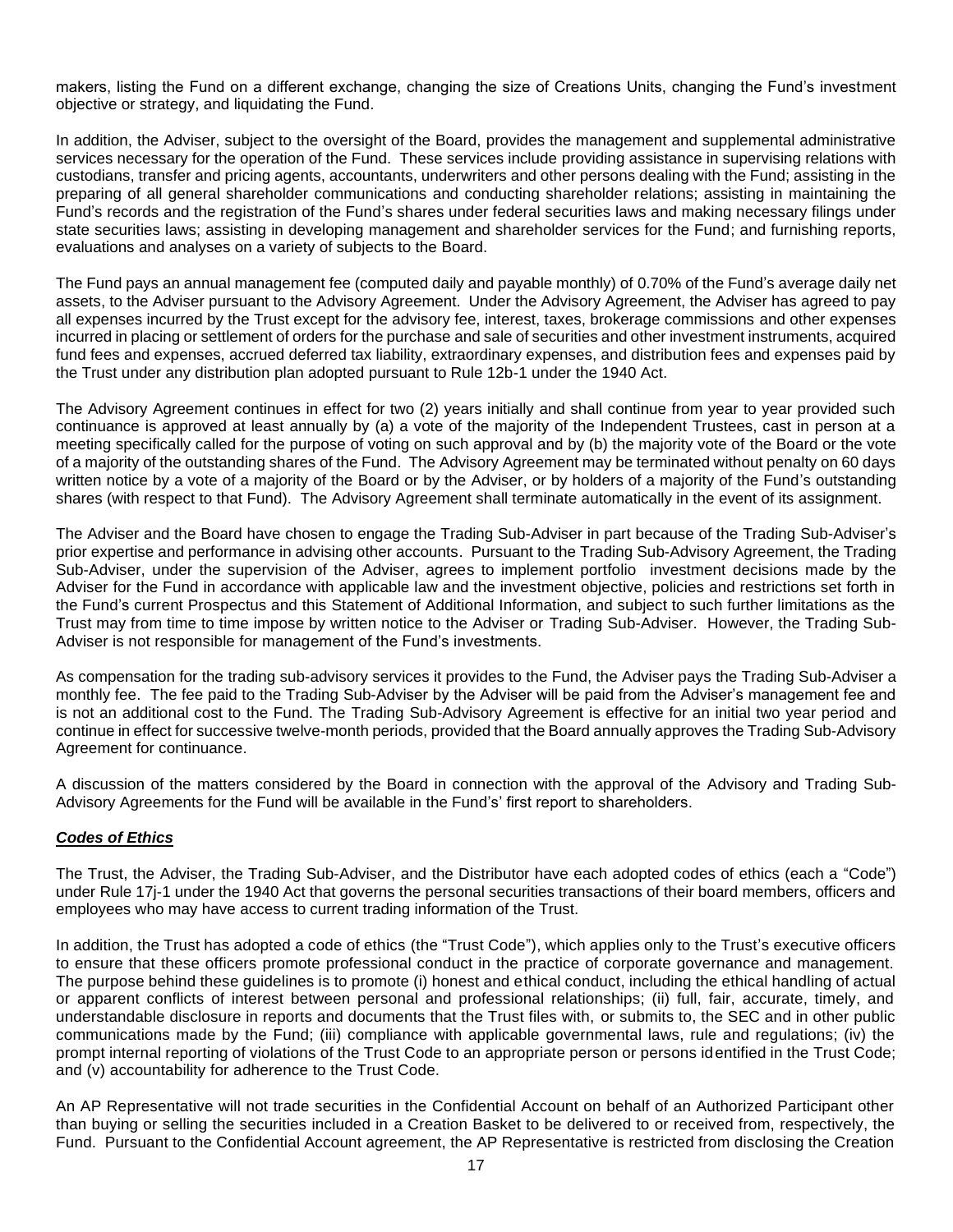makers, listing the Fund on a different exchange, changing the size of Creations Units, changing the Fund's investment objective or strategy, and liquidating the Fund.

In addition, the Adviser, subject to the oversight of the Board, provides the management and supplemental administrative services necessary for the operation of the Fund. These services include providing assistance in supervising relations with custodians, transfer and pricing agents, accountants, underwriters and other persons dealing with the Fund; assisting in the preparing of all general shareholder communications and conducting shareholder relations; assisting in maintaining the Fund's records and the registration of the Fund's shares under federal securities laws and making necessary filings under state securities laws; assisting in developing management and shareholder services for the Fund; and furnishing reports, evaluations and analyses on a variety of subjects to the Board.

The Fund pays an annual management fee (computed daily and payable monthly) of 0.70% of the Fund's average daily net assets, to the Adviser pursuant to the Advisory Agreement. Under the Advisory Agreement, the Adviser has agreed to pay all expenses incurred by the Trust except for the advisory fee, interest, taxes, brokerage commissions and other expenses incurred in placing or settlement of orders for the purchase and sale of securities and other investment instruments, acquired fund fees and expenses, accrued deferred tax liability, extraordinary expenses, and distribution fees and expenses paid by the Trust under any distribution plan adopted pursuant to Rule 12b-1 under the 1940 Act.

The Advisory Agreement continues in effect for two (2) years initially and shall continue from year to year provided such continuance is approved at least annually by (a) a vote of the majority of the Independent Trustees, cast in person at a meeting specifically called for the purpose of voting on such approval and by (b) the majority vote of the Board or the vote of a majority of the outstanding shares of the Fund. The Advisory Agreement may be terminated without penalty on 60 days written notice by a vote of a majority of the Board or by the Adviser, or by holders of a majority of the Fund's outstanding shares (with respect to that Fund). The Advisory Agreement shall terminate automatically in the event of its assignment.

The Adviser and the Board have chosen to engage the Trading Sub-Adviser in part because of the Trading Sub-Adviser's prior expertise and performance in advising other accounts. Pursuant to the Trading Sub-Advisory Agreement, the Trading Sub-Adviser, under the supervision of the Adviser, agrees to implement portfolio investment decisions made by the Adviser for the Fund in accordance with applicable law and the investment objective, policies and restrictions set forth in the Fund's current Prospectus and this Statement of Additional Information, and subject to such further limitations as the Trust may from time to time impose by written notice to the Adviser or Trading Sub-Adviser. However, the Trading Sub-Adviser is not responsible for management of the Fund's investments.

As compensation for the trading sub-advisory services it provides to the Fund, the Adviser pays the Trading Sub-Adviser a monthly fee. The fee paid to the Trading Sub-Adviser by the Adviser will be paid from the Adviser's management fee and is not an additional cost to the Fund. The Trading Sub-Advisory Agreement is effective for an initial two year period and continue in effect for successive twelve-month periods, provided that the Board annually approves the Trading Sub-Advisory Agreement for continuance.

A discussion of the matters considered by the Board in connection with the approval of the Advisory and Trading Sub-Advisory Agreements for the Fund will be available in the Fund's' first report to shareholders.

***Codes of Ethics***

The Trust, the Adviser, the Trading Sub-Adviser, and the Distributor have each adopted codes of ethics (each a "Code") under Rule 17j-1 under the 1940 Act that governs the personal securities transactions of their board members, officers and employees who may have access to current trading information of the Trust.

In addition, the Trust has adopted a code of ethics (the "Trust Code"), which applies only to the Trust's executive officers to ensure that these officers promote professional conduct in the practice of corporate governance and management. The purpose behind these guidelines is to promote (i) honest and ethical conduct, including the ethical handling of actual or apparent conflicts of interest between personal and professional relationships; (ii) full, fair, accurate, timely, and understandable disclosure in reports and documents that the Trust files with, or submits to, the SEC and in other public communications made by the Fund; (iii) compliance with applicable governmental laws, rule and regulations; (iv) the prompt internal reporting of violations of the Trust Code to an appropriate person or persons identified in the Trust Code; and (v) accountability for adherence to the Trust Code.

An AP Representative will not trade securities in the Confidential Account on behalf of an Authorized Participant other than buying or selling the securities included in a Creation Basket to be delivered to or received from, respectively, the Fund. Pursuant to the Confidential Account agreement, the AP Representative is restricted from disclosing the Creation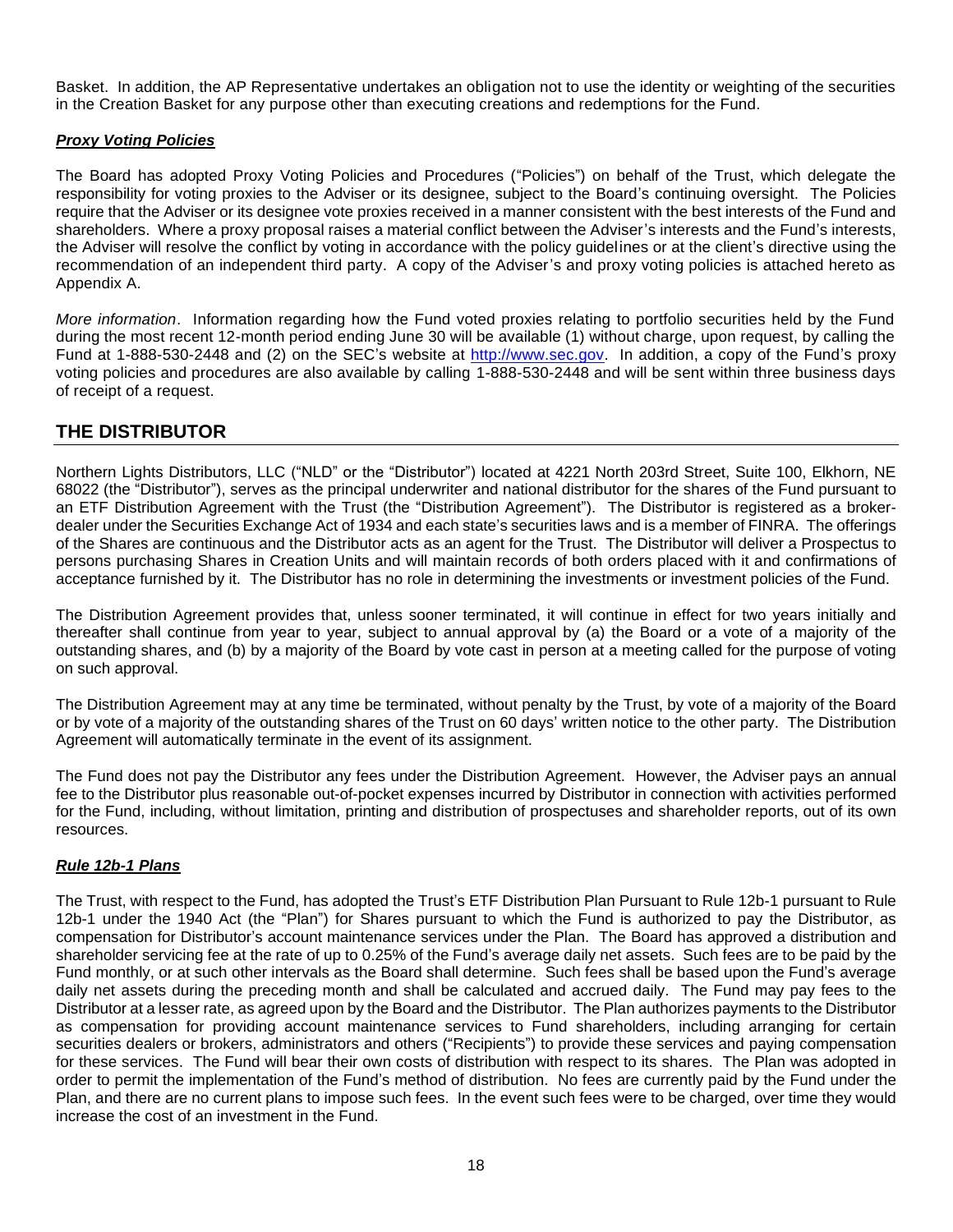Basket. In addition, the AP Representative undertakes an obligation not to use the identity or weighting of the securities in the Creation Basket for any purpose other than executing creations and redemptions for the Fund.

***Proxy Voting Policies***

The Board has adopted Proxy Voting Policies and Procedures ("Policies") on behalf of the Trust, which delegate the responsibility for voting proxies to the Adviser or its designee, subject to the Board's continuing oversight. The Policies require that the Adviser or its designee vote proxies received in a manner consistent with the best interests of the Fund and shareholders. Where a proxy proposal raises a material conflict between the Adviser's interests and the Fund's interests, the Adviser will resolve the conflict by voting in accordance with the policy guidelines or at the client's directive using the recommendation of an independent third party. A copy of the Adviser's and proxy voting policies is attached hereto as Appendix A.

*More information*. Information regarding how the Fund voted proxies relating to portfolio securities held by the Fund during the most recent 12-month period ending June 30 will be available (1) without charge, upon request, by calling the Fund at 1-888-530-2448 and (2) on the SEC's website at http://www.sec.gov. In addition, a copy of the Fund's proxy voting policies and procedures are also available by calling 1-888-530-2448 and will be sent within three business days of receipt of a request.

## THE DISTRIBUTOR

Northern Lights Distributors, LLC ("NLD" or the "Distributor") located at 4221 North 203rd Street, Suite 100, Elkhorn, NE 68022 (the "Distributor"), serves as the principal underwriter and national distributor for the shares of the Fund pursuant to an ETF Distribution Agreement with the Trust (the "Distribution Agreement"). The Distributor is registered as a broker-dealer under the Securities Exchange Act of 1934 and each state's securities laws and is a member of FINRA. The offerings of the Shares are continuous and the Distributor acts as an agent for the Trust. The Distributor will deliver a Prospectus to persons purchasing Shares in Creation Units and will maintain records of both orders placed with it and confirmations of acceptance furnished by it. The Distributor has no role in determining the investments or investment policies of the Fund.

The Distribution Agreement provides that, unless sooner terminated, it will continue in effect for two years initially and thereafter shall continue from year to year, subject to annual approval by (a) the Board or a vote of a majority of the outstanding shares, and (b) by a majority of the Board by vote cast in person at a meeting called for the purpose of voting on such approval.

The Distribution Agreement may at any time be terminated, without penalty by the Trust, by vote of a majority of the Board or by vote of a majority of the outstanding shares of the Trust on 60 days' written notice to the other party. The Distribution Agreement will automatically terminate in the event of its assignment.

The Fund does not pay the Distributor any fees under the Distribution Agreement. However, the Adviser pays an annual fee to the Distributor plus reasonable out-of-pocket expenses incurred by Distributor in connection with activities performed for the Fund, including, without limitation, printing and distribution of prospectuses and shareholder reports, out of its own resources.

***Rule 12b-1 Plans***

The Trust, with respect to the Fund, has adopted the Trust's ETF Distribution Plan Pursuant to Rule 12b-1 pursuant to Rule 12b-1 under the 1940 Act (the "Plan") for Shares pursuant to which the Fund is authorized to pay the Distributor, as compensation for Distributor's account maintenance services under the Plan. The Board has approved a distribution and shareholder servicing fee at the rate of up to 0.25% of the Fund's average daily net assets. Such fees are to be paid by the Fund monthly, or at such other intervals as the Board shall determine. Such fees shall be based upon the Fund's average daily net assets during the preceding month and shall be calculated and accrued daily. The Fund may pay fees to the Distributor at a lesser rate, as agreed upon by the Board and the Distributor. The Plan authorizes payments to the Distributor as compensation for providing account maintenance services to Fund shareholders, including arranging for certain securities dealers or brokers, administrators and others ("Recipients") to provide these services and paying compensation for these services. The Fund will bear their own costs of distribution with respect to its shares. The Plan was adopted in order to permit the implementation of the Fund's method of distribution. No fees are currently paid by the Fund under the Plan, and there are no current plans to impose such fees. In the event such fees were to be charged, over time they would increase the cost of an investment in the Fund.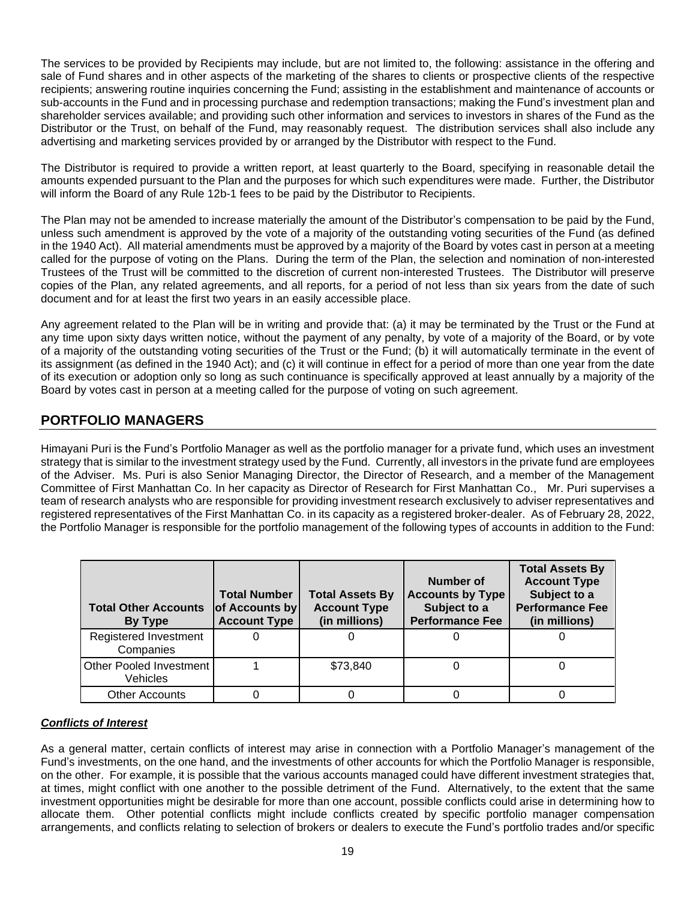The services to be provided by Recipients may include, but are not limited to, the following: assistance in the offering and sale of Fund shares and in other aspects of the marketing of the shares to clients or prospective clients of the respective recipients; answering routine inquiries concerning the Fund; assisting in the establishment and maintenance of accounts or sub-accounts in the Fund and in processing purchase and redemption transactions; making the Fund's investment plan and shareholder services available; and providing such other information and services to investors in shares of the Fund as the Distributor or the Trust, on behalf of the Fund, may reasonably request. The distribution services shall also include any advertising and marketing services provided by or arranged by the Distributor with respect to the Fund.

The Distributor is required to provide a written report, at least quarterly to the Board, specifying in reasonable detail the amounts expended pursuant to the Plan and the purposes for which such expenditures were made. Further, the Distributor will inform the Board of any Rule 12b-1 fees to be paid by the Distributor to Recipients.

The Plan may not be amended to increase materially the amount of the Distributor's compensation to be paid by the Fund, unless such amendment is approved by the vote of a majority of the outstanding voting securities of the Fund (as defined in the 1940 Act). All material amendments must be approved by a majority of the Board by votes cast in person at a meeting called for the purpose of voting on the Plans. During the term of the Plan, the selection and nomination of non-interested Trustees of the Trust will be committed to the discretion of current non-interested Trustees. The Distributor will preserve copies of the Plan, any related agreements, and all reports, for a period of not less than six years from the date of such document and for at least the first two years in an easily accessible place.

Any agreement related to the Plan will be in writing and provide that: (a) it may be terminated by the Trust or the Fund at any time upon sixty days written notice, without the payment of any penalty, by vote of a majority of the Board, or by vote of a majority of the outstanding voting securities of the Trust or the Fund; (b) it will automatically terminate in the event of its assignment (as defined in the 1940 Act); and (c) it will continue in effect for a period of more than one year from the date of its execution or adoption only so long as such continuance is specifically approved at least annually by a majority of the Board by votes cast in person at a meeting called for the purpose of voting on such agreement.

## PORTFOLIO MANAGERS

Himayani Puri is the Fund's Portfolio Manager as well as the portfolio manager for a private fund, which uses an investment strategy that is similar to the investment strategy used by the Fund. Currently, all investors in the private fund are employees of the Adviser. Ms. Puri is also Senior Managing Director, the Director of Research, and a member of the Management Committee of First Manhattan Co. In her capacity as Director of Research for First Manhattan Co., Mr. Puri supervises a team of research analysts who are responsible for providing investment research exclusively to adviser representatives and registered representatives of the First Manhattan Co. in its capacity as a registered broker-dealer. As of February 28, 2022, the Portfolio Manager is responsible for the portfolio management of the following types of accounts in addition to the Fund:

| Total Other Accounts By Type | Total Number of Accounts by Account Type | Total Assets By Account Type (in millions) | Number of Accounts by Type Subject to a Performance Fee | Total Assets By Account Type Subject to a Performance Fee (in millions) |
|---|---|---|---|---|
| Registered Investment Companies | 0 | 0 | 0 | 0 |
| Other Pooled Investment Vehicles | 1 | $73,840 | 0 | 0 |
| Other Accounts | 0 | 0 | 0 | 0 |

***Conflicts of Interest***

As a general matter, certain conflicts of interest may arise in connection with a Portfolio Manager's management of the Fund's investments, on the one hand, and the investments of other accounts for which the Portfolio Manager is responsible, on the other. For example, it is possible that the various accounts managed could have different investment strategies that, at times, might conflict with one another to the possible detriment of the Fund. Alternatively, to the extent that the same investment opportunities might be desirable for more than one account, possible conflicts could arise in determining how to allocate them. Other potential conflicts might include conflicts created by specific portfolio manager compensation arrangements, and conflicts relating to selection of brokers or dealers to execute the Fund's portfolio trades and/or specific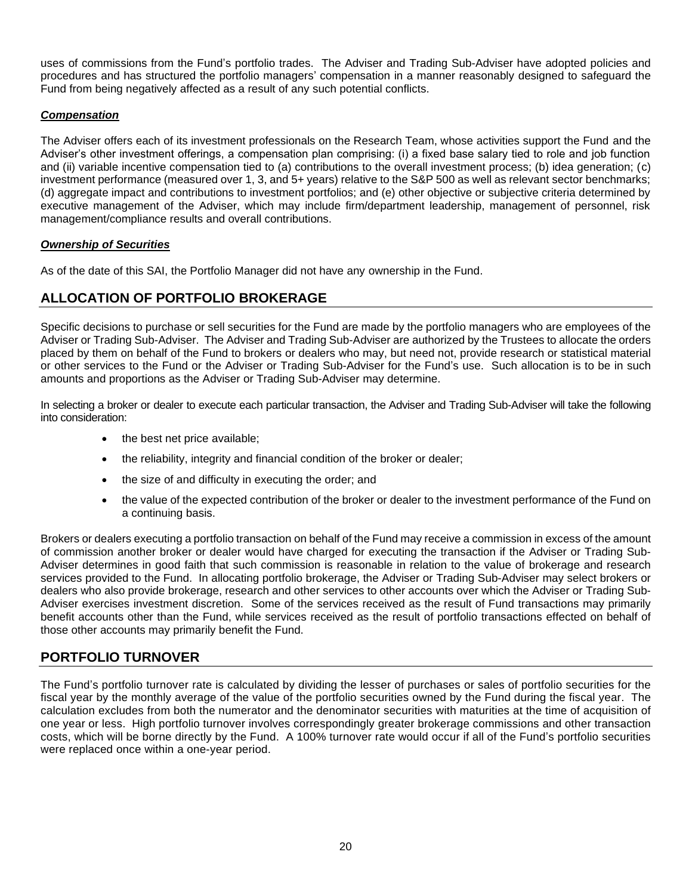uses of commissions from the Fund's portfolio trades. The Adviser and Trading Sub-Adviser have adopted policies and procedures and has structured the portfolio managers' compensation in a manner reasonably designed to safeguard the Fund from being negatively affected as a result of any such potential conflicts.

***Compensation***

The Adviser offers each of its investment professionals on the Research Team, whose activities support the Fund and the Adviser's other investment offerings, a compensation plan comprising: (i) a fixed base salary tied to role and job function and (ii) variable incentive compensation tied to (a) contributions to the overall investment process; (b) idea generation; (c) investment performance (measured over 1, 3, and 5+ years) relative to the S&P 500 as well as relevant sector benchmarks; (d) aggregate impact and contributions to investment portfolios; and (e) other objective or subjective criteria determined by executive management of the Adviser, which may include firm/department leadership, management of personnel, risk management/compliance results and overall contributions.

***Ownership of Securities***

As of the date of this SAI, the Portfolio Manager did not have any ownership in the Fund.

## ALLOCATION OF PORTFOLIO BROKERAGE

Specific decisions to purchase or sell securities for the Fund are made by the portfolio managers who are employees of the Adviser or Trading Sub-Adviser. The Adviser and Trading Sub-Adviser are authorized by the Trustees to allocate the orders placed by them on behalf of the Fund to brokers or dealers who may, but need not, provide research or statistical material or other services to the Fund or the Adviser or Trading Sub-Adviser for the Fund's use. Such allocation is to be in such amounts and proportions as the Adviser or Trading Sub-Adviser may determine.

In selecting a broker or dealer to execute each particular transaction, the Adviser and Trading Sub-Adviser will take the following into consideration:

- the best net price available;
- the reliability, integrity and financial condition of the broker or dealer;
- the size of and difficulty in executing the order; and
- the value of the expected contribution of the broker or dealer to the investment performance of the Fund on a continuing basis.

Brokers or dealers executing a portfolio transaction on behalf of the Fund may receive a commission in excess of the amount of commission another broker or dealer would have charged for executing the transaction if the Adviser or Trading Sub-Adviser determines in good faith that such commission is reasonable in relation to the value of brokerage and research services provided to the Fund. In allocating portfolio brokerage, the Adviser or Trading Sub-Adviser may select brokers or dealers who also provide brokerage, research and other services to other accounts over which the Adviser or Trading Sub-Adviser exercises investment discretion. Some of the services received as the result of Fund transactions may primarily benefit accounts other than the Fund, while services received as the result of portfolio transactions effected on behalf of those other accounts may primarily benefit the Fund.

## PORTFOLIO TURNOVER

The Fund's portfolio turnover rate is calculated by dividing the lesser of purchases or sales of portfolio securities for the fiscal year by the monthly average of the value of the portfolio securities owned by the Fund during the fiscal year. The calculation excludes from both the numerator and the denominator securities with maturities at the time of acquisition of one year or less. High portfolio turnover involves correspondingly greater brokerage commissions and other transaction costs, which will be borne directly by the Fund. A 100% turnover rate would occur if all of the Fund's portfolio securities were replaced once within a one-year period.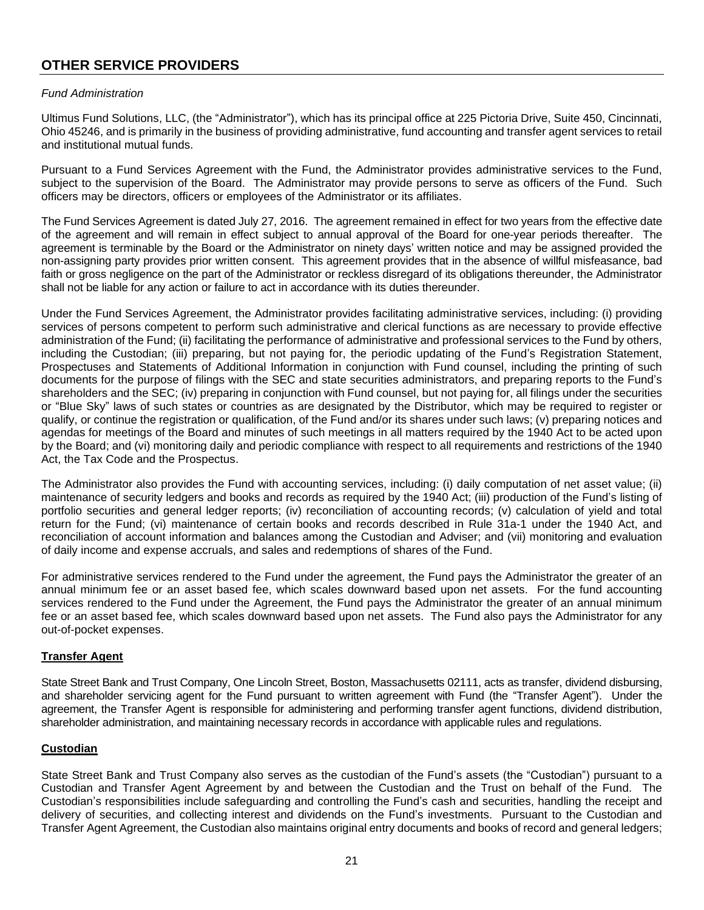## OTHER SERVICE PROVIDERS

*Fund Administration*

Ultimus Fund Solutions, LLC, (the "Administrator"), which has its principal office at 225 Pictoria Drive, Suite 450, Cincinnati, Ohio 45246, and is primarily in the business of providing administrative, fund accounting and transfer agent services to retail and institutional mutual funds.

Pursuant to a Fund Services Agreement with the Fund, the Administrator provides administrative services to the Fund, subject to the supervision of the Board. The Administrator may provide persons to serve as officers of the Fund. Such officers may be directors, officers or employees of the Administrator or its affiliates.

The Fund Services Agreement is dated July 27, 2016. The agreement remained in effect for two years from the effective date of the agreement and will remain in effect subject to annual approval of the Board for one-year periods thereafter. The agreement is terminable by the Board or the Administrator on ninety days' written notice and may be assigned provided the non-assigning party provides prior written consent. This agreement provides that in the absence of willful misfeasance, bad faith or gross negligence on the part of the Administrator or reckless disregard of its obligations thereunder, the Administrator shall not be liable for any action or failure to act in accordance with its duties thereunder.

Under the Fund Services Agreement, the Administrator provides facilitating administrative services, including: (i) providing services of persons competent to perform such administrative and clerical functions as are necessary to provide effective administration of the Fund; (ii) facilitating the performance of administrative and professional services to the Fund by others, including the Custodian; (iii) preparing, but not paying for, the periodic updating of the Fund's Registration Statement, Prospectuses and Statements of Additional Information in conjunction with Fund counsel, including the printing of such documents for the purpose of filings with the SEC and state securities administrators, and preparing reports to the Fund's shareholders and the SEC; (iv) preparing in conjunction with Fund counsel, but not paying for, all filings under the securities or "Blue Sky" laws of such states or countries as are designated by the Distributor, which may be required to register or qualify, or continue the registration or qualification, of the Fund and/or its shares under such laws; (v) preparing notices and agendas for meetings of the Board and minutes of such meetings in all matters required by the 1940 Act to be acted upon by the Board; and (vi) monitoring daily and periodic compliance with respect to all requirements and restrictions of the 1940 Act, the Tax Code and the Prospectus.

The Administrator also provides the Fund with accounting services, including: (i) daily computation of net asset value; (ii) maintenance of security ledgers and books and records as required by the 1940 Act; (iii) production of the Fund's listing of portfolio securities and general ledger reports; (iv) reconciliation of accounting records; (v) calculation of yield and total return for the Fund; (vi) maintenance of certain books and records described in Rule 31a-1 under the 1940 Act, and reconciliation of account information and balances among the Custodian and Adviser; and (vii) monitoring and evaluation of daily income and expense accruals, and sales and redemptions of shares of the Fund.

For administrative services rendered to the Fund under the agreement, the Fund pays the Administrator the greater of an annual minimum fee or an asset based fee, which scales downward based upon net assets. For the fund accounting services rendered to the Fund under the Agreement, the Fund pays the Administrator the greater of an annual minimum fee or an asset based fee, which scales downward based upon net assets. The Fund also pays the Administrator for any out-of-pocket expenses.

### Transfer Agent

State Street Bank and Trust Company, One Lincoln Street, Boston, Massachusetts 02111, acts as transfer, dividend disbursing, and shareholder servicing agent for the Fund pursuant to written agreement with Fund (the "Transfer Agent"). Under the agreement, the Transfer Agent is responsible for administering and performing transfer agent functions, dividend distribution, shareholder administration, and maintaining necessary records in accordance with applicable rules and regulations.

### Custodian

State Street Bank and Trust Company also serves as the custodian of the Fund's assets (the "Custodian") pursuant to a Custodian and Transfer Agent Agreement by and between the Custodian and the Trust on behalf of the Fund. The Custodian's responsibilities include safeguarding and controlling the Fund's cash and securities, handling the receipt and delivery of securities, and collecting interest and dividends on the Fund's investments. Pursuant to the Custodian and Transfer Agent Agreement, the Custodian also maintains original entry documents and books of record and general ledgers;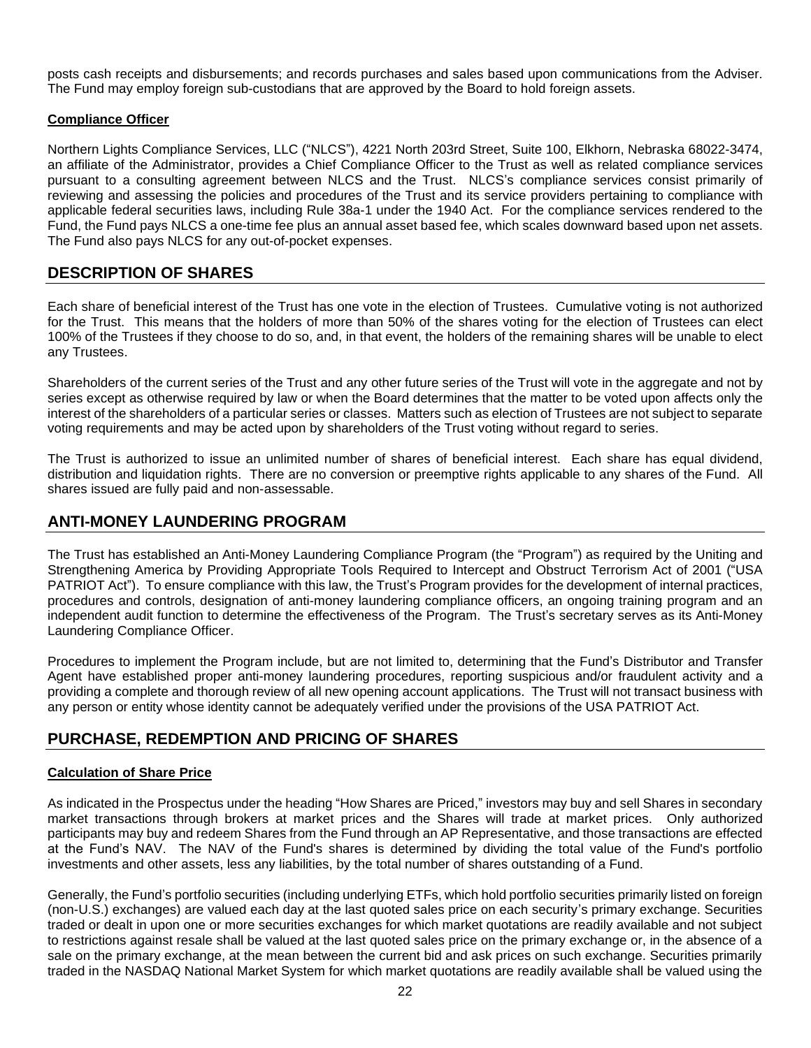posts cash receipts and disbursements; and records purchases and sales based upon communications from the Adviser. The Fund may employ foreign sub-custodians that are approved by the Board to hold foreign assets.

**Compliance Officer**

Northern Lights Compliance Services, LLC ("NLCS"), 4221 North 203rd Street, Suite 100, Elkhorn, Nebraska 68022-3474, an affiliate of the Administrator, provides a Chief Compliance Officer to the Trust as well as related compliance services pursuant to a consulting agreement between NLCS and the Trust. NLCS's compliance services consist primarily of reviewing and assessing the policies and procedures of the Trust and its service providers pertaining to compliance with applicable federal securities laws, including Rule 38a-1 under the 1940 Act. For the compliance services rendered to the Fund, the Fund pays NLCS a one-time fee plus an annual asset based fee, which scales downward based upon net assets. The Fund also pays NLCS for any out-of-pocket expenses.

## DESCRIPTION OF SHARES

Each share of beneficial interest of the Trust has one vote in the election of Trustees. Cumulative voting is not authorized for the Trust. This means that the holders of more than 50% of the shares voting for the election of Trustees can elect 100% of the Trustees if they choose to do so, and, in that event, the holders of the remaining shares will be unable to elect any Trustees.

Shareholders of the current series of the Trust and any other future series of the Trust will vote in the aggregate and not by series except as otherwise required by law or when the Board determines that the matter to be voted upon affects only the interest of the shareholders of a particular series or classes. Matters such as election of Trustees are not subject to separate voting requirements and may be acted upon by shareholders of the Trust voting without regard to series.

The Trust is authorized to issue an unlimited number of shares of beneficial interest. Each share has equal dividend, distribution and liquidation rights. There are no conversion or preemptive rights applicable to any shares of the Fund. All shares issued are fully paid and non-assessable.

## ANTI-MONEY LAUNDERING PROGRAM

The Trust has established an Anti-Money Laundering Compliance Program (the "Program") as required by the Uniting and Strengthening America by Providing Appropriate Tools Required to Intercept and Obstruct Terrorism Act of 2001 ("USA PATRIOT Act"). To ensure compliance with this law, the Trust's Program provides for the development of internal practices, procedures and controls, designation of anti-money laundering compliance officers, an ongoing training program and an independent audit function to determine the effectiveness of the Program. The Trust's secretary serves as its Anti-Money Laundering Compliance Officer.

Procedures to implement the Program include, but are not limited to, determining that the Fund's Distributor and Transfer Agent have established proper anti-money laundering procedures, reporting suspicious and/or fraudulent activity and a providing a complete and thorough review of all new opening account applications. The Trust will not transact business with any person or entity whose identity cannot be adequately verified under the provisions of the USA PATRIOT Act.

## PURCHASE, REDEMPTION AND PRICING OF SHARES

**Calculation of Share Price**

As indicated in the Prospectus under the heading "How Shares are Priced," investors may buy and sell Shares in secondary market transactions through brokers at market prices and the Shares will trade at market prices. Only authorized participants may buy and redeem Shares from the Fund through an AP Representative, and those transactions are effected at the Fund's NAV. The NAV of the Fund's shares is determined by dividing the total value of the Fund's portfolio investments and other assets, less any liabilities, by the total number of shares outstanding of a Fund.

Generally, the Fund's portfolio securities (including underlying ETFs, which hold portfolio securities primarily listed on foreign (non-U.S.) exchanges) are valued each day at the last quoted sales price on each security's primary exchange. Securities traded or dealt in upon one or more securities exchanges for which market quotations are readily available and not subject to restrictions against resale shall be valued at the last quoted sales price on the primary exchange or, in the absence of a sale on the primary exchange, at the mean between the current bid and ask prices on such exchange. Securities primarily traded in the NASDAQ National Market System for which market quotations are readily available shall be valued using the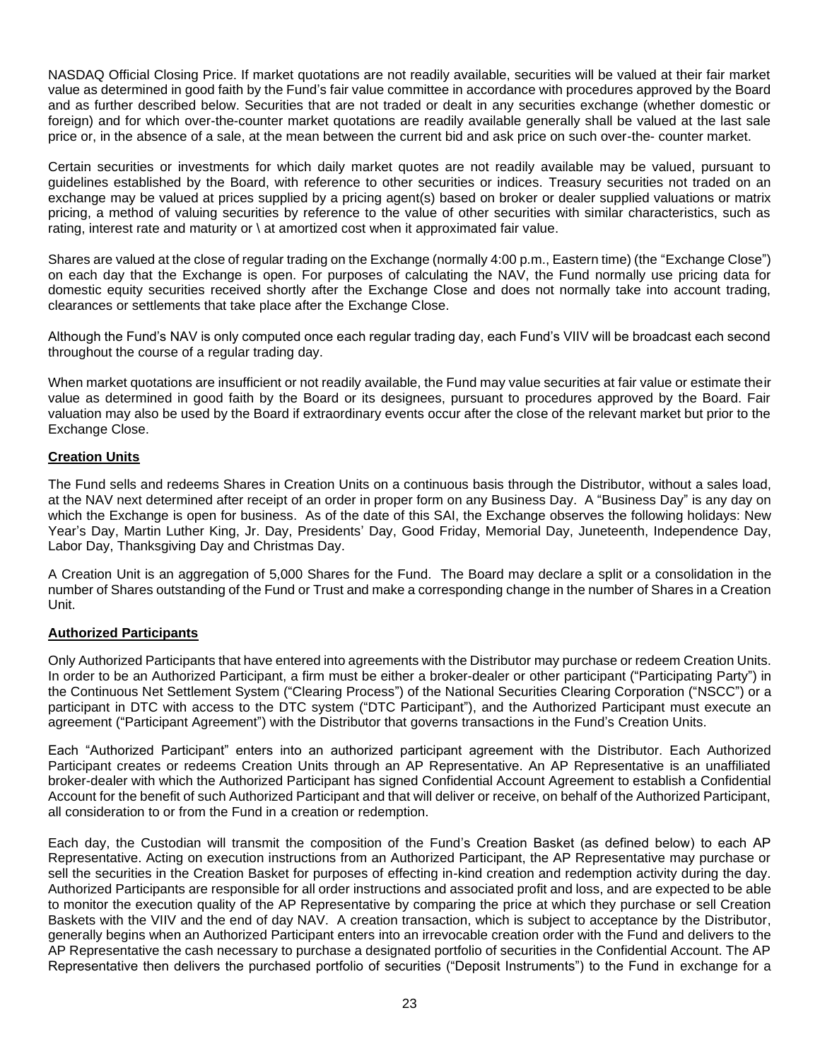NASDAQ Official Closing Price. If market quotations are not readily available, securities will be valued at their fair market value as determined in good faith by the Fund's fair value committee in accordance with procedures approved by the Board and as further described below. Securities that are not traded or dealt in any securities exchange (whether domestic or foreign) and for which over-the-counter market quotations are readily available generally shall be valued at the last sale price or, in the absence of a sale, at the mean between the current bid and ask price on such over-the- counter market.

Certain securities or investments for which daily market quotes are not readily available may be valued, pursuant to guidelines established by the Board, with reference to other securities or indices. Treasury securities not traded on an exchange may be valued at prices supplied by a pricing agent(s) based on broker or dealer supplied valuations or matrix pricing, a method of valuing securities by reference to the value of other securities with similar characteristics, such as rating, interest rate and maturity or \ at amortized cost when it approximated fair value.

Shares are valued at the close of regular trading on the Exchange (normally 4:00 p.m., Eastern time) (the "Exchange Close") on each day that the Exchange is open. For purposes of calculating the NAV, the Fund normally use pricing data for domestic equity securities received shortly after the Exchange Close and does not normally take into account trading, clearances or settlements that take place after the Exchange Close.

Although the Fund's NAV is only computed once each regular trading day, each Fund's VIIV will be broadcast each second throughout the course of a regular trading day.

When market quotations are insufficient or not readily available, the Fund may value securities at fair value or estimate their value as determined in good faith by the Board or its designees, pursuant to procedures approved by the Board. Fair valuation may also be used by the Board if extraordinary events occur after the close of the relevant market but prior to the Exchange Close.

**Creation Units**

The Fund sells and redeems Shares in Creation Units on a continuous basis through the Distributor, without a sales load, at the NAV next determined after receipt of an order in proper form on any Business Day. A "Business Day" is any day on which the Exchange is open for business. As of the date of this SAI, the Exchange observes the following holidays: New Year's Day, Martin Luther King, Jr. Day, Presidents' Day, Good Friday, Memorial Day, Juneteenth, Independence Day, Labor Day, Thanksgiving Day and Christmas Day.

A Creation Unit is an aggregation of 5,000 Shares for the Fund. The Board may declare a split or a consolidation in the number of Shares outstanding of the Fund or Trust and make a corresponding change in the number of Shares in a Creation Unit.

**Authorized Participants**

Only Authorized Participants that have entered into agreements with the Distributor may purchase or redeem Creation Units. In order to be an Authorized Participant, a firm must be either a broker-dealer or other participant ("Participating Party") in the Continuous Net Settlement System ("Clearing Process") of the National Securities Clearing Corporation ("NSCC") or a participant in DTC with access to the DTC system ("DTC Participant"), and the Authorized Participant must execute an agreement ("Participant Agreement") with the Distributor that governs transactions in the Fund's Creation Units.

Each "Authorized Participant" enters into an authorized participant agreement with the Distributor. Each Authorized Participant creates or redeems Creation Units through an AP Representative. An AP Representative is an unaffiliated broker-dealer with which the Authorized Participant has signed Confidential Account Agreement to establish a Confidential Account for the benefit of such Authorized Participant and that will deliver or receive, on behalf of the Authorized Participant, all consideration to or from the Fund in a creation or redemption.

Each day, the Custodian will transmit the composition of the Fund's Creation Basket (as defined below) to each AP Representative. Acting on execution instructions from an Authorized Participant, the AP Representative may purchase or sell the securities in the Creation Basket for purposes of effecting in-kind creation and redemption activity during the day. Authorized Participants are responsible for all order instructions and associated profit and loss, and are expected to be able to monitor the execution quality of the AP Representative by comparing the price at which they purchase or sell Creation Baskets with the VIIV and the end of day NAV. A creation transaction, which is subject to acceptance by the Distributor, generally begins when an Authorized Participant enters into an irrevocable creation order with the Fund and delivers to the AP Representative the cash necessary to purchase a designated portfolio of securities in the Confidential Account. The AP Representative then delivers the purchased portfolio of securities ("Deposit Instruments") to the Fund in exchange for a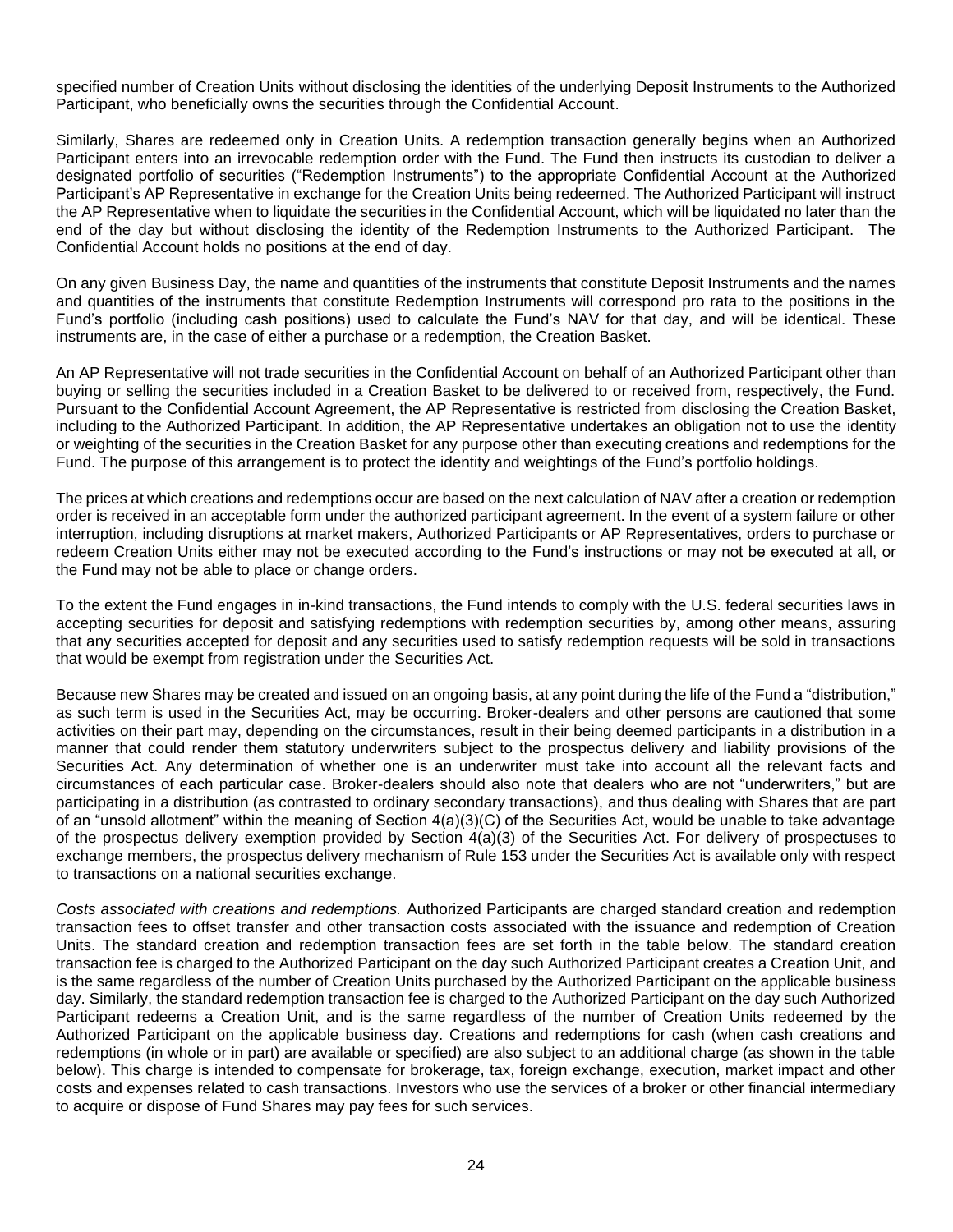specified number of Creation Units without disclosing the identities of the underlying Deposit Instruments to the Authorized Participant, who beneficially owns the securities through the Confidential Account.

Similarly, Shares are redeemed only in Creation Units. A redemption transaction generally begins when an Authorized Participant enters into an irrevocable redemption order with the Fund. The Fund then instructs its custodian to deliver a designated portfolio of securities ("Redemption Instruments") to the appropriate Confidential Account at the Authorized Participant's AP Representative in exchange for the Creation Units being redeemed. The Authorized Participant will instruct the AP Representative when to liquidate the securities in the Confidential Account, which will be liquidated no later than the end of the day but without disclosing the identity of the Redemption Instruments to the Authorized Participant. The Confidential Account holds no positions at the end of day.

On any given Business Day, the name and quantities of the instruments that constitute Deposit Instruments and the names and quantities of the instruments that constitute Redemption Instruments will correspond pro rata to the positions in the Fund's portfolio (including cash positions) used to calculate the Fund's NAV for that day, and will be identical. These instruments are, in the case of either a purchase or a redemption, the Creation Basket.

An AP Representative will not trade securities in the Confidential Account on behalf of an Authorized Participant other than buying or selling the securities included in a Creation Basket to be delivered to or received from, respectively, the Fund. Pursuant to the Confidential Account Agreement, the AP Representative is restricted from disclosing the Creation Basket, including to the Authorized Participant. In addition, the AP Representative undertakes an obligation not to use the identity or weighting of the securities in the Creation Basket for any purpose other than executing creations and redemptions for the Fund. The purpose of this arrangement is to protect the identity and weightings of the Fund's portfolio holdings.

The prices at which creations and redemptions occur are based on the next calculation of NAV after a creation or redemption order is received in an acceptable form under the authorized participant agreement. In the event of a system failure or other interruption, including disruptions at market makers, Authorized Participants or AP Representatives, orders to purchase or redeem Creation Units either may not be executed according to the Fund's instructions or may not be executed at all, or the Fund may not be able to place or change orders.

To the extent the Fund engages in in-kind transactions, the Fund intends to comply with the U.S. federal securities laws in accepting securities for deposit and satisfying redemptions with redemption securities by, among other means, assuring that any securities accepted for deposit and any securities used to satisfy redemption requests will be sold in transactions that would be exempt from registration under the Securities Act.

Because new Shares may be created and issued on an ongoing basis, at any point during the life of the Fund a "distribution," as such term is used in the Securities Act, may be occurring. Broker-dealers and other persons are cautioned that some activities on their part may, depending on the circumstances, result in their being deemed participants in a distribution in a manner that could render them statutory underwriters subject to the prospectus delivery and liability provisions of the Securities Act. Any determination of whether one is an underwriter must take into account all the relevant facts and circumstances of each particular case. Broker-dealers should also note that dealers who are not "underwriters," but are participating in a distribution (as contrasted to ordinary secondary transactions), and thus dealing with Shares that are part of an "unsold allotment" within the meaning of Section 4(a)(3)(C) of the Securities Act, would be unable to take advantage of the prospectus delivery exemption provided by Section 4(a)(3) of the Securities Act. For delivery of prospectuses to exchange members, the prospectus delivery mechanism of Rule 153 under the Securities Act is available only with respect to transactions on a national securities exchange.

*Costs associated with creations and redemptions.* Authorized Participants are charged standard creation and redemption transaction fees to offset transfer and other transaction costs associated with the issuance and redemption of Creation Units. The standard creation and redemption transaction fees are set forth in the table below. The standard creation transaction fee is charged to the Authorized Participant on the day such Authorized Participant creates a Creation Unit, and is the same regardless of the number of Creation Units purchased by the Authorized Participant on the applicable business day. Similarly, the standard redemption transaction fee is charged to the Authorized Participant on the day such Authorized Participant redeems a Creation Unit, and is the same regardless of the number of Creation Units redeemed by the Authorized Participant on the applicable business day. Creations and redemptions for cash (when cash creations and redemptions (in whole or in part) are available or specified) are also subject to an additional charge (as shown in the table below). This charge is intended to compensate for brokerage, tax, foreign exchange, execution, market impact and other costs and expenses related to cash transactions. Investors who use the services of a broker or other financial intermediary to acquire or dispose of Fund Shares may pay fees for such services.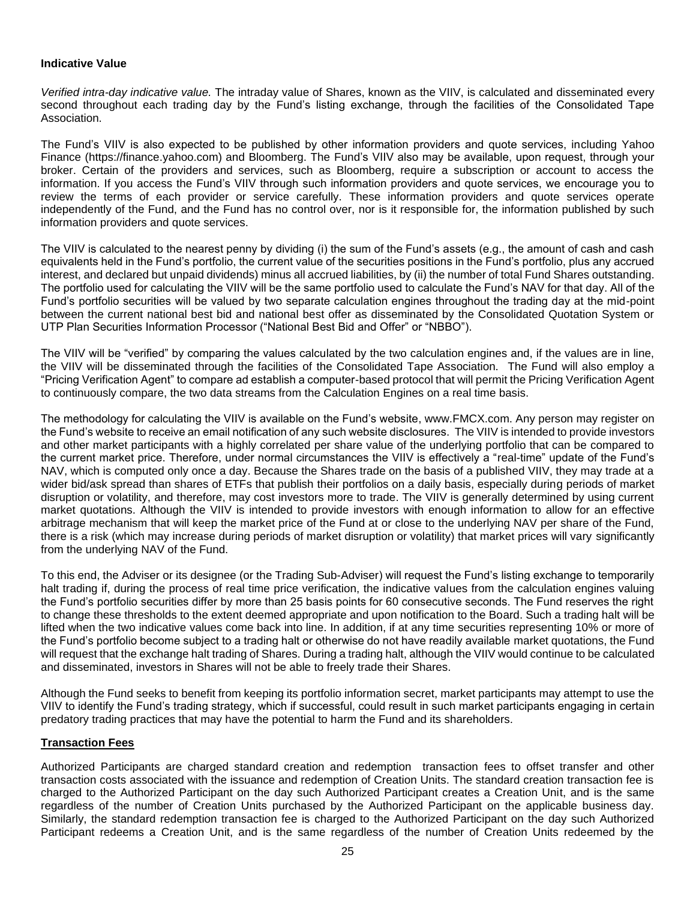**Indicative Value**

*Verified intra-day indicative value.* The intraday value of Shares, known as the VIIV, is calculated and disseminated every second throughout each trading day by the Fund's listing exchange, through the facilities of the Consolidated Tape Association.

The Fund's VIIV is also expected to be published by other information providers and quote services, including Yahoo Finance (https://finance.yahoo.com) and Bloomberg. The Fund's VIIV also may be available, upon request, through your broker. Certain of the providers and services, such as Bloomberg, require a subscription or account to access the information. If you access the Fund's VIIV through such information providers and quote services, we encourage you to review the terms of each provider or service carefully. These information providers and quote services operate independently of the Fund, and the Fund has no control over, nor is it responsible for, the information published by such information providers and quote services.

The VIIV is calculated to the nearest penny by dividing (i) the sum of the Fund's assets (e.g., the amount of cash and cash equivalents held in the Fund's portfolio, the current value of the securities positions in the Fund's portfolio, plus any accrued interest, and declared but unpaid dividends) minus all accrued liabilities, by (ii) the number of total Fund Shares outstanding. The portfolio used for calculating the VIIV will be the same portfolio used to calculate the Fund's NAV for that day. All of the Fund's portfolio securities will be valued by two separate calculation engines throughout the trading day at the mid-point between the current national best bid and national best offer as disseminated by the Consolidated Quotation System or UTP Plan Securities Information Processor ("National Best Bid and Offer" or "NBBO").

The VIIV will be "verified" by comparing the values calculated by the two calculation engines and, if the values are in line, the VIIV will be disseminated through the facilities of the Consolidated Tape Association. The Fund will also employ a "Pricing Verification Agent" to compare ad establish a computer-based protocol that will permit the Pricing Verification Agent to continuously compare, the two data streams from the Calculation Engines on a real time basis.

The methodology for calculating the VIIV is available on the Fund's website, www.FMCX.com. Any person may register on the Fund's website to receive an email notification of any such website disclosures. The VIIV is intended to provide investors and other market participants with a highly correlated per share value of the underlying portfolio that can be compared to the current market price. Therefore, under normal circumstances the VIIV is effectively a "real-time" update of the Fund's NAV, which is computed only once a day. Because the Shares trade on the basis of a published VIIV, they may trade at a wider bid/ask spread than shares of ETFs that publish their portfolios on a daily basis, especially during periods of market disruption or volatility, and therefore, may cost investors more to trade. The VIIV is generally determined by using current market quotations. Although the VIIV is intended to provide investors with enough information to allow for an effective arbitrage mechanism that will keep the market price of the Fund at or close to the underlying NAV per share of the Fund, there is a risk (which may increase during periods of market disruption or volatility) that market prices will vary significantly from the underlying NAV of the Fund.

To this end, the Adviser or its designee (or the Trading Sub-Adviser) will request the Fund's listing exchange to temporarily halt trading if, during the process of real time price verification, the indicative values from the calculation engines valuing the Fund's portfolio securities differ by more than 25 basis points for 60 consecutive seconds. The Fund reserves the right to change these thresholds to the extent deemed appropriate and upon notification to the Board. Such a trading halt will be lifted when the two indicative values come back into line. In addition, if at any time securities representing 10% or more of the Fund's portfolio become subject to a trading halt or otherwise do not have readily available market quotations, the Fund will request that the exchange halt trading of Shares. During a trading halt, although the VIIV would continue to be calculated and disseminated, investors in Shares will not be able to freely trade their Shares.

Although the Fund seeks to benefit from keeping its portfolio information secret, market participants may attempt to use the VIIV to identify the Fund's trading strategy, which if successful, could result in such market participants engaging in certain predatory trading practices that may have the potential to harm the Fund and its shareholders.

**Transaction Fees**

Authorized Participants are charged standard creation and redemption transaction fees to offset transfer and other transaction costs associated with the issuance and redemption of Creation Units. The standard creation transaction fee is charged to the Authorized Participant on the day such Authorized Participant creates a Creation Unit, and is the same regardless of the number of Creation Units purchased by the Authorized Participant on the applicable business day. Similarly, the standard redemption transaction fee is charged to the Authorized Participant on the day such Authorized Participant redeems a Creation Unit, and is the same regardless of the number of Creation Units redeemed by the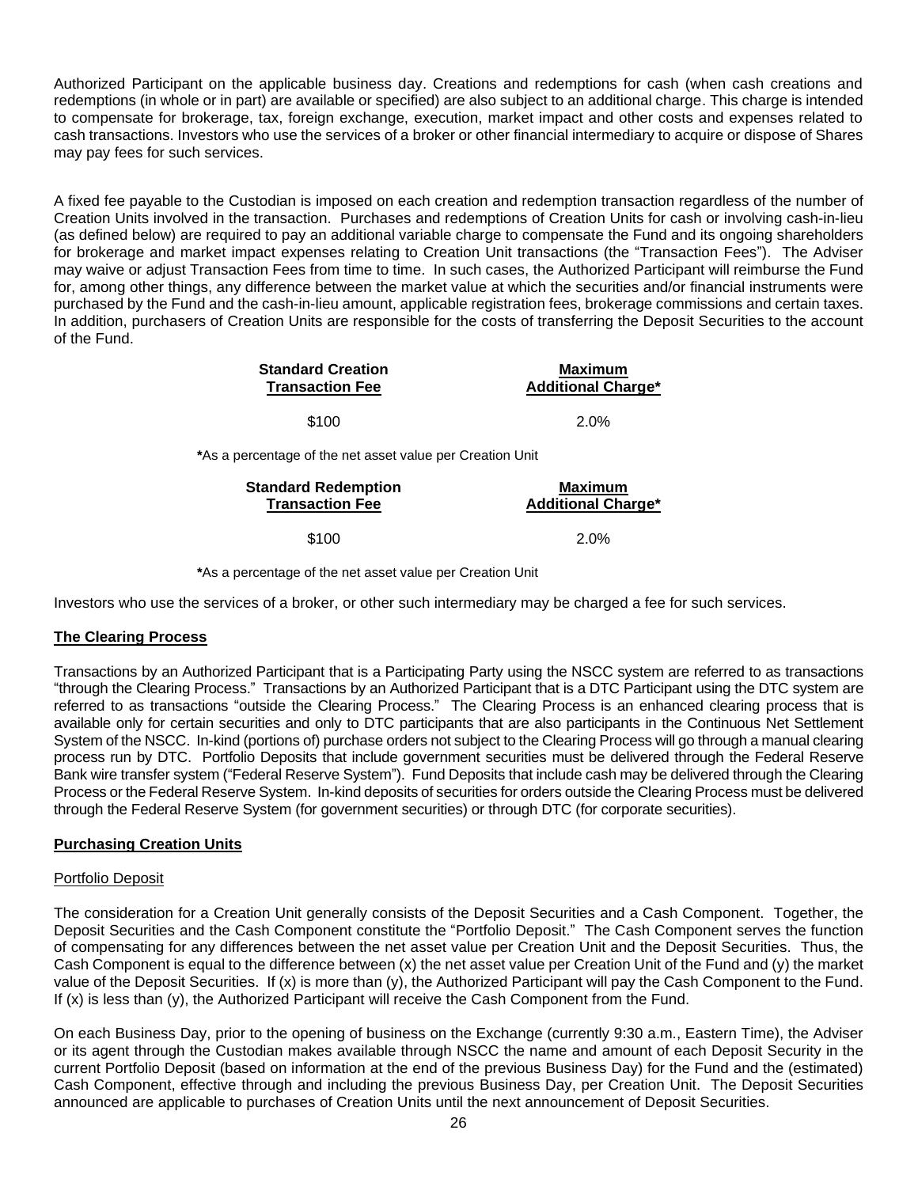Authorized Participant on the applicable business day. Creations and redemptions for cash (when cash creations and redemptions (in whole or in part) are available or specified) are also subject to an additional charge. This charge is intended to compensate for brokerage, tax, foreign exchange, execution, market impact and other costs and expenses related to cash transactions. Investors who use the services of a broker or other financial intermediary to acquire or dispose of Shares may pay fees for such services.

A fixed fee payable to the Custodian is imposed on each creation and redemption transaction regardless of the number of Creation Units involved in the transaction. Purchases and redemptions of Creation Units for cash or involving cash-in-lieu (as defined below) are required to pay an additional variable charge to compensate the Fund and its ongoing shareholders for brokerage and market impact expenses relating to Creation Unit transactions (the "Transaction Fees"). The Adviser may waive or adjust Transaction Fees from time to time. In such cases, the Authorized Participant will reimburse the Fund for, among other things, any difference between the market value at which the securities and/or financial instruments were purchased by the Fund and the cash-in-lieu amount, applicable registration fees, brokerage commissions and certain taxes. In addition, purchasers of Creation Units are responsible for the costs of transferring the Deposit Securities to the account of the Fund.

| **Standard Creation Transaction Fee** | **Maximum Additional Charge*** |
| --- | --- |
| $100 | 2.0% |

*As a percentage of the net asset value per Creation Unit

| **Standard Redemption Transaction Fee** | **Maximum Additional Charge*** |
| --- | --- |
| $100 | 2.0% |

*As a percentage of the net asset value per Creation Unit

Investors who use the services of a broker, or other such intermediary may be charged a fee for such services.

## The Clearing Process

Transactions by an Authorized Participant that is a Participating Party using the NSCC system are referred to as transactions "through the Clearing Process." Transactions by an Authorized Participant that is a DTC Participant using the DTC system are referred to as transactions "outside the Clearing Process." The Clearing Process is an enhanced clearing process that is available only for certain securities and only to DTC participants that are also participants in the Continuous Net Settlement System of the NSCC. In-kind (portions of) purchase orders not subject to the Clearing Process will go through a manual clearing process run by DTC. Portfolio Deposits that include government securities must be delivered through the Federal Reserve Bank wire transfer system ("Federal Reserve System"). Fund Deposits that include cash may be delivered through the Clearing Process or the Federal Reserve System. In-kind deposits of securities for orders outside the Clearing Process must be delivered through the Federal Reserve System (for government securities) or through DTC (for corporate securities).

## Purchasing Creation Units

### Portfolio Deposit

The consideration for a Creation Unit generally consists of the Deposit Securities and a Cash Component. Together, the Deposit Securities and the Cash Component constitute the "Portfolio Deposit." The Cash Component serves the function of compensating for any differences between the net asset value per Creation Unit and the Deposit Securities. Thus, the Cash Component is equal to the difference between (x) the net asset value per Creation Unit of the Fund and (y) the market value of the Deposit Securities. If (x) is more than (y), the Authorized Participant will pay the Cash Component to the Fund. If (x) is less than (y), the Authorized Participant will receive the Cash Component from the Fund.

On each Business Day, prior to the opening of business on the Exchange (currently 9:30 a.m., Eastern Time), the Adviser or its agent through the Custodian makes available through NSCC the name and amount of each Deposit Security in the current Portfolio Deposit (based on information at the end of the previous Business Day) for the Fund and the (estimated) Cash Component, effective through and including the previous Business Day, per Creation Unit. The Deposit Securities announced are applicable to purchases of Creation Units until the next announcement of Deposit Securities.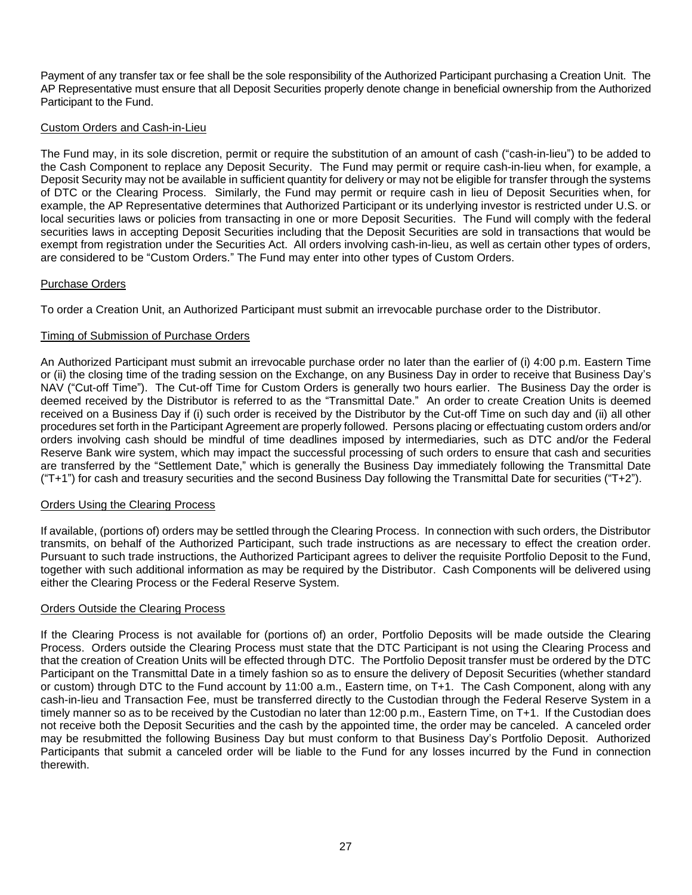Payment of any transfer tax or fee shall be the sole responsibility of the Authorized Participant purchasing a Creation Unit. The AP Representative must ensure that all Deposit Securities properly denote change in beneficial ownership from the Authorized Participant to the Fund.

### Custom Orders and Cash-in-Lieu

The Fund may, in its sole discretion, permit or require the substitution of an amount of cash ("cash-in-lieu") to be added to the Cash Component to replace any Deposit Security. The Fund may permit or require cash-in-lieu when, for example, a Deposit Security may not be available in sufficient quantity for delivery or may not be eligible for transfer through the systems of DTC or the Clearing Process. Similarly, the Fund may permit or require cash in lieu of Deposit Securities when, for example, the AP Representative determines that Authorized Participant or its underlying investor is restricted under U.S. or local securities laws or policies from transacting in one or more Deposit Securities. The Fund will comply with the federal securities laws in accepting Deposit Securities including that the Deposit Securities are sold in transactions that would be exempt from registration under the Securities Act. All orders involving cash-in-lieu, as well as certain other types of orders, are considered to be "Custom Orders." The Fund may enter into other types of Custom Orders.

### Purchase Orders

To order a Creation Unit, an Authorized Participant must submit an irrevocable purchase order to the Distributor.

### Timing of Submission of Purchase Orders

An Authorized Participant must submit an irrevocable purchase order no later than the earlier of (i) 4:00 p.m. Eastern Time or (ii) the closing time of the trading session on the Exchange, on any Business Day in order to receive that Business Day's NAV ("Cut-off Time"). The Cut-off Time for Custom Orders is generally two hours earlier. The Business Day the order is deemed received by the Distributor is referred to as the "Transmittal Date." An order to create Creation Units is deemed received on a Business Day if (i) such order is received by the Distributor by the Cut-off Time on such day and (ii) all other procedures set forth in the Participant Agreement are properly followed. Persons placing or effectuating custom orders and/or orders involving cash should be mindful of time deadlines imposed by intermediaries, such as DTC and/or the Federal Reserve Bank wire system, which may impact the successful processing of such orders to ensure that cash and securities are transferred by the "Settlement Date," which is generally the Business Day immediately following the Transmittal Date ("T+1") for cash and treasury securities and the second Business Day following the Transmittal Date for securities ("T+2").

### Orders Using the Clearing Process

If available, (portions of) orders may be settled through the Clearing Process. In connection with such orders, the Distributor transmits, on behalf of the Authorized Participant, such trade instructions as are necessary to effect the creation order. Pursuant to such trade instructions, the Authorized Participant agrees to deliver the requisite Portfolio Deposit to the Fund, together with such additional information as may be required by the Distributor. Cash Components will be delivered using either the Clearing Process or the Federal Reserve System.

### Orders Outside the Clearing Process

If the Clearing Process is not available for (portions of) an order, Portfolio Deposits will be made outside the Clearing Process. Orders outside the Clearing Process must state that the DTC Participant is not using the Clearing Process and that the creation of Creation Units will be effected through DTC. The Portfolio Deposit transfer must be ordered by the DTC Participant on the Transmittal Date in a timely fashion so as to ensure the delivery of Deposit Securities (whether standard or custom) through DTC to the Fund account by 11:00 a.m., Eastern time, on T+1. The Cash Component, along with any cash-in-lieu and Transaction Fee, must be transferred directly to the Custodian through the Federal Reserve System in a timely manner so as to be received by the Custodian no later than 12:00 p.m., Eastern Time, on T+1. If the Custodian does not receive both the Deposit Securities and the cash by the appointed time, the order may be canceled. A canceled order may be resubmitted the following Business Day but must conform to that Business Day's Portfolio Deposit. Authorized Participants that submit a canceled order will be liable to the Fund for any losses incurred by the Fund in connection therewith.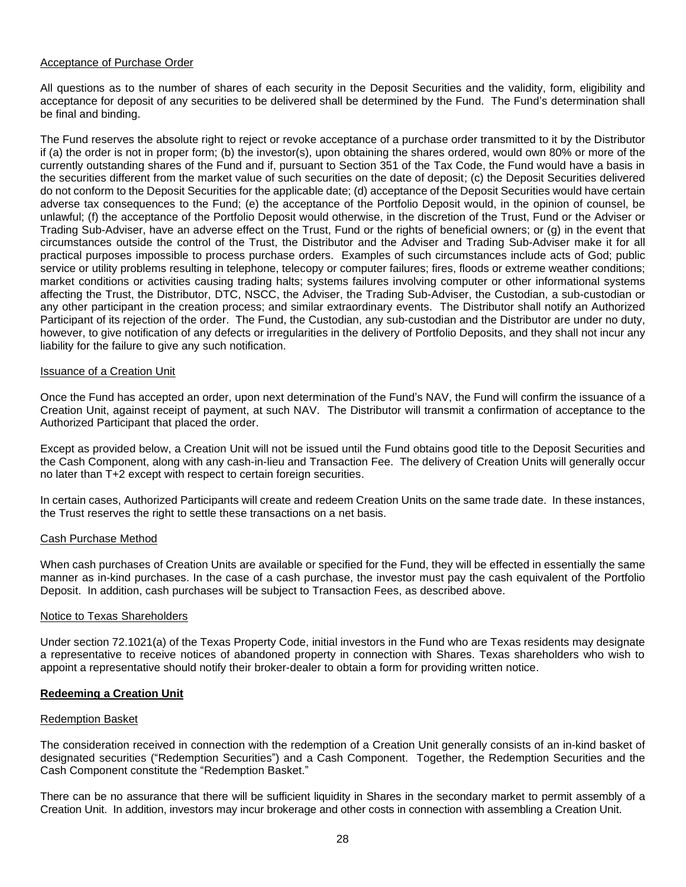Acceptance of Purchase Order

All questions as to the number of shares of each security in the Deposit Securities and the validity, form, eligibility and acceptance for deposit of any securities to be delivered shall be determined by the Fund. The Fund's determination shall be final and binding.

The Fund reserves the absolute right to reject or revoke acceptance of a purchase order transmitted to it by the Distributor if (a) the order is not in proper form; (b) the investor(s), upon obtaining the shares ordered, would own 80% or more of the currently outstanding shares of the Fund and if, pursuant to Section 351 of the Tax Code, the Fund would have a basis in the securities different from the market value of such securities on the date of deposit; (c) the Deposit Securities delivered do not conform to the Deposit Securities for the applicable date; (d) acceptance of the Deposit Securities would have certain adverse tax consequences to the Fund; (e) the acceptance of the Portfolio Deposit would, in the opinion of counsel, be unlawful; (f) the acceptance of the Portfolio Deposit would otherwise, in the discretion of the Trust, Fund or the Adviser or Trading Sub-Adviser, have an adverse effect on the Trust, Fund or the rights of beneficial owners; or (g) in the event that circumstances outside the control of the Trust, the Distributor and the Adviser and Trading Sub-Adviser make it for all practical purposes impossible to process purchase orders. Examples of such circumstances include acts of God; public service or utility problems resulting in telephone, telecopy or computer failures; fires, floods or extreme weather conditions; market conditions or activities causing trading halts; systems failures involving computer or other informational systems affecting the Trust, the Distributor, DTC, NSCC, the Adviser, the Trading Sub-Adviser, the Custodian, a sub-custodian or any other participant in the creation process; and similar extraordinary events. The Distributor shall notify an Authorized Participant of its rejection of the order. The Fund, the Custodian, any sub-custodian and the Distributor are under no duty, however, to give notification of any defects or irregularities in the delivery of Portfolio Deposits, and they shall not incur any liability for the failure to give any such notification.

Issuance of a Creation Unit

Once the Fund has accepted an order, upon next determination of the Fund's NAV, the Fund will confirm the issuance of a Creation Unit, against receipt of payment, at such NAV. The Distributor will transmit a confirmation of acceptance to the Authorized Participant that placed the order.

Except as provided below, a Creation Unit will not be issued until the Fund obtains good title to the Deposit Securities and the Cash Component, along with any cash-in-lieu and Transaction Fee. The delivery of Creation Units will generally occur no later than T+2 except with respect to certain foreign securities.

In certain cases, Authorized Participants will create and redeem Creation Units on the same trade date. In these instances, the Trust reserves the right to settle these transactions on a net basis.

Cash Purchase Method

When cash purchases of Creation Units are available or specified for the Fund, they will be effected in essentially the same manner as in-kind purchases. In the case of a cash purchase, the investor must pay the cash equivalent of the Portfolio Deposit. In addition, cash purchases will be subject to Transaction Fees, as described above.

Notice to Texas Shareholders

Under section 72.1021(a) of the Texas Property Code, initial investors in the Fund who are Texas residents may designate a representative to receive notices of abandoned property in connection with Shares. Texas shareholders who wish to appoint a representative should notify their broker-dealer to obtain a form for providing written notice.

**Redeeming a Creation Unit**

Redemption Basket

The consideration received in connection with the redemption of a Creation Unit generally consists of an in-kind basket of designated securities ("Redemption Securities") and a Cash Component. Together, the Redemption Securities and the Cash Component constitute the "Redemption Basket."

There can be no assurance that there will be sufficient liquidity in Shares in the secondary market to permit assembly of a Creation Unit. In addition, investors may incur brokerage and other costs in connection with assembling a Creation Unit.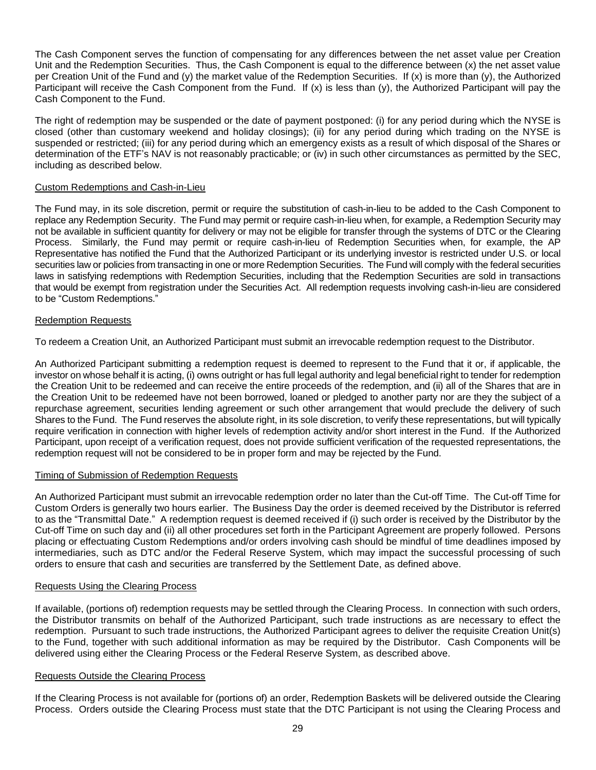The Cash Component serves the function of compensating for any differences between the net asset value per Creation Unit and the Redemption Securities. Thus, the Cash Component is equal to the difference between (x) the net asset value per Creation Unit of the Fund and (y) the market value of the Redemption Securities. If (x) is more than (y), the Authorized Participant will receive the Cash Component from the Fund. If (x) is less than (y), the Authorized Participant will pay the Cash Component to the Fund.

The right of redemption may be suspended or the date of payment postponed: (i) for any period during which the NYSE is closed (other than customary weekend and holiday closings); (ii) for any period during which trading on the NYSE is suspended or restricted; (iii) for any period during which an emergency exists as a result of which disposal of the Shares or determination of the ETF's NAV is not reasonably practicable; or (iv) in such other circumstances as permitted by the SEC, including as described below.

Custom Redemptions and Cash-in-Lieu

The Fund may, in its sole discretion, permit or require the substitution of cash-in-lieu to be added to the Cash Component to replace any Redemption Security. The Fund may permit or require cash-in-lieu when, for example, a Redemption Security may not be available in sufficient quantity for delivery or may not be eligible for transfer through the systems of DTC or the Clearing Process. Similarly, the Fund may permit or require cash-in-lieu of Redemption Securities when, for example, the AP Representative has notified the Fund that the Authorized Participant or its underlying investor is restricted under U.S. or local securities law or policies from transacting in one or more Redemption Securities. The Fund will comply with the federal securities laws in satisfying redemptions with Redemption Securities, including that the Redemption Securities are sold in transactions that would be exempt from registration under the Securities Act. All redemption requests involving cash-in-lieu are considered to be "Custom Redemptions."

Redemption Requests

To redeem a Creation Unit, an Authorized Participant must submit an irrevocable redemption request to the Distributor.

An Authorized Participant submitting a redemption request is deemed to represent to the Fund that it or, if applicable, the investor on whose behalf it is acting, (i) owns outright or has full legal authority and legal beneficial right to tender for redemption the Creation Unit to be redeemed and can receive the entire proceeds of the redemption, and (ii) all of the Shares that are in the Creation Unit to be redeemed have not been borrowed, loaned or pledged to another party nor are they the subject of a repurchase agreement, securities lending agreement or such other arrangement that would preclude the delivery of such Shares to the Fund. The Fund reserves the absolute right, in its sole discretion, to verify these representations, but will typically require verification in connection with higher levels of redemption activity and/or short interest in the Fund. If the Authorized Participant, upon receipt of a verification request, does not provide sufficient verification of the requested representations, the redemption request will not be considered to be in proper form and may be rejected by the Fund.

Timing of Submission of Redemption Requests

An Authorized Participant must submit an irrevocable redemption order no later than the Cut-off Time. The Cut-off Time for Custom Orders is generally two hours earlier. The Business Day the order is deemed received by the Distributor is referred to as the "Transmittal Date." A redemption request is deemed received if (i) such order is received by the Distributor by the Cut-off Time on such day and (ii) all other procedures set forth in the Participant Agreement are properly followed. Persons placing or effectuating Custom Redemptions and/or orders involving cash should be mindful of time deadlines imposed by intermediaries, such as DTC and/or the Federal Reserve System, which may impact the successful processing of such orders to ensure that cash and securities are transferred by the Settlement Date, as defined above.

Requests Using the Clearing Process

If available, (portions of) redemption requests may be settled through the Clearing Process. In connection with such orders, the Distributor transmits on behalf of the Authorized Participant, such trade instructions as are necessary to effect the redemption. Pursuant to such trade instructions, the Authorized Participant agrees to deliver the requisite Creation Unit(s) to the Fund, together with such additional information as may be required by the Distributor. Cash Components will be delivered using either the Clearing Process or the Federal Reserve System, as described above.

Requests Outside the Clearing Process

If the Clearing Process is not available for (portions of) an order, Redemption Baskets will be delivered outside the Clearing Process. Orders outside the Clearing Process must state that the DTC Participant is not using the Clearing Process and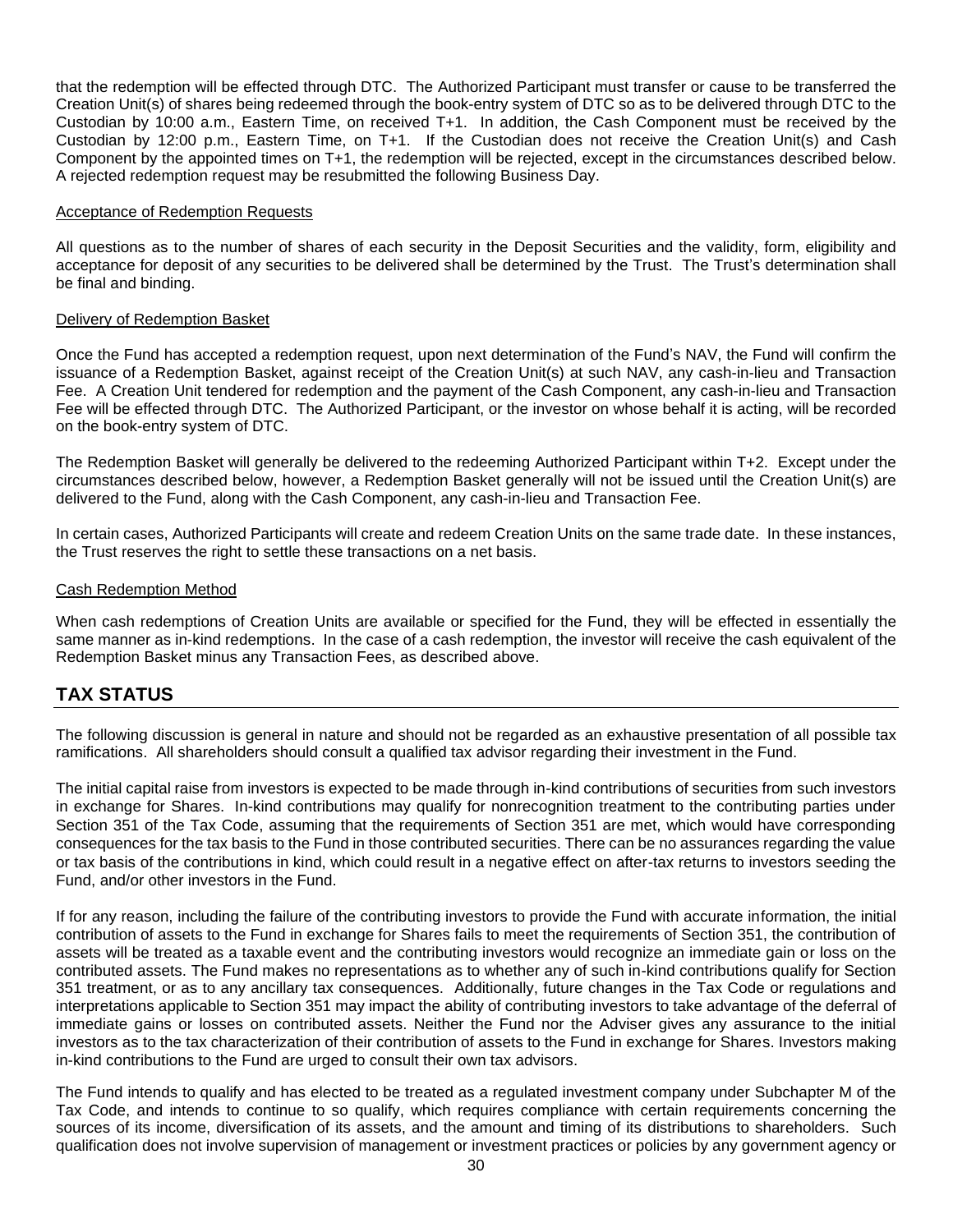that the redemption will be effected through DTC. The Authorized Participant must transfer or cause to be transferred the Creation Unit(s) of shares being redeemed through the book-entry system of DTC so as to be delivered through DTC to the Custodian by 10:00 a.m., Eastern Time, on received T+1. In addition, the Cash Component must be received by the Custodian by 12:00 p.m., Eastern Time, on T+1. If the Custodian does not receive the Creation Unit(s) and Cash Component by the appointed times on T+1, the redemption will be rejected, except in the circumstances described below. A rejected redemption request may be resubmitted the following Business Day.

Acceptance of Redemption Requests

All questions as to the number of shares of each security in the Deposit Securities and the validity, form, eligibility and acceptance for deposit of any securities to be delivered shall be determined by the Trust. The Trust's determination shall be final and binding.

Delivery of Redemption Basket

Once the Fund has accepted a redemption request, upon next determination of the Fund's NAV, the Fund will confirm the issuance of a Redemption Basket, against receipt of the Creation Unit(s) at such NAV, any cash-in-lieu and Transaction Fee. A Creation Unit tendered for redemption and the payment of the Cash Component, any cash-in-lieu and Transaction Fee will be effected through DTC. The Authorized Participant, or the investor on whose behalf it is acting, will be recorded on the book-entry system of DTC.

The Redemption Basket will generally be delivered to the redeeming Authorized Participant within T+2. Except under the circumstances described below, however, a Redemption Basket generally will not be issued until the Creation Unit(s) are delivered to the Fund, along with the Cash Component, any cash-in-lieu and Transaction Fee.

In certain cases, Authorized Participants will create and redeem Creation Units on the same trade date. In these instances, the Trust reserves the right to settle these transactions on a net basis.

Cash Redemption Method

When cash redemptions of Creation Units are available or specified for the Fund, they will be effected in essentially the same manner as in-kind redemptions. In the case of a cash redemption, the investor will receive the cash equivalent of the Redemption Basket minus any Transaction Fees, as described above.

## TAX STATUS

The following discussion is general in nature and should not be regarded as an exhaustive presentation of all possible tax ramifications. All shareholders should consult a qualified tax advisor regarding their investment in the Fund.

The initial capital raise from investors is expected to be made through in-kind contributions of securities from such investors in exchange for Shares. In-kind contributions may qualify for nonrecognition treatment to the contributing parties under Section 351 of the Tax Code, assuming that the requirements of Section 351 are met, which would have corresponding consequences for the tax basis to the Fund in those contributed securities. There can be no assurances regarding the value or tax basis of the contributions in kind, which could result in a negative effect on after-tax returns to investors seeding the Fund, and/or other investors in the Fund.

If for any reason, including the failure of the contributing investors to provide the Fund with accurate information, the initial contribution of assets to the Fund in exchange for Shares fails to meet the requirements of Section 351, the contribution of assets will be treated as a taxable event and the contributing investors would recognize an immediate gain or loss on the contributed assets. The Fund makes no representations as to whether any of such in-kind contributions qualify for Section 351 treatment, or as to any ancillary tax consequences. Additionally, future changes in the Tax Code or regulations and interpretations applicable to Section 351 may impact the ability of contributing investors to take advantage of the deferral of immediate gains or losses on contributed assets. Neither the Fund nor the Adviser gives any assurance to the initial investors as to the tax characterization of their contribution of assets to the Fund in exchange for Shares. Investors making in-kind contributions to the Fund are urged to consult their own tax advisors.

The Fund intends to qualify and has elected to be treated as a regulated investment company under Subchapter M of the Tax Code, and intends to continue to so qualify, which requires compliance with certain requirements concerning the sources of its income, diversification of its assets, and the amount and timing of its distributions to shareholders. Such qualification does not involve supervision of management or investment practices or policies by any government agency or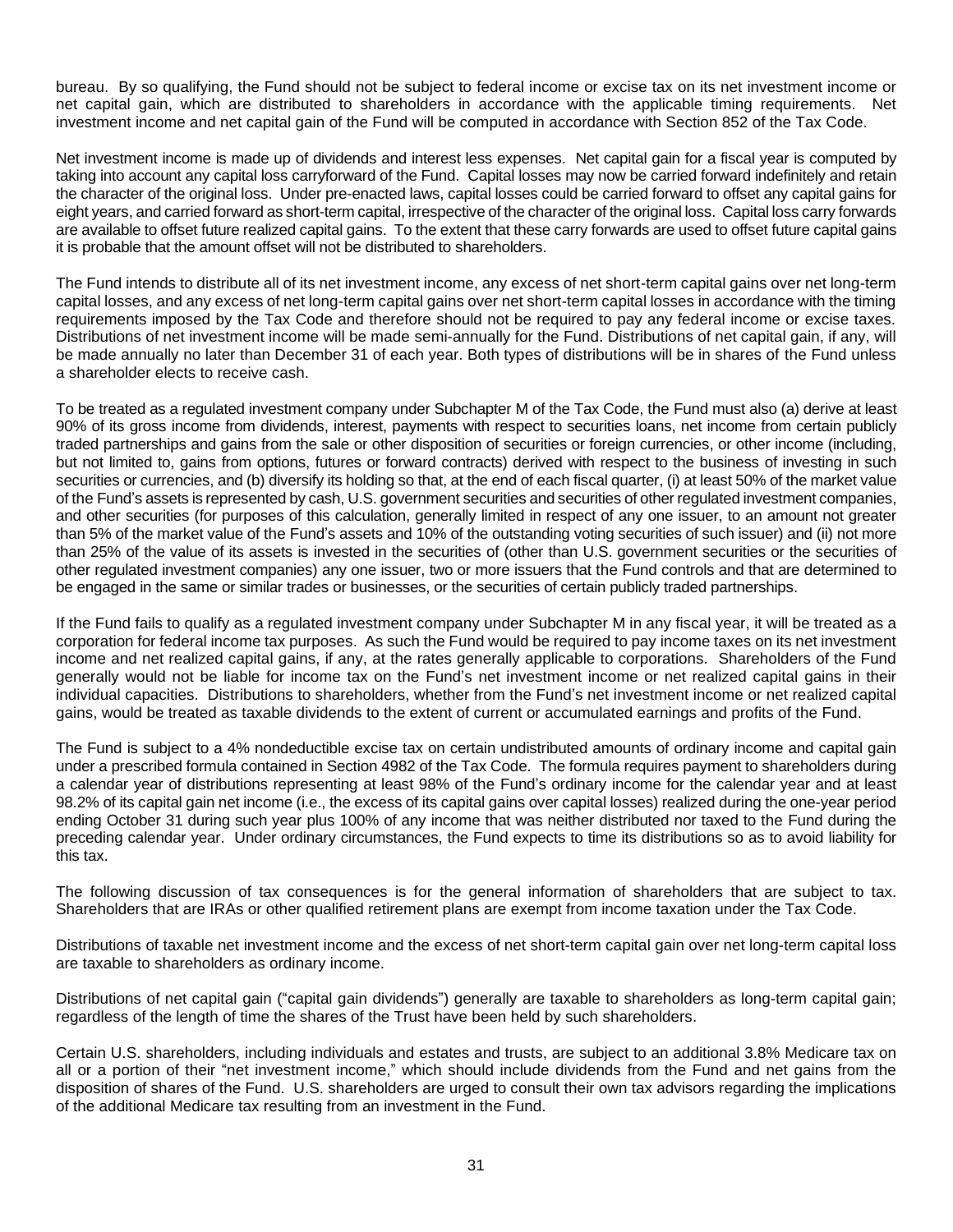bureau. By so qualifying, the Fund should not be subject to federal income or excise tax on its net investment income or net capital gain, which are distributed to shareholders in accordance with the applicable timing requirements. Net investment income and net capital gain of the Fund will be computed in accordance with Section 852 of the Tax Code.

Net investment income is made up of dividends and interest less expenses. Net capital gain for a fiscal year is computed by taking into account any capital loss carryforward of the Fund. Capital losses may now be carried forward indefinitely and retain the character of the original loss. Under pre-enacted laws, capital losses could be carried forward to offset any capital gains for eight years, and carried forward as short-term capital, irrespective of the character of the original loss. Capital loss carry forwards are available to offset future realized capital gains. To the extent that these carry forwards are used to offset future capital gains it is probable that the amount offset will not be distributed to shareholders.

The Fund intends to distribute all of its net investment income, any excess of net short-term capital gains over net long-term capital losses, and any excess of net long-term capital gains over net short-term capital losses in accordance with the timing requirements imposed by the Tax Code and therefore should not be required to pay any federal income or excise taxes. Distributions of net investment income will be made semi-annually for the Fund. Distributions of net capital gain, if any, will be made annually no later than December 31 of each year. Both types of distributions will be in shares of the Fund unless a shareholder elects to receive cash.

To be treated as a regulated investment company under Subchapter M of the Tax Code, the Fund must also (a) derive at least 90% of its gross income from dividends, interest, payments with respect to securities loans, net income from certain publicly traded partnerships and gains from the sale or other disposition of securities or foreign currencies, or other income (including, but not limited to, gains from options, futures or forward contracts) derived with respect to the business of investing in such securities or currencies, and (b) diversify its holding so that, at the end of each fiscal quarter, (i) at least 50% of the market value of the Fund's assets is represented by cash, U.S. government securities and securities of other regulated investment companies, and other securities (for purposes of this calculation, generally limited in respect of any one issuer, to an amount not greater than 5% of the market value of the Fund's assets and 10% of the outstanding voting securities of such issuer) and (ii) not more than 25% of the value of its assets is invested in the securities of (other than U.S. government securities or the securities of other regulated investment companies) any one issuer, two or more issuers that the Fund controls and that are determined to be engaged in the same or similar trades or businesses, or the securities of certain publicly traded partnerships.

If the Fund fails to qualify as a regulated investment company under Subchapter M in any fiscal year, it will be treated as a corporation for federal income tax purposes. As such the Fund would be required to pay income taxes on its net investment income and net realized capital gains, if any, at the rates generally applicable to corporations. Shareholders of the Fund generally would not be liable for income tax on the Fund's net investment income or net realized capital gains in their individual capacities. Distributions to shareholders, whether from the Fund's net investment income or net realized capital gains, would be treated as taxable dividends to the extent of current or accumulated earnings and profits of the Fund.

The Fund is subject to a 4% nondeductible excise tax on certain undistributed amounts of ordinary income and capital gain under a prescribed formula contained in Section 4982 of the Tax Code. The formula requires payment to shareholders during a calendar year of distributions representing at least 98% of the Fund's ordinary income for the calendar year and at least 98.2% of its capital gain net income (i.e., the excess of its capital gains over capital losses) realized during the one-year period ending October 31 during such year plus 100% of any income that was neither distributed nor taxed to the Fund during the preceding calendar year. Under ordinary circumstances, the Fund expects to time its distributions so as to avoid liability for this tax.

The following discussion of tax consequences is for the general information of shareholders that are subject to tax. Shareholders that are IRAs or other qualified retirement plans are exempt from income taxation under the Tax Code.

Distributions of taxable net investment income and the excess of net short-term capital gain over net long-term capital loss are taxable to shareholders as ordinary income.

Distributions of net capital gain ("capital gain dividends") generally are taxable to shareholders as long-term capital gain; regardless of the length of time the shares of the Trust have been held by such shareholders.

Certain U.S. shareholders, including individuals and estates and trusts, are subject to an additional 3.8% Medicare tax on all or a portion of their "net investment income," which should include dividends from the Fund and net gains from the disposition of shares of the Fund. U.S. shareholders are urged to consult their own tax advisors regarding the implications of the additional Medicare tax resulting from an investment in the Fund.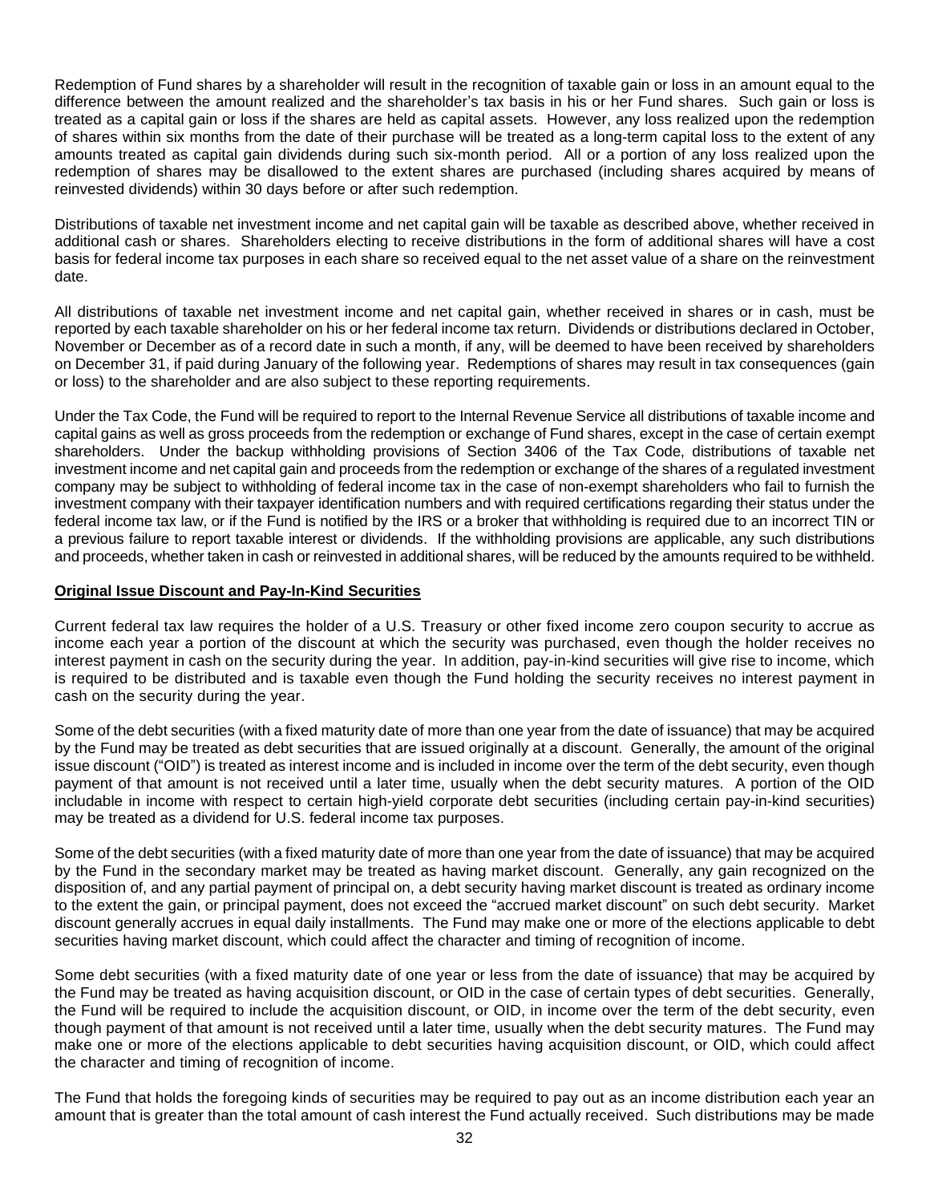Redemption of Fund shares by a shareholder will result in the recognition of taxable gain or loss in an amount equal to the difference between the amount realized and the shareholder's tax basis in his or her Fund shares. Such gain or loss is treated as a capital gain or loss if the shares are held as capital assets. However, any loss realized upon the redemption of shares within six months from the date of their purchase will be treated as a long-term capital loss to the extent of any amounts treated as capital gain dividends during such six-month period. All or a portion of any loss realized upon the redemption of shares may be disallowed to the extent shares are purchased (including shares acquired by means of reinvested dividends) within 30 days before or after such redemption.

Distributions of taxable net investment income and net capital gain will be taxable as described above, whether received in additional cash or shares. Shareholders electing to receive distributions in the form of additional shares will have a cost basis for federal income tax purposes in each share so received equal to the net asset value of a share on the reinvestment date.

All distributions of taxable net investment income and net capital gain, whether received in shares or in cash, must be reported by each taxable shareholder on his or her federal income tax return. Dividends or distributions declared in October, November or December as of a record date in such a month, if any, will be deemed to have been received by shareholders on December 31, if paid during January of the following year. Redemptions of shares may result in tax consequences (gain or loss) to the shareholder and are also subject to these reporting requirements.

Under the Tax Code, the Fund will be required to report to the Internal Revenue Service all distributions of taxable income and capital gains as well as gross proceeds from the redemption or exchange of Fund shares, except in the case of certain exempt shareholders. Under the backup withholding provisions of Section 3406 of the Tax Code, distributions of taxable net investment income and net capital gain and proceeds from the redemption or exchange of the shares of a regulated investment company may be subject to withholding of federal income tax in the case of non-exempt shareholders who fail to furnish the investment company with their taxpayer identification numbers and with required certifications regarding their status under the federal income tax law, or if the Fund is notified by the IRS or a broker that withholding is required due to an incorrect TIN or a previous failure to report taxable interest or dividends. If the withholding provisions are applicable, any such distributions and proceeds, whether taken in cash or reinvested in additional shares, will be reduced by the amounts required to be withheld.

**Original Issue Discount and Pay-In-Kind Securities**

Current federal tax law requires the holder of a U.S. Treasury or other fixed income zero coupon security to accrue as income each year a portion of the discount at which the security was purchased, even though the holder receives no interest payment in cash on the security during the year. In addition, pay-in-kind securities will give rise to income, which is required to be distributed and is taxable even though the Fund holding the security receives no interest payment in cash on the security during the year.

Some of the debt securities (with a fixed maturity date of more than one year from the date of issuance) that may be acquired by the Fund may be treated as debt securities that are issued originally at a discount. Generally, the amount of the original issue discount ("OID") is treated as interest income and is included in income over the term of the debt security, even though payment of that amount is not received until a later time, usually when the debt security matures. A portion of the OID includable in income with respect to certain high-yield corporate debt securities (including certain pay-in-kind securities) may be treated as a dividend for U.S. federal income tax purposes.

Some of the debt securities (with a fixed maturity date of more than one year from the date of issuance) that may be acquired by the Fund in the secondary market may be treated as having market discount. Generally, any gain recognized on the disposition of, and any partial payment of principal on, a debt security having market discount is treated as ordinary income to the extent the gain, or principal payment, does not exceed the "accrued market discount" on such debt security. Market discount generally accrues in equal daily installments. The Fund may make one or more of the elections applicable to debt securities having market discount, which could affect the character and timing of recognition of income.

Some debt securities (with a fixed maturity date of one year or less from the date of issuance) that may be acquired by the Fund may be treated as having acquisition discount, or OID in the case of certain types of debt securities. Generally, the Fund will be required to include the acquisition discount, or OID, in income over the term of the debt security, even though payment of that amount is not received until a later time, usually when the debt security matures. The Fund may make one or more of the elections applicable to debt securities having acquisition discount, or OID, which could affect the character and timing of recognition of income.

The Fund that holds the foregoing kinds of securities may be required to pay out as an income distribution each year an amount that is greater than the total amount of cash interest the Fund actually received. Such distributions may be made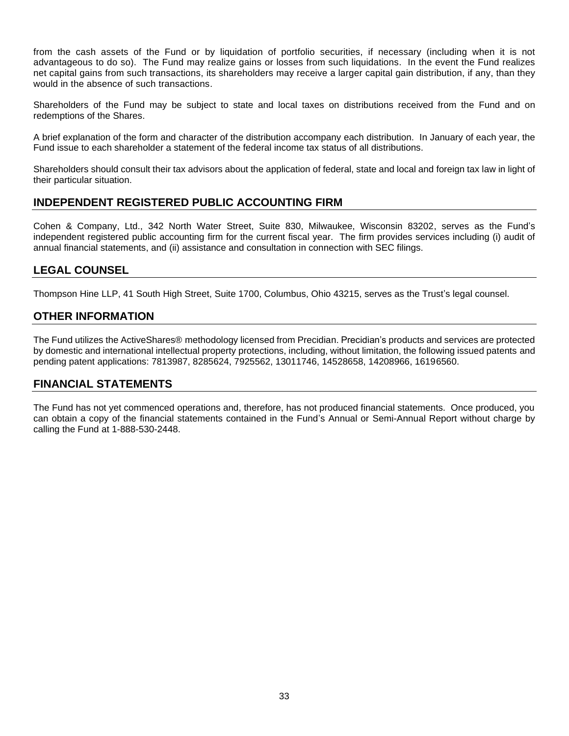from the cash assets of the Fund or by liquidation of portfolio securities, if necessary (including when it is not advantageous to do so). The Fund may realize gains or losses from such liquidations. In the event the Fund realizes net capital gains from such transactions, its shareholders may receive a larger capital gain distribution, if any, than they would in the absence of such transactions.

Shareholders of the Fund may be subject to state and local taxes on distributions received from the Fund and on redemptions of the Shares.

A brief explanation of the form and character of the distribution accompany each distribution. In January of each year, the Fund issue to each shareholder a statement of the federal income tax status of all distributions.

Shareholders should consult their tax advisors about the application of federal, state and local and foreign tax law in light of their particular situation.

## INDEPENDENT REGISTERED PUBLIC ACCOUNTING FIRM

Cohen & Company, Ltd., 342 North Water Street, Suite 830, Milwaukee, Wisconsin 83202, serves as the Fund's independent registered public accounting firm for the current fiscal year. The firm provides services including (i) audit of annual financial statements, and (ii) assistance and consultation in connection with SEC filings.

## LEGAL COUNSEL

Thompson Hine LLP, 41 South High Street, Suite 1700, Columbus, Ohio 43215, serves as the Trust's legal counsel.

## OTHER INFORMATION

The Fund utilizes the ActiveShares® methodology licensed from Precidian. Precidian's products and services are protected by domestic and international intellectual property protections, including, without limitation, the following issued patents and pending patent applications: 7813987, 8285624, 7925562, 13011746, 14528658, 14208966, 16196560.

## FINANCIAL STATEMENTS

The Fund has not yet commenced operations and, therefore, has not produced financial statements. Once produced, you can obtain a copy of the financial statements contained in the Fund's Annual or Semi-Annual Report without charge by calling the Fund at 1-888-530-2448.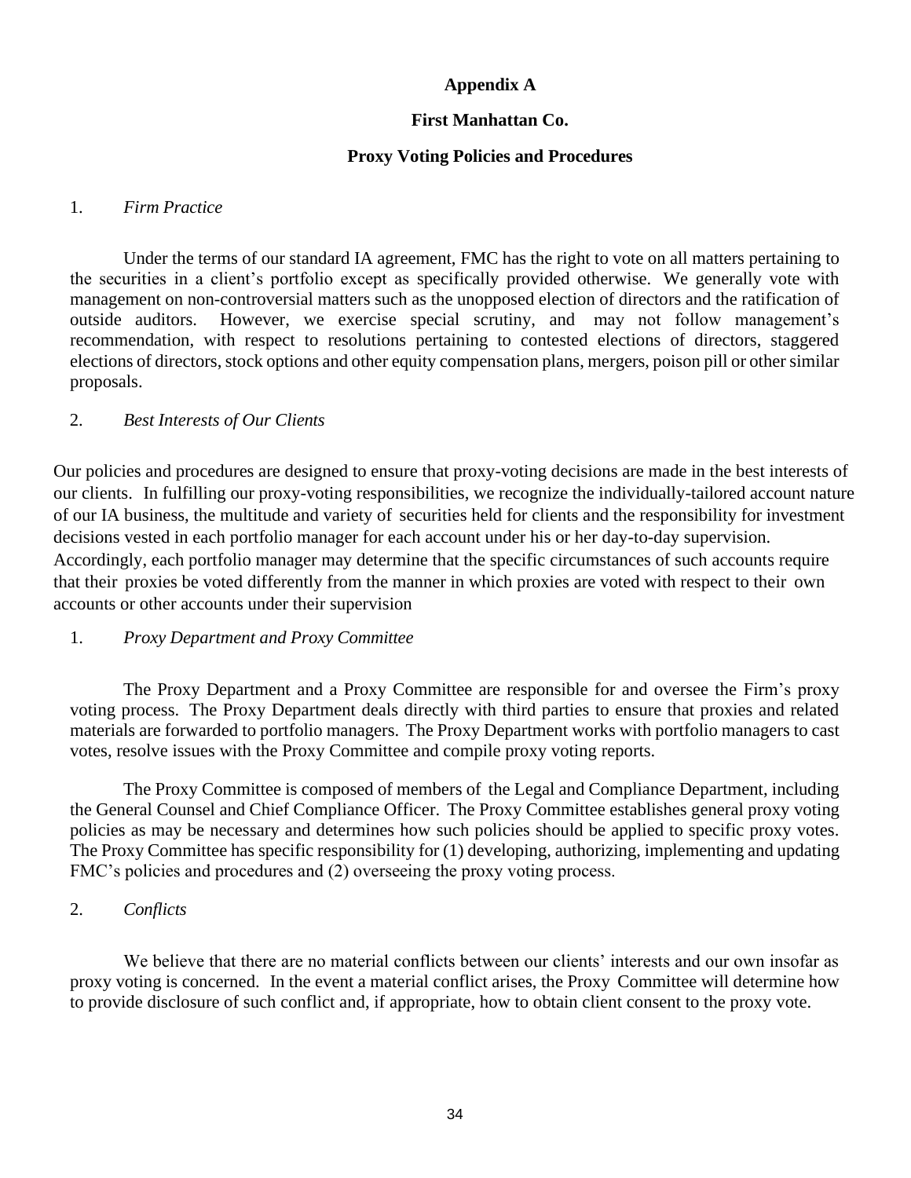# Appendix A

## First Manhattan Co.

## Proxy Voting Policies and Procedures

1. *Firm Practice*

Under the terms of our standard IA agreement, FMC has the right to vote on all matters pertaining to the securities in a client's portfolio except as specifically provided otherwise. We generally vote with management on non-controversial matters such as the unopposed election of directors and the ratification of outside auditors. However, we exercise special scrutiny, and may not follow management's recommendation, with respect to resolutions pertaining to contested elections of directors, staggered elections of directors, stock options and other equity compensation plans, mergers, poison pill or other similar proposals.

2. *Best Interests of Our Clients*

Our policies and procedures are designed to ensure that proxy-voting decisions are made in the best interests of our clients. In fulfilling our proxy-voting responsibilities, we recognize the individually-tailored account nature of our IA business, the multitude and variety of securities held for clients and the responsibility for investment decisions vested in each portfolio manager for each account under his or her day-to-day supervision. Accordingly, each portfolio manager may determine that the specific circumstances of such accounts require that their proxies be voted differently from the manner in which proxies are voted with respect to their own accounts or other accounts under their supervision

1. *Proxy Department and Proxy Committee*

The Proxy Department and a Proxy Committee are responsible for and oversee the Firm's proxy voting process. The Proxy Department deals directly with third parties to ensure that proxies and related materials are forwarded to portfolio managers. The Proxy Department works with portfolio managers to cast votes, resolve issues with the Proxy Committee and compile proxy voting reports.

The Proxy Committee is composed of members of the Legal and Compliance Department, including the General Counsel and Chief Compliance Officer. The Proxy Committee establishes general proxy voting policies as may be necessary and determines how such policies should be applied to specific proxy votes. The Proxy Committee has specific responsibility for (1) developing, authorizing, implementing and updating FMC's policies and procedures and (2) overseeing the proxy voting process.

2. *Conflicts*

We believe that there are no material conflicts between our clients' interests and our own insofar as proxy voting is concerned. In the event a material conflict arises, the Proxy Committee will determine how to provide disclosure of such conflict and, if appropriate, how to obtain client consent to the proxy vote.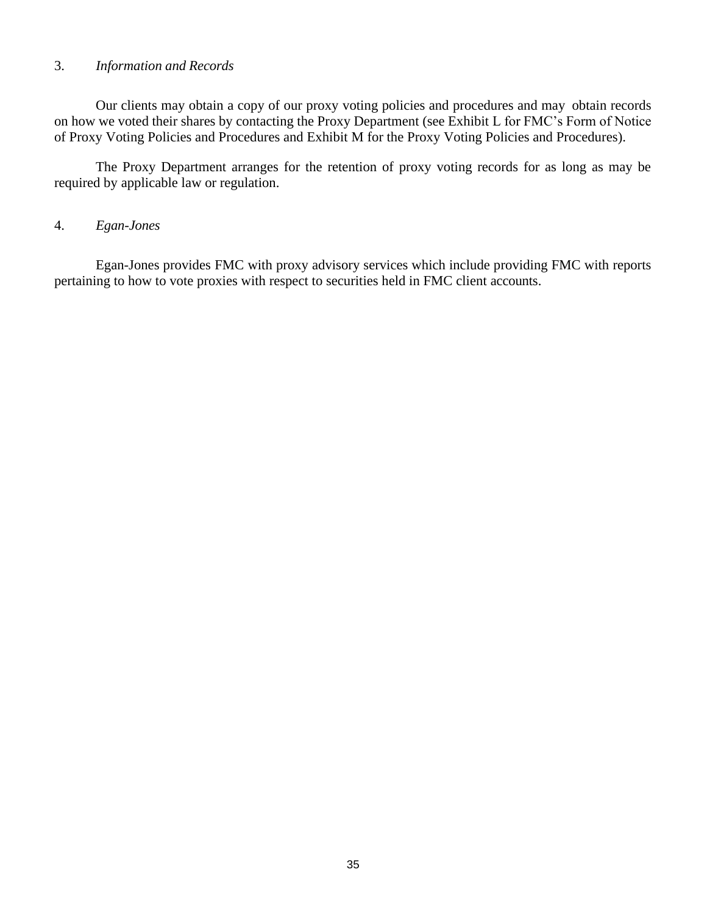3. *Information and Records*

Our clients may obtain a copy of our proxy voting policies and procedures and may obtain records on how we voted their shares by contacting the Proxy Department (see Exhibit L for FMC's Form of Notice of Proxy Voting Policies and Procedures and Exhibit M for the Proxy Voting Policies and Procedures).

The Proxy Department arranges for the retention of proxy voting records for as long as may be required by applicable law or regulation.

4. *Egan-Jones*

Egan-Jones provides FMC with proxy advisory services which include providing FMC with reports pertaining to how to vote proxies with respect to securities held in FMC client accounts.